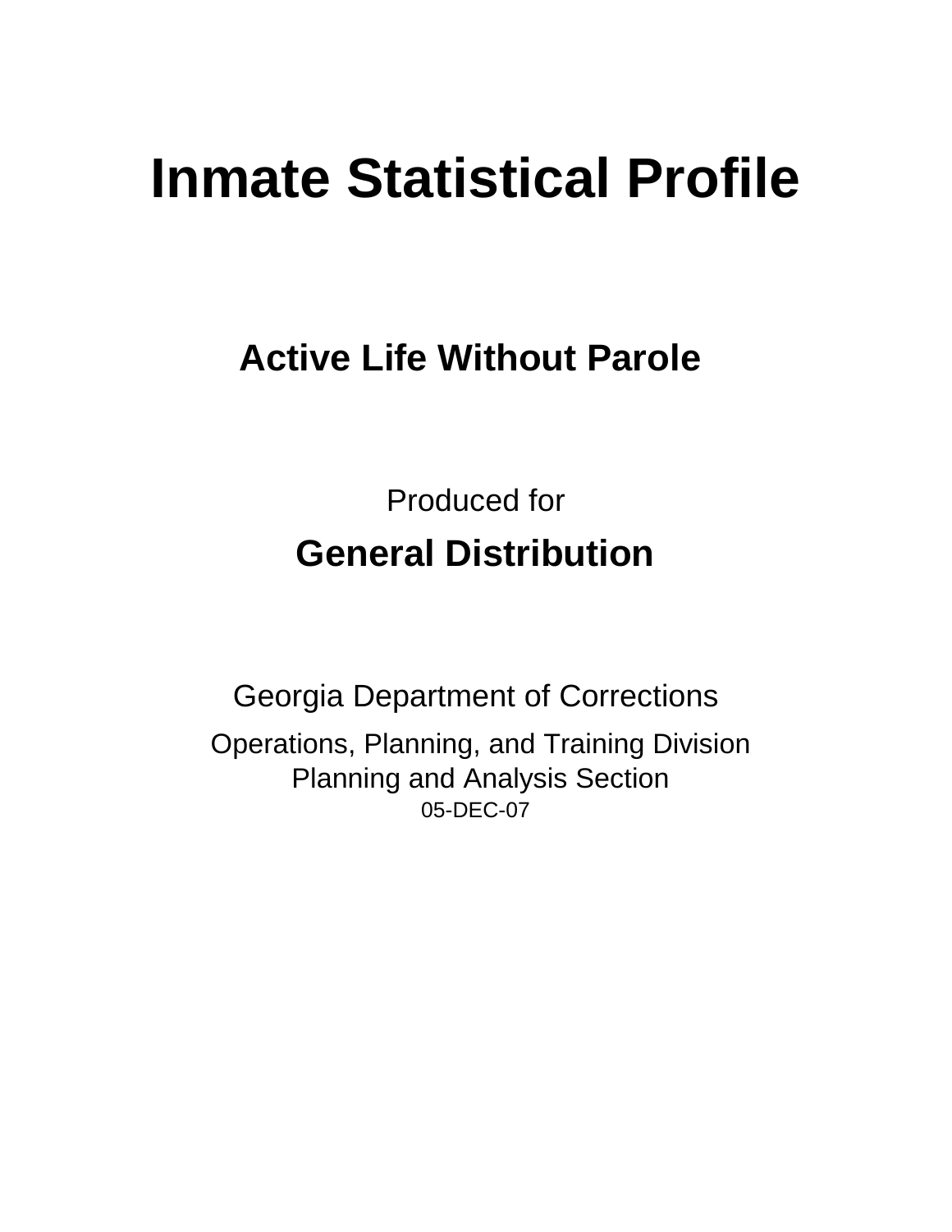# Inmate Statistical Profile

## Active Life Without Parole

Produced for

## General Distribution

Georgia Department of Corrections

Operations, Planning, and Training Division
Planning and Analysis Section
05-DEC-07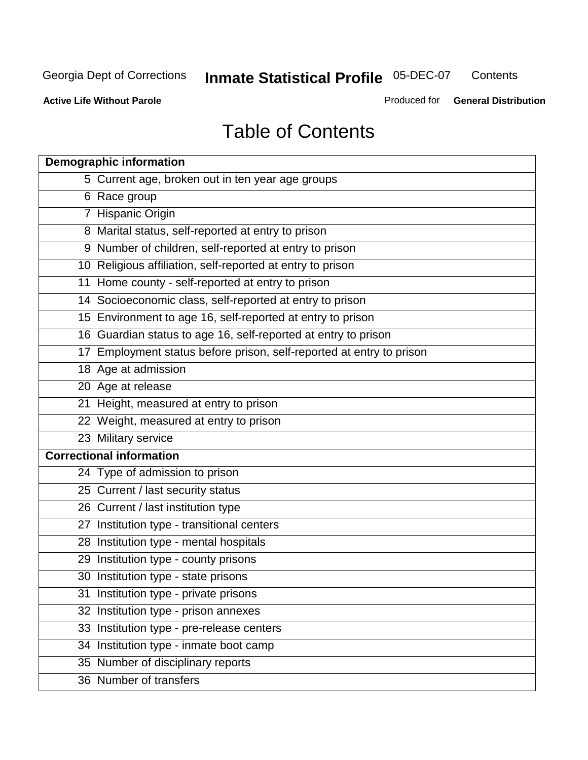Georgia Dept of Corrections **Inmate Statistical Profile** 05-DEC-07 Contents

**Active Life Without Parole** Produced for **General Distribution**

# Table of Contents

| **Demographic information** | |
|---|---|
| 5 | Current age, broken out in ten year age groups |
| 6 | Race group |
| 7 | Hispanic Origin |
| 8 | Marital status, self-reported at entry to prison |
| 9 | Number of children, self-reported at entry to prison |
| 10 | Religious affiliation, self-reported at entry to prison |
| 11 | Home county - self-reported at entry to prison |
| 14 | Socioeconomic class, self-reported at entry to prison |
| 15 | Environment to age 16, self-reported at entry to prison |
| 16 | Guardian status to age 16, self-reported at entry to prison |
| 17 | Employment status before prison, self-reported at entry to prison |
| 18 | Age at admission |
| 20 | Age at release |
| 21 | Height, measured at entry to prison |
| 22 | Weight, measured at entry to prison |
| 23 | Military service |
| **Correctional information** | |
| 24 | Type of admission to prison |
| 25 | Current / last security status |
| 26 | Current / last institution type |
| 27 | Institution type - transitional centers |
| 28 | Institution type - mental hospitals |
| 29 | Institution type - county prisons |
| 30 | Institution type - state prisons |
| 31 | Institution type - private prisons |
| 32 | Institution type - prison annexes |
| 33 | Institution type - pre-release centers |
| 34 | Institution type - inmate boot camp |
| 35 | Number of disciplinary reports |
| 36 | Number of transfers |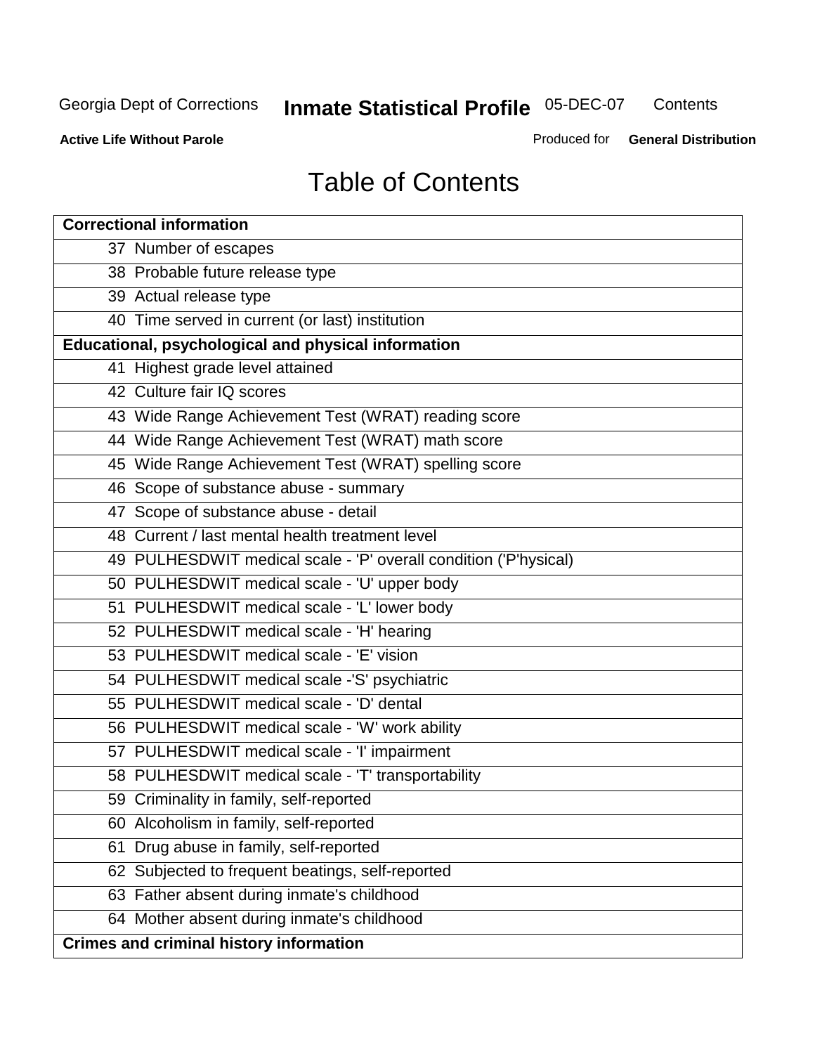# Table of Contents

| Correctional information |
|---|
| 37 Number of escapes |
| 38 Probable future release type |
| 39 Actual release type |
| 40 Time served in current (or last) institution |
| **Educational, psychological and physical information** |
| 41 Highest grade level attained |
| 42 Culture fair IQ scores |
| 43 Wide Range Achievement Test (WRAT) reading score |
| 44 Wide Range Achievement Test (WRAT) math score |
| 45 Wide Range Achievement Test (WRAT) spelling score |
| 46 Scope of substance abuse - summary |
| 47 Scope of substance abuse - detail |
| 48 Current / last mental health treatment level |
| 49 PULHESDWIT medical scale - 'P' overall condition ('P'hysical) |
| 50 PULHESDWIT medical scale - 'U' upper body |
| 51 PULHESDWIT medical scale - 'L' lower body |
| 52 PULHESDWIT medical scale - 'H' hearing |
| 53 PULHESDWIT medical scale - 'E' vision |
| 54 PULHESDWIT medical scale -'S' psychiatric |
| 55 PULHESDWIT medical scale - 'D' dental |
| 56 PULHESDWIT medical scale - 'W' work ability |
| 57 PULHESDWIT medical scale - 'I' impairment |
| 58 PULHESDWIT medical scale - 'T' transportability |
| 59 Criminality in family, self-reported |
| 60 Alcoholism in family, self-reported |
| 61 Drug abuse in family, self-reported |
| 62 Subjected to frequent beatings, self-reported |
| 63 Father absent during inmate's childhood |
| 64 Mother absent during inmate's childhood |
| **Crimes and criminal history information** |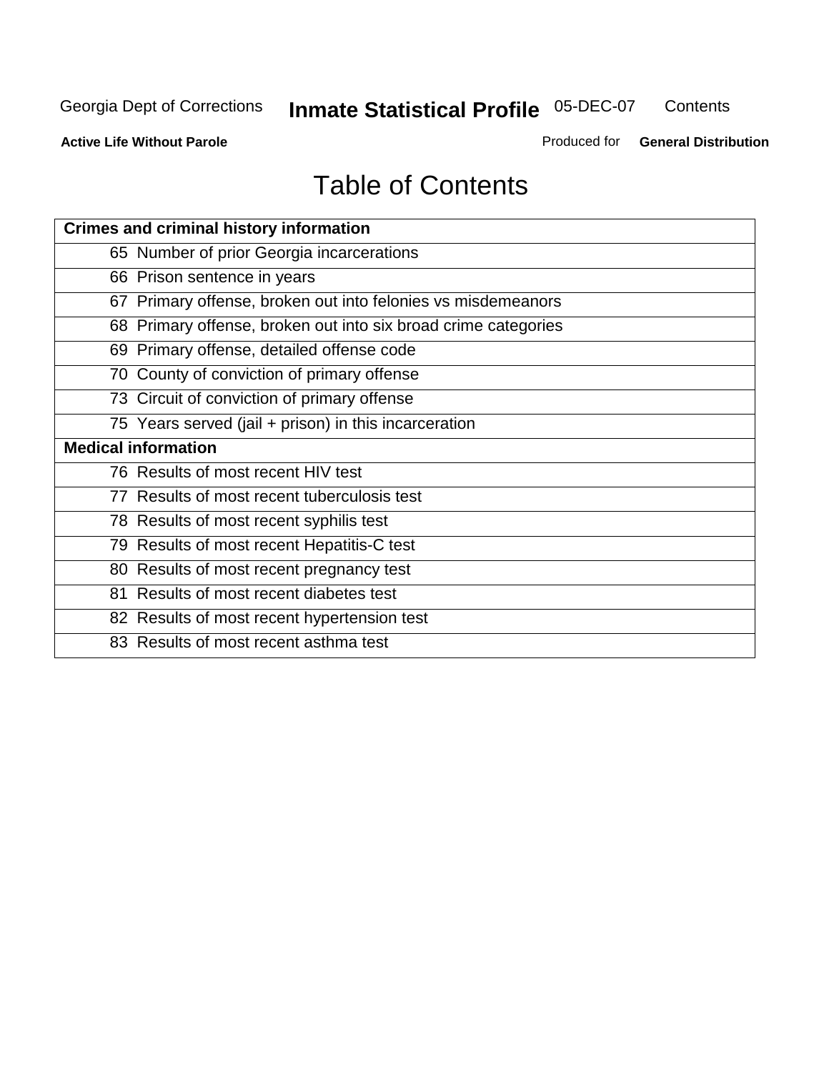# Table of Contents

| Crimes and criminal history information |
|---|
| 65 Number of prior Georgia incarcerations |
| 66 Prison sentence in years |
| 67 Primary offense, broken out into felonies vs misdemeanors |
| 68 Primary offense, broken out into six broad crime categories |
| 69 Primary offense, detailed offense code |
| 70 County of conviction of primary offense |
| 73 Circuit of conviction of primary offense |
| 75 Years served (jail + prison) in this incarceration |
| **Medical information** |
| 76 Results of most recent HIV test |
| 77 Results of most recent tuberculosis test |
| 78 Results of most recent syphilis test |
| 79 Results of most recent Hepatitis-C test |
| 80 Results of most recent pregnancy test |
| 81 Results of most recent diabetes test |
| 82 Results of most recent hypertension test |
| 83 Results of most recent asthma test |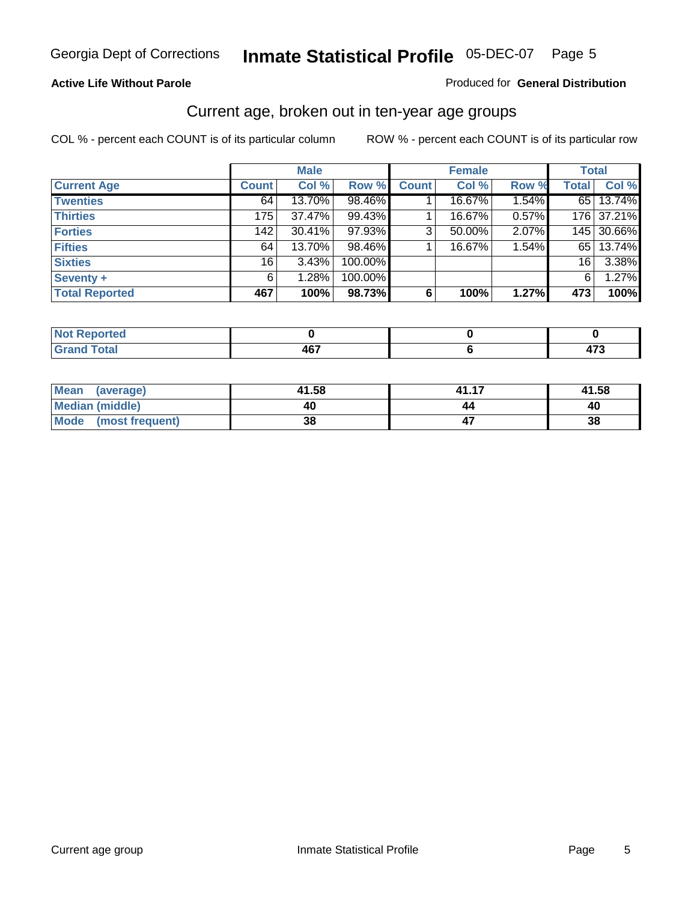Georgia Dept of Corrections **Inmate Statistical Profile** 05-DEC-07

**Active Life Without Parole**

Produced for **General Distribution**

## Current age, broken out in ten-year age groups

COL % - percent each COUNT is of its particular column ROW % - percent each COUNT is of its particular row

| | Male | | | Female | | | Total | |
|---|---|---|---|---|---|---|---|---|
| **Current Age** | **Count** | **Col %** | **Row %** | **Count** | **Col %** | **Row %** | **Total** | **Col %** |
| **Twenties** | 64 | 13.70% | 98.46% | 1 | 16.67% | 1.54% | 65 | 13.74% |
| **Thirties** | 175 | 37.47% | 99.43% | 1 | 16.67% | 0.57% | 176 | 37.21% |
| **Forties** | 142 | 30.41% | 97.93% | 3 | 50.00% | 2.07% | 145 | 30.66% |
| **Fifties** | 64 | 13.70% | 98.46% | 1 | 16.67% | 1.54% | 65 | 13.74% |
| **Sixties** | 16 | 3.43% | 100.00% | | | | 16 | 3.38% |
| **Seventy +** | 6 | 1.28% | 100.00% | | | | 6 | 1.27% |
| **Total Reported** | **467** | **100%** | **98.73%** | **6** | **100%** | **1.27%** | **473** | **100%** |

| | Male | Female | Total |
|---|---|---|---|
| **Not Reported** | **0** | **0** | **0** |
| **Grand Total** | **467** | **6** | **473** |

| | Male | Female | Total |
|---|---|---|---|
| **Mean (average)** | **41.58** | **41.17** | **41.58** |
| **Median (middle)** | **40** | **44** | **40** |
| **Mode (most frequent)** | **38** | **47** | **38** |

Current age group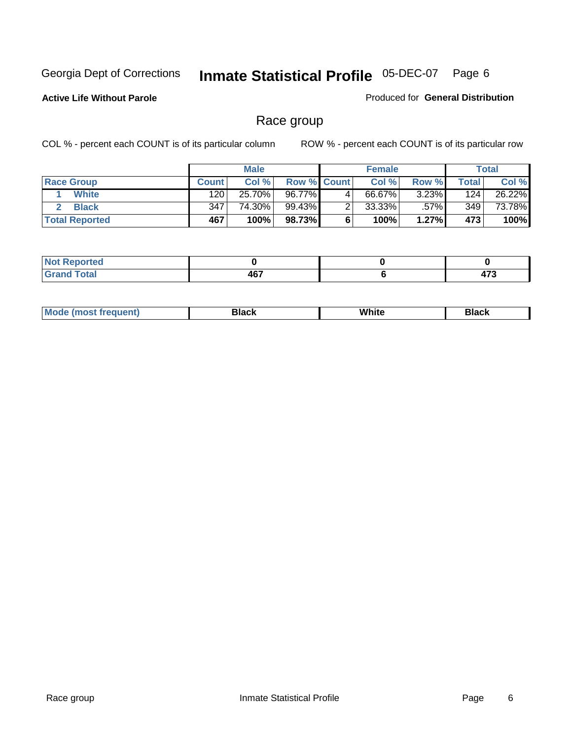Georgia Dept of Corrections **Inmate Statistical Profile** 05-DEC-07

**Active Life Without Parole**

Produced for **General Distribution**

## Race group

COL % - percent each COUNT is of its particular column

ROW % - percent each COUNT is of its particular row

| | Male | | | Female | | | Total | |
|---|---|---|---|---|---|---|---|---|
| **Race Group** | **Count** | **Col %** | **Row %** | **Count** | **Col %** | **Row %** | **Total** | **Col %** |
| 1 White | 120 | 25.70% | 96.77% | 4 | 66.67% | 3.23% | 124 | 26.22% |
| 2 Black | 347 | 74.30% | 99.43% | 2 | 33.33% | .57% | 349 | 73.78% |
| **Total Reported** | **467** | **100%** | **98.73%** | **6** | **100%** | **1.27%** | **473** | **100%** |

| | Male | Female | Total |
|---|---|---|---|
| **Not Reported** | **0** | **0** | **0** |
| **Grand Total** | **467** | **6** | **473** |

| | Male | Female | Total |
|---|---|---|---|
| **Mode (most frequent)** | **Black** | **White** | **Black** |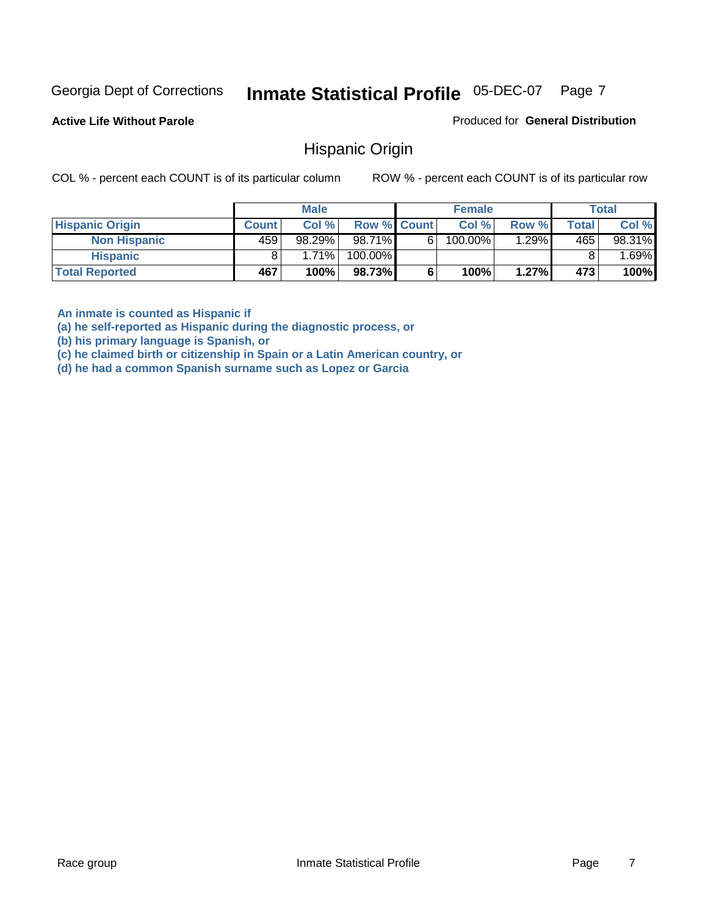Georgia Dept of Corrections **Inmate Statistical Profile** 05-DEC-07

**Active Life Without Parole**

Produced for **General Distribution**

## Hispanic Origin

COL % - percent each COUNT is of its particular column

ROW % - percent each COUNT is of its particular row

| | Male | | | Female | | | Total | |
|---|---|---|---|---|---|---|---|---|
| **Hispanic Origin** | **Count** | **Col %** | **Row %** | **Count** | **Col %** | **Row %** | **Total** | **Col %** |
| **Non Hispanic** | 459 | 98.29% | 98.71% | 6 | 100.00% | 1.29% | 465 | 98.31% |
| **Hispanic** | 8 | 1.71% | 100.00% | | | | 8 | 1.69% |
| **Total Reported** | **467** | **100%** | **98.73%** | **6** | **100%** | **1.27%** | **473** | **100%** |

**An inmate is counted as Hispanic if**
**(a) he self-reported as Hispanic during the diagnostic process, or**
**(b) his primary language is Spanish, or**
**(c) he claimed birth or citizenship in Spain or a Latin American country, or**
**(d) he had a common Spanish surname such as Lopez or Garcia**

Race group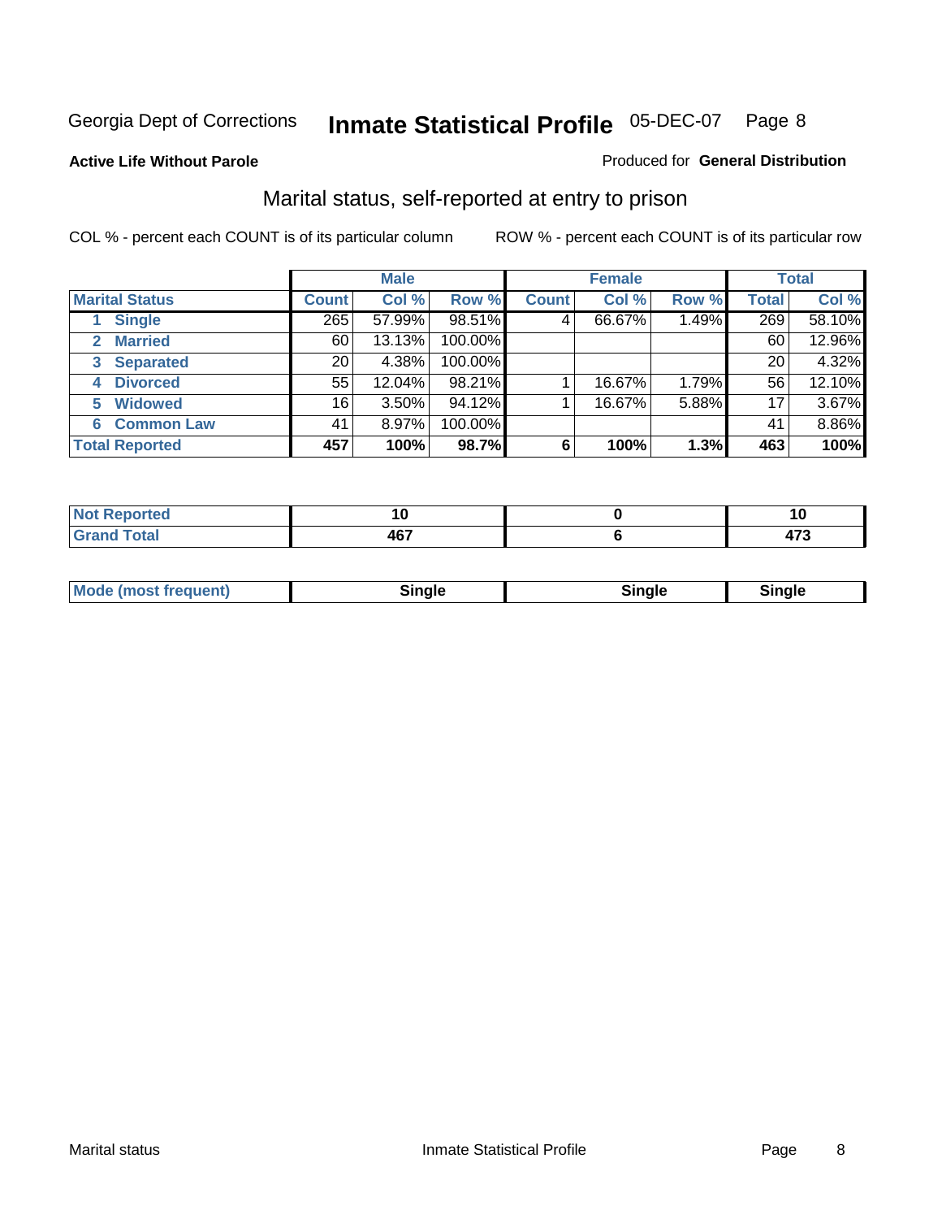Georgia Dept of Corrections **Inmate Statistical Profile** 05-DEC-07 Page 8

**Active Life Without Parole**

Produced for **General Distribution**

## Marital status, self-reported at entry to prison

COL % - percent each COUNT is of its particular column

ROW % - percent each COUNT is of its particular row

| | Male | | | Female | | | Total | |
|---|---|---|---|---|---|---|---|---|
| **Marital Status** | **Count** | **Col %** | **Row %** | **Count** | **Col %** | **Row %** | **Total** | **Col %** |
| 1 **Single** | 265 | 57.99% | 98.51% | 4 | 66.67% | 1.49% | 269 | 58.10% |
| 2 **Married** | 60 | 13.13% | 100.00% | | | | 60 | 12.96% |
| 3 **Separated** | 20 | 4.38% | 100.00% | | | | 20 | 4.32% |
| 4 **Divorced** | 55 | 12.04% | 98.21% | 1 | 16.67% | 1.79% | 56 | 12.10% |
| 5 **Widowed** | 16 | 3.50% | 94.12% | 1 | 16.67% | 5.88% | 17 | 3.67% |
| 6 **Common Law** | 41 | 8.97% | 100.00% | | | | 41 | 8.86% |
| **Total Reported** | **457** | **100%** | **98.7%** | **6** | **100%** | **1.3%** | **463** | **100%** |

| | Male | Female | Total |
|---|---|---|---|
| **Not Reported** | **10** | **0** | **10** |
| **Grand Total** | **467** | **6** | **473** |

| | Male | Female | Total |
|---|---|---|---|
| **Mode (most frequent)** | **Single** | **Single** | **Single** |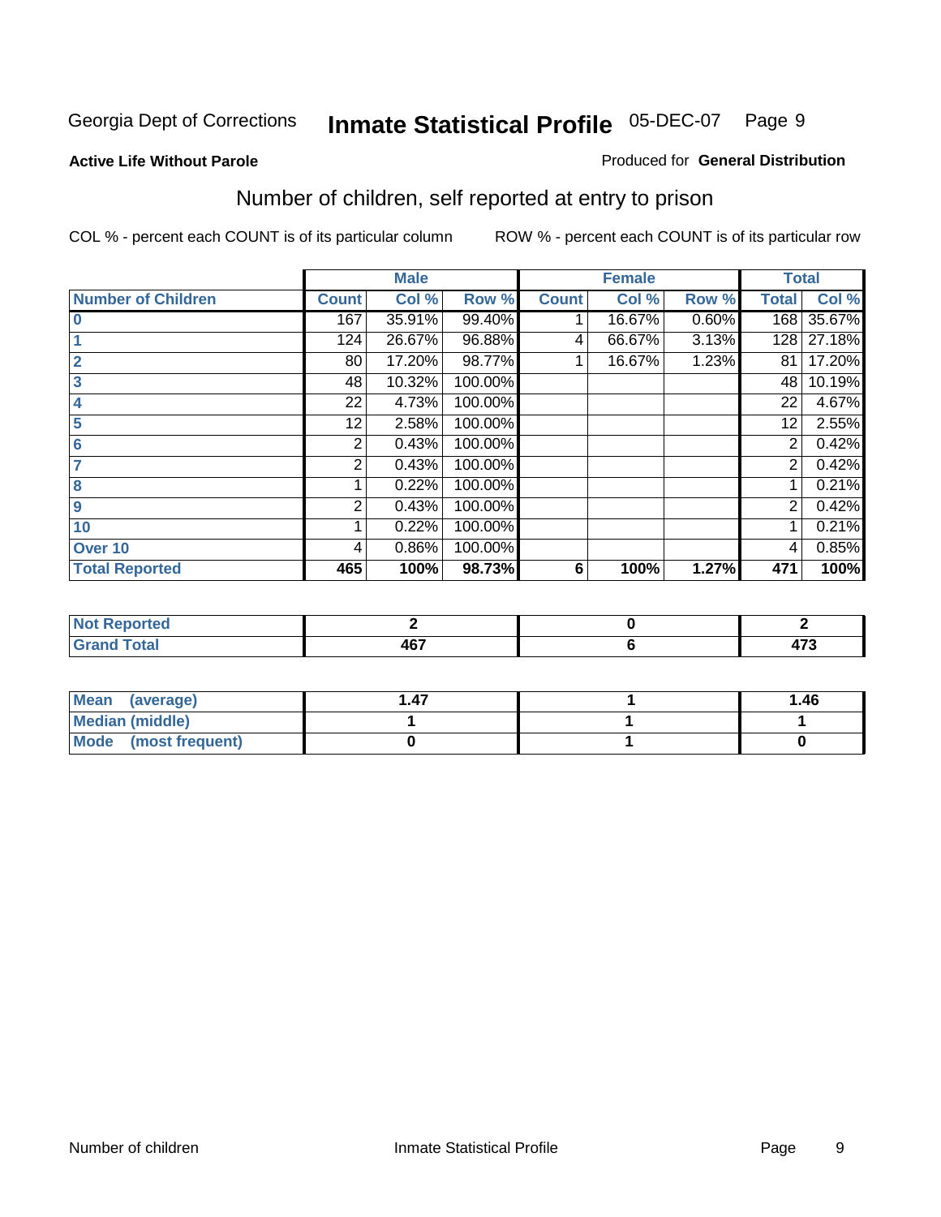Georgia Dept of Corrections **Inmate Statistical Profile** 05-DEC-07

**Active Life Without Parole**

Produced for **General Distribution**

## Number of children, self reported at entry to prison

COL % - percent each COUNT is of its particular column

ROW % - percent each COUNT is of its particular row

| | Male | | | Female | | | Total | |
|---|---|---|---|---|---|---|---|---|
| **Number of Children** | **Count** | **Col %** | **Row %** | **Count** | **Col %** | **Row %** | **Total** | **Col %** |
| **0** | 167 | 35.91% | 99.40% | 1 | 16.67% | 0.60% | 168 | 35.67% |
| **1** | 124 | 26.67% | 96.88% | 4 | 66.67% | 3.13% | 128 | 27.18% |
| **2** | 80 | 17.20% | 98.77% | 1 | 16.67% | 1.23% | 81 | 17.20% |
| **3** | 48 | 10.32% | 100.00% | | | | 48 | 10.19% |
| **4** | 22 | 4.73% | 100.00% | | | | 22 | 4.67% |
| **5** | 12 | 2.58% | 100.00% | | | | 12 | 2.55% |
| **6** | 2 | 0.43% | 100.00% | | | | 2 | 0.42% |
| **7** | 2 | 0.43% | 100.00% | | | | 2 | 0.42% |
| **8** | 1 | 0.22% | 100.00% | | | | 1 | 0.21% |
| **9** | 2 | 0.43% | 100.00% | | | | 2 | 0.42% |
| **10** | 1 | 0.22% | 100.00% | | | | 1 | 0.21% |
| **Over 10** | 4 | 0.86% | 100.00% | | | | 4 | 0.85% |
| **Total Reported** | **465** | **100%** | **98.73%** | **6** | **100%** | **1.27%** | **471** | **100%** |

| | Male | Female | Total |
|---|---|---|---|
| **Not Reported** | **2** | **0** | **2** |
| **Grand Total** | **467** | **6** | **473** |

| | Male | Female | Total |
|---|---|---|---|
| **Mean (average)** | **1.47** | **1** | **1.46** |
| **Median (middle)** | **1** | **1** | **1** |
| **Mode (most frequent)** | **0** | **1** | **0** |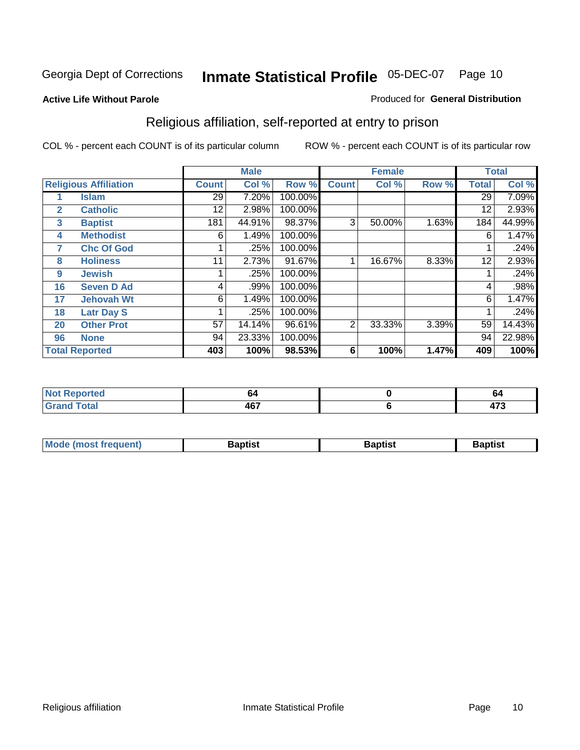Georgia Dept of Corrections **Inmate Statistical Profile** 05-DEC-07

**Active Life Without Parole**

Produced for **General Distribution**

## Religious affiliation, self-reported at entry to prison

COL % - percent each COUNT is of its particular column ROW % - percent each COUNT is of its particular row

| | | Male | | | Female | | | Total | |
|---|---|---|---|---|---|---|---|---|---|
| Religious Affiliation | | Count | Col % | Row % | Count | Col % | Row % | Total | Col % |
| 1 | Islam | 29 | 7.20% | 100.00% | | | | 29 | 7.09% |
| 2 | Catholic | 12 | 2.98% | 100.00% | | | | 12 | 2.93% |
| 3 | Baptist | 181 | 44.91% | 98.37% | 3 | 50.00% | 1.63% | 184 | 44.99% |
| 4 | Methodist | 6 | 1.49% | 100.00% | | | | 6 | 1.47% |
| 7 | Chc Of God | 1 | .25% | 100.00% | | | | 1 | .24% |
| 8 | Holiness | 11 | 2.73% | 91.67% | 1 | 16.67% | 8.33% | 12 | 2.93% |
| 9 | Jewish | 1 | .25% | 100.00% | | | | 1 | .24% |
| 16 | Seven D Ad | 4 | .99% | 100.00% | | | | 4 | .98% |
| 17 | Jehovah Wt | 6 | 1.49% | 100.00% | | | | 6 | 1.47% |
| 18 | Latr Day S | 1 | .25% | 100.00% | | | | 1 | .24% |
| 20 | Other Prot | 57 | 14.14% | 96.61% | 2 | 33.33% | 3.39% | 59 | 14.43% |
| 96 | None | 94 | 23.33% | 100.00% | | | | 94 | 22.98% |
| **Total Reported** | | **403** | **100%** | **98.53%** | **6** | **100%** | **1.47%** | **409** | **100%** |

| | Male | Female | Total |
|---|---|---|---|
| Not Reported | 64 | 0 | 64 |
| Grand Total | 467 | 6 | 473 |

| | Male | Female | Total |
|---|---|---|---|
| Mode (most frequent) | Baptist | Baptist | Baptist |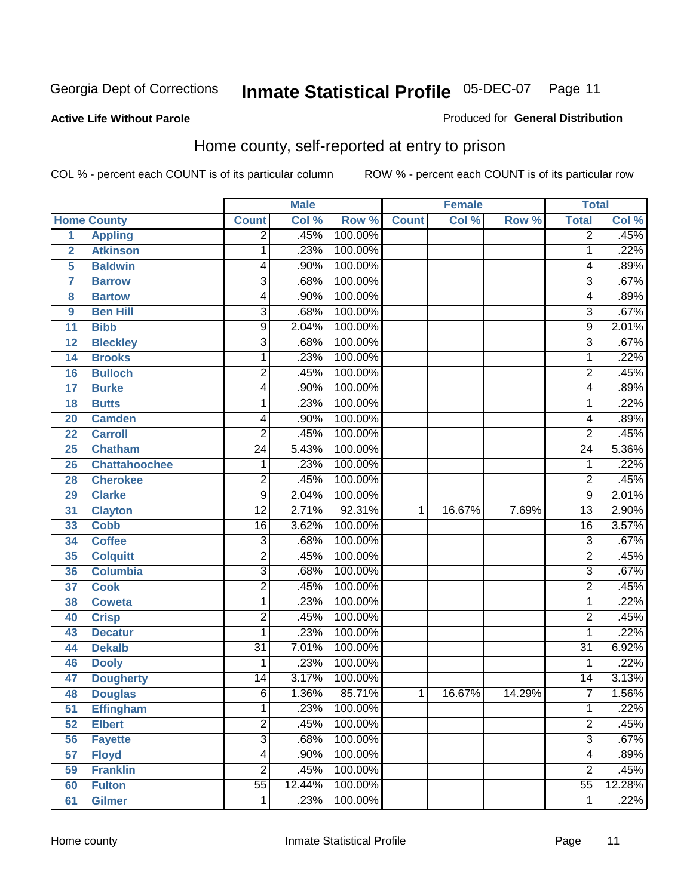Georgia Dept of Corrections **Inmate Statistical Profile** 05-DEC-07 Page 11

**Active Life Without Parole**

Produced for **General Distribution**

## Home county, self-reported at entry to prison

COL % - percent each COUNT is of its particular column  ROW % - percent each COUNT is of its particular row

| | | Male | | | Female | | | Total | |
|---|---|---|---|---|---|---|---|---|---|
| Home County | | Count | Col % | Row % | Count | Col % | Row % | Total | Col % |
| 1 | Appling | 2 | .45% | 100.00% | | | | 2 | .45% |
| 2 | Atkinson | 1 | .23% | 100.00% | | | | 1 | .22% |
| 5 | Baldwin | 4 | .90% | 100.00% | | | | 4 | .89% |
| 7 | Barrow | 3 | .68% | 100.00% | | | | 3 | .67% |
| 8 | Bartow | 4 | .90% | 100.00% | | | | 4 | .89% |
| 9 | Ben Hill | 3 | .68% | 100.00% | | | | 3 | .67% |
| 11 | Bibb | 9 | 2.04% | 100.00% | | | | 9 | 2.01% |
| 12 | Bleckley | 3 | .68% | 100.00% | | | | 3 | .67% |
| 14 | Brooks | 1 | .23% | 100.00% | | | | 1 | .22% |
| 16 | Bulloch | 2 | .45% | 100.00% | | | | 2 | .45% |
| 17 | Burke | 4 | .90% | 100.00% | | | | 4 | .89% |
| 18 | Butts | 1 | .23% | 100.00% | | | | 1 | .22% |
| 20 | Camden | 4 | .90% | 100.00% | | | | 4 | .89% |
| 22 | Carroll | 2 | .45% | 100.00% | | | | 2 | .45% |
| 25 | Chatham | 24 | 5.43% | 100.00% | | | | 24 | 5.36% |
| 26 | Chattahoochee | 1 | .23% | 100.00% | | | | 1 | .22% |
| 28 | Cherokee | 2 | .45% | 100.00% | | | | 2 | .45% |
| 29 | Clarke | 9 | 2.04% | 100.00% | | | | 9 | 2.01% |
| 31 | Clayton | 12 | 2.71% | 92.31% | 1 | 16.67% | 7.69% | 13 | 2.90% |
| 33 | Cobb | 16 | 3.62% | 100.00% | | | | 16 | 3.57% |
| 34 | Coffee | 3 | .68% | 100.00% | | | | 3 | .67% |
| 35 | Colquitt | 2 | .45% | 100.00% | | | | 2 | .45% |
| 36 | Columbia | 3 | .68% | 100.00% | | | | 3 | .67% |
| 37 | Cook | 2 | .45% | 100.00% | | | | 2 | .45% |
| 38 | Coweta | 1 | .23% | 100.00% | | | | 1 | .22% |
| 40 | Crisp | 2 | .45% | 100.00% | | | | 2 | .45% |
| 43 | Decatur | 1 | .23% | 100.00% | | | | 1 | .22% |
| 44 | Dekalb | 31 | 7.01% | 100.00% | | | | 31 | 6.92% |
| 46 | Dooly | 1 | .23% | 100.00% | | | | 1 | .22% |
| 47 | Dougherty | 14 | 3.17% | 100.00% | | | | 14 | 3.13% |
| 48 | Douglas | 6 | 1.36% | 85.71% | 1 | 16.67% | 14.29% | 7 | 1.56% |
| 51 | Effingham | 1 | .23% | 100.00% | | | | 1 | .22% |
| 52 | Elbert | 2 | .45% | 100.00% | | | | 2 | .45% |
| 56 | Fayette | 3 | .68% | 100.00% | | | | 3 | .67% |
| 57 | Floyd | 4 | .90% | 100.00% | | | | 4 | .89% |
| 59 | Franklin | 2 | .45% | 100.00% | | | | 2 | .45% |
| 60 | Fulton | 55 | 12.44% | 100.00% | | | | 55 | 12.28% |
| 61 | Gilmer | 1 | .23% | 100.00% | | | | 1 | .22% |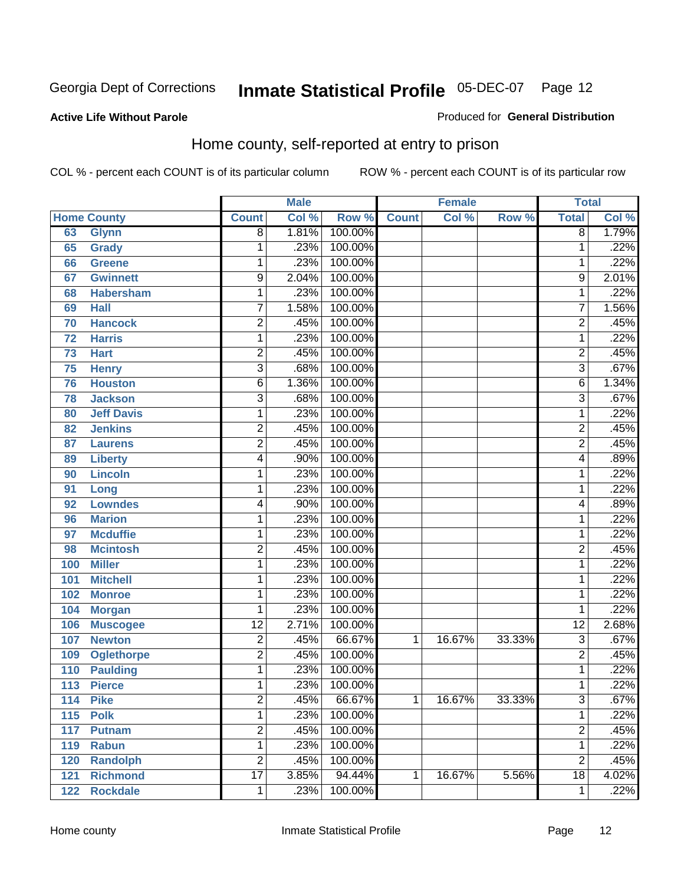Georgia Dept of Corrections **Inmate Statistical Profile** 05-DEC-07

**Active Life Without Parole**

Produced for **General Distribution**

## Home county, self-reported at entry to prison

COL % - percent each COUNT is of its particular column ROW % - percent each COUNT is of its particular row

| Home County | | Male | | | Female | | | Total | |
|---|---|---|---|---|---|---|---|---|---|
| | | Count | Col % | Row % | Count | Col % | Row % | Total | Col % |
| 63 | Glynn | 8 | 1.81% | 100.00% | | | | 8 | 1.79% |
| 65 | Grady | 1 | .23% | 100.00% | | | | 1 | .22% |
| 66 | Greene | 1 | .23% | 100.00% | | | | 1 | .22% |
| 67 | Gwinnett | 9 | 2.04% | 100.00% | | | | 9 | 2.01% |
| 68 | Habersham | 1 | .23% | 100.00% | | | | 1 | .22% |
| 69 | Hall | 7 | 1.58% | 100.00% | | | | 7 | 1.56% |
| 70 | Hancock | 2 | .45% | 100.00% | | | | 2 | .45% |
| 72 | Harris | 1 | .23% | 100.00% | | | | 1 | .22% |
| 73 | Hart | 2 | .45% | 100.00% | | | | 2 | .45% |
| 75 | Henry | 3 | .68% | 100.00% | | | | 3 | .67% |
| 76 | Houston | 6 | 1.36% | 100.00% | | | | 6 | 1.34% |
| 78 | Jackson | 3 | .68% | 100.00% | | | | 3 | .67% |
| 80 | Jeff Davis | 1 | .23% | 100.00% | | | | 1 | .22% |
| 82 | Jenkins | 2 | .45% | 100.00% | | | | 2 | .45% |
| 87 | Laurens | 2 | .45% | 100.00% | | | | 2 | .45% |
| 89 | Liberty | 4 | .90% | 100.00% | | | | 4 | .89% |
| 90 | Lincoln | 1 | .23% | 100.00% | | | | 1 | .22% |
| 91 | Long | 1 | .23% | 100.00% | | | | 1 | .22% |
| 92 | Lowndes | 4 | .90% | 100.00% | | | | 4 | .89% |
| 96 | Marion | 1 | .23% | 100.00% | | | | 1 | .22% |
| 97 | Mcduffie | 1 | .23% | 100.00% | | | | 1 | .22% |
| 98 | Mcintosh | 2 | .45% | 100.00% | | | | 2 | .45% |
| 100 | Miller | 1 | .23% | 100.00% | | | | 1 | .22% |
| 101 | Mitchell | 1 | .23% | 100.00% | | | | 1 | .22% |
| 102 | Monroe | 1 | .23% | 100.00% | | | | 1 | .22% |
| 104 | Morgan | 1 | .23% | 100.00% | | | | 1 | .22% |
| 106 | Muscogee | 12 | 2.71% | 100.00% | | | | 12 | 2.68% |
| 107 | Newton | 2 | .45% | 66.67% | 1 | 16.67% | 33.33% | 3 | .67% |
| 109 | Oglethorpe | 2 | .45% | 100.00% | | | | 2 | .45% |
| 110 | Paulding | 1 | .23% | 100.00% | | | | 1 | .22% |
| 113 | Pierce | 1 | .23% | 100.00% | | | | 1 | .22% |
| 114 | Pike | 2 | .45% | 66.67% | 1 | 16.67% | 33.33% | 3 | .67% |
| 115 | Polk | 1 | .23% | 100.00% | | | | 1 | .22% |
| 117 | Putnam | 2 | .45% | 100.00% | | | | 2 | .45% |
| 119 | Rabun | 1 | .23% | 100.00% | | | | 1 | .22% |
| 120 | Randolph | 2 | .45% | 100.00% | | | | 2 | .45% |
| 121 | Richmond | 17 | 3.85% | 94.44% | 1 | 16.67% | 5.56% | 18 | 4.02% |
| 122 | Rockdale | 1 | .23% | 100.00% | | | | 1 | .22% |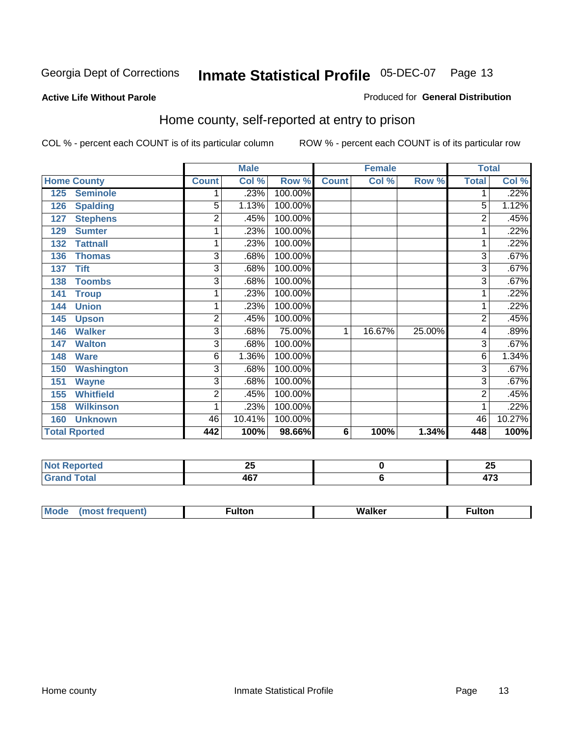Georgia Dept of Corrections **Inmate Statistical Profile** 05-DEC-07

**Active Life Without Parole**

Produced for **General Distribution**

## Home county, self-reported at entry to prison

COL % - percent each COUNT is of its particular column ROW % - percent each COUNT is of its particular row

| Home County | Male | | | Female | | | Total | |
|---|---|---|---|---|---|---|---|---|
| | Count | Col % | Row % | Count | Col % | Row % | Total | Col % |
| 125 Seminole | 1 | .23% | 100.00% | | | | 1 | .22% |
| 126 Spalding | 5 | 1.13% | 100.00% | | | | 5 | 1.12% |
| 127 Stephens | 2 | .45% | 100.00% | | | | 2 | .45% |
| 129 Sumter | 1 | .23% | 100.00% | | | | 1 | .22% |
| 132 Tattnall | 1 | .23% | 100.00% | | | | 1 | .22% |
| 136 Thomas | 3 | .68% | 100.00% | | | | 3 | .67% |
| 137 Tift | 3 | .68% | 100.00% | | | | 3 | .67% |
| 138 Toombs | 3 | .68% | 100.00% | | | | 3 | .67% |
| 141 Troup | 1 | .23% | 100.00% | | | | 1 | .22% |
| 144 Union | 1 | .23% | 100.00% | | | | 1 | .22% |
| 145 Upson | 2 | .45% | 100.00% | | | | 2 | .45% |
| 146 Walker | 3 | .68% | 75.00% | 1 | 16.67% | 25.00% | 4 | .89% |
| 147 Walton | 3 | .68% | 100.00% | | | | 3 | .67% |
| 148 Ware | 6 | 1.36% | 100.00% | | | | 6 | 1.34% |
| 150 Washington | 3 | .68% | 100.00% | | | | 3 | .67% |
| 151 Wayne | 3 | .68% | 100.00% | | | | 3 | .67% |
| 155 Whitfield | 2 | .45% | 100.00% | | | | 2 | .45% |
| 158 Wilkinson | 1 | .23% | 100.00% | | | | 1 | .22% |
| 160 Unknown | 46 | 10.41% | 100.00% | | | | 46 | 10.27% |
| **Total Rported** | **442** | **100%** | **98.66%** | **6** | **100%** | **1.34%** | **448** | **100%** |

| | Male | Female | Total |
|---|---|---|---|
| Not Reported | 25 | 0 | 25 |
| Grand Total | 467 | 6 | 473 |

| | Male | Female | Total |
|---|---|---|---|
| Mode (most frequent) | Fulton | Walker | Fulton |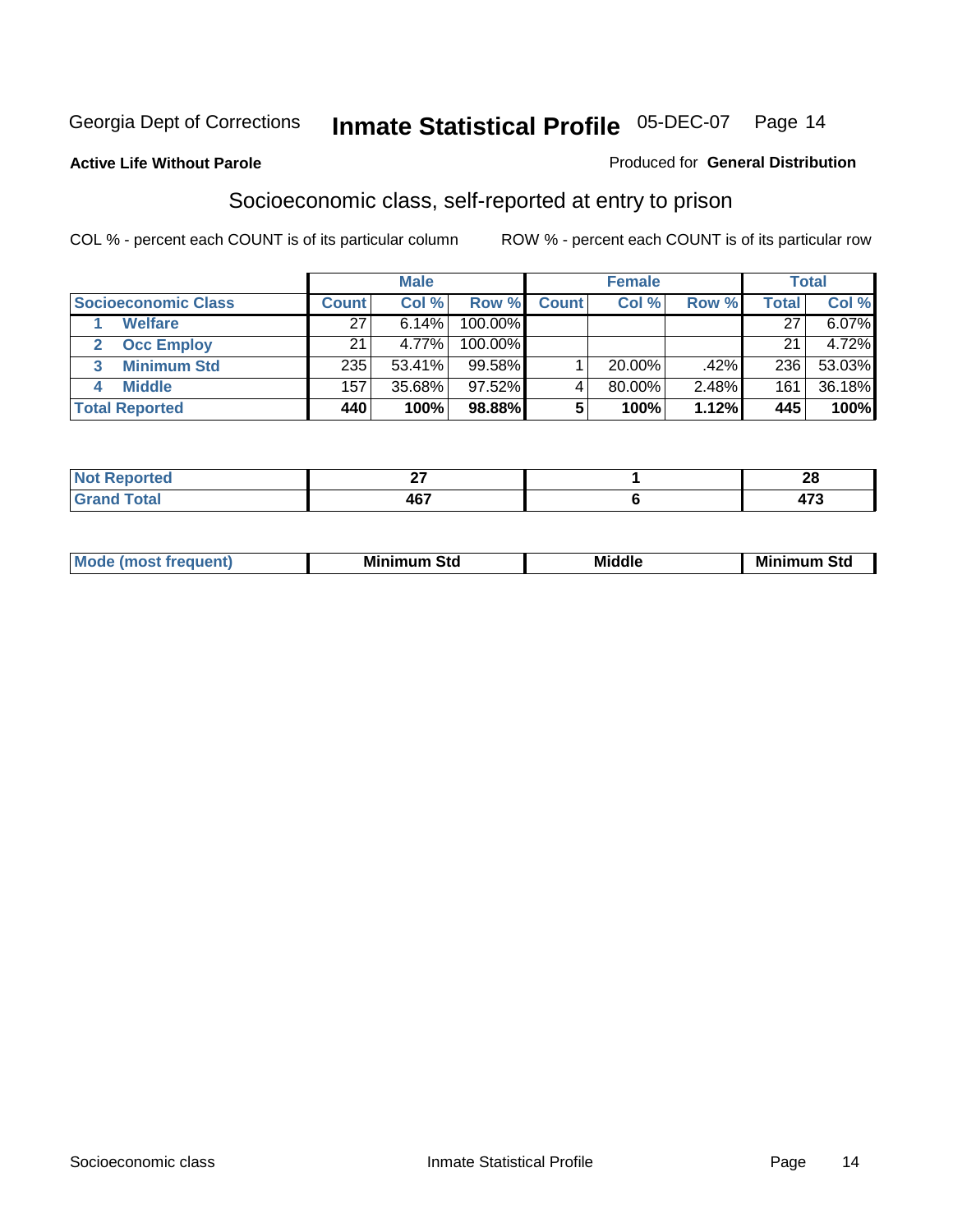Georgia Dept of Corrections **Inmate Statistical Profile** 05-DEC-07

**Active Life Without Parole**

Produced for **General Distribution**

## Socioeconomic class, self-reported at entry to prison

COL % - percent each COUNT is of its particular column ROW % - percent each COUNT is of its particular row

| | Male | | | Female | | | Total | |
|---|---|---|---|---|---|---|---|---|
| **Socioeconomic Class** | **Count** | **Col %** | **Row %** | **Count** | **Col %** | **Row %** | **Total** | **Col %** |
| 1 **Welfare** | 27 | 6.14% | 100.00% | | | | 27 | 6.07% |
| 2 **Occ Employ** | 21 | 4.77% | 100.00% | | | | 21 | 4.72% |
| 3 **Minimum Std** | 235 | 53.41% | 99.58% | 1 | 20.00% | .42% | 236 | 53.03% |
| 4 **Middle** | 157 | 35.68% | 97.52% | 4 | 80.00% | 2.48% | 161 | 36.18% |
| **Total Reported** | **440** | **100%** | **98.88%** | **5** | **100%** | **1.12%** | **445** | **100%** |

| | Male | Female | Total |
|---|---|---|---|
| **Not Reported** | **27** | **1** | **28** |
| **Grand Total** | **467** | **6** | **473** |

| | Male | Female | Total |
|---|---|---|---|
| **Mode (most frequent)** | **Minimum Std** | **Middle** | **Minimum Std** |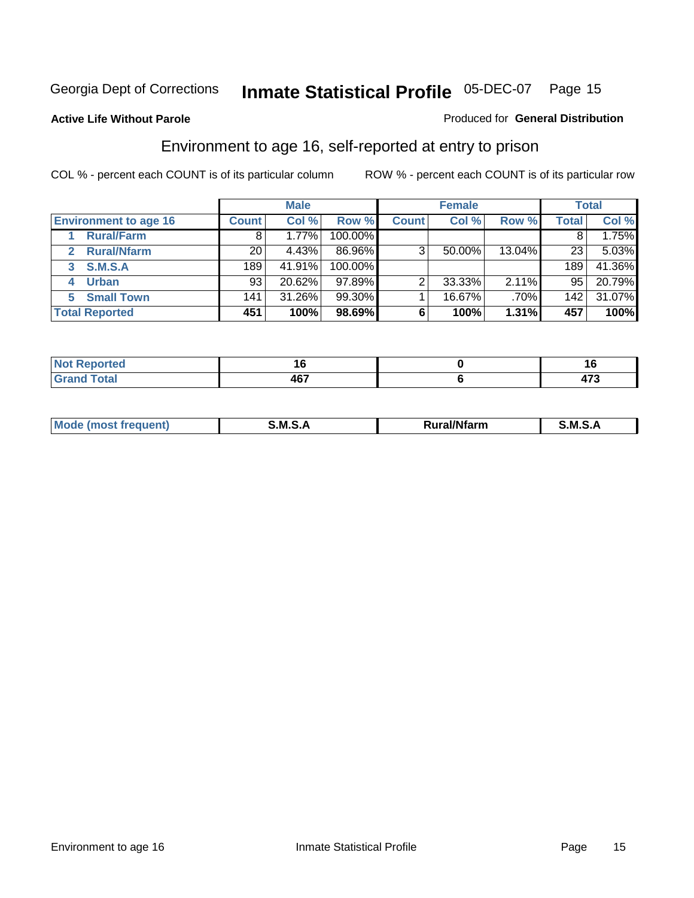Georgia Dept of Corrections **Inmate Statistical Profile** 05-DEC-07

**Active Life Without Parole**

Produced for **General Distribution**

## Environment to age 16, self-reported at entry to prison

COL % - percent each COUNT is of its particular column

ROW % - percent each COUNT is of its particular row

| | Male | | | Female | | | Total | |
|---|---|---|---|---|---|---|---|---|
| **Environment to age 16** | **Count** | **Col %** | **Row %** | **Count** | **Col %** | **Row %** | **Total** | **Col %** |
| 1 **Rural/Farm** | 8 | 1.77% | 100.00% | | | | 8 | 1.75% |
| 2 **Rural/Nfarm** | 20 | 4.43% | 86.96% | 3 | 50.00% | 13.04% | 23 | 5.03% |
| 3 **S.M.S.A** | 189 | 41.91% | 100.00% | | | | 189 | 41.36% |
| 4 **Urban** | 93 | 20.62% | 97.89% | 2 | 33.33% | 2.11% | 95 | 20.79% |
| 5 **Small Town** | 141 | 31.26% | 99.30% | 1 | 16.67% | .70% | 142 | 31.07% |
| **Total Reported** | **451** | **100%** | **98.69%** | **6** | **100%** | **1.31%** | **457** | **100%** |

| | Male | Female | Total |
|---|---|---|---|
| **Not Reported** | **16** | **0** | **16** |
| **Grand Total** | **467** | **6** | **473** |

| | Male | Female | Total |
|---|---|---|---|
| **Mode (most frequent)** | **S.M.S.A** | **Rural/Nfarm** | **S.M.S.A** |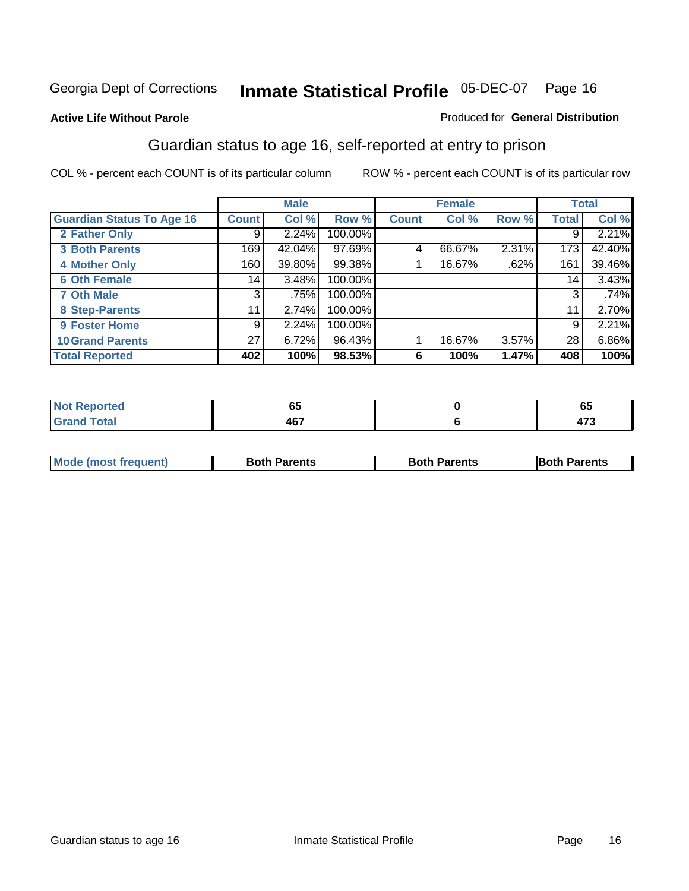Georgia Dept of Corrections **Inmate Statistical Profile** 05-DEC-07

**Active Life Without Parole**

Produced for **General Distribution**

## Guardian status to age 16, self-reported at entry to prison

COL % - percent each COUNT is of its particular column

ROW % - percent each COUNT is of its particular row

| | Male | | | Female | | | Total | |
|---|---|---|---|---|---|---|---|---|
| **Guardian Status To Age 16** | **Count** | **Col %** | **Row %** | **Count** | **Col %** | **Row %** | **Total** | **Col %** |
| 2 Father Only | 9 | 2.24% | 100.00% | | | | 9 | 2.21% |
| 3 Both Parents | 169 | 42.04% | 97.69% | 4 | 66.67% | 2.31% | 173 | 42.40% |
| 4 Mother Only | 160 | 39.80% | 99.38% | 1 | 16.67% | .62% | 161 | 39.46% |
| 6 Oth Female | 14 | 3.48% | 100.00% | | | | 14 | 3.43% |
| 7 Oth Male | 3 | .75% | 100.00% | | | | 3 | .74% |
| 8 Step-Parents | 11 | 2.74% | 100.00% | | | | 11 | 2.70% |
| 9 Foster Home | 9 | 2.24% | 100.00% | | | | 9 | 2.21% |
| 10 Grand Parents | 27 | 6.72% | 96.43% | 1 | 16.67% | 3.57% | 28 | 6.86% |
| **Total Reported** | **402** | **100%** | **98.53%** | **6** | **100%** | **1.47%** | **408** | **100%** |

| | Male | Female | Total |
|---|---|---|---|
| Not Reported | 65 | 0 | 65 |
| Grand Total | 467 | 6 | 473 |

| | Male | Female | Total |
|---|---|---|---|
| Mode (most frequent) | Both Parents | Both Parents | Both Parents |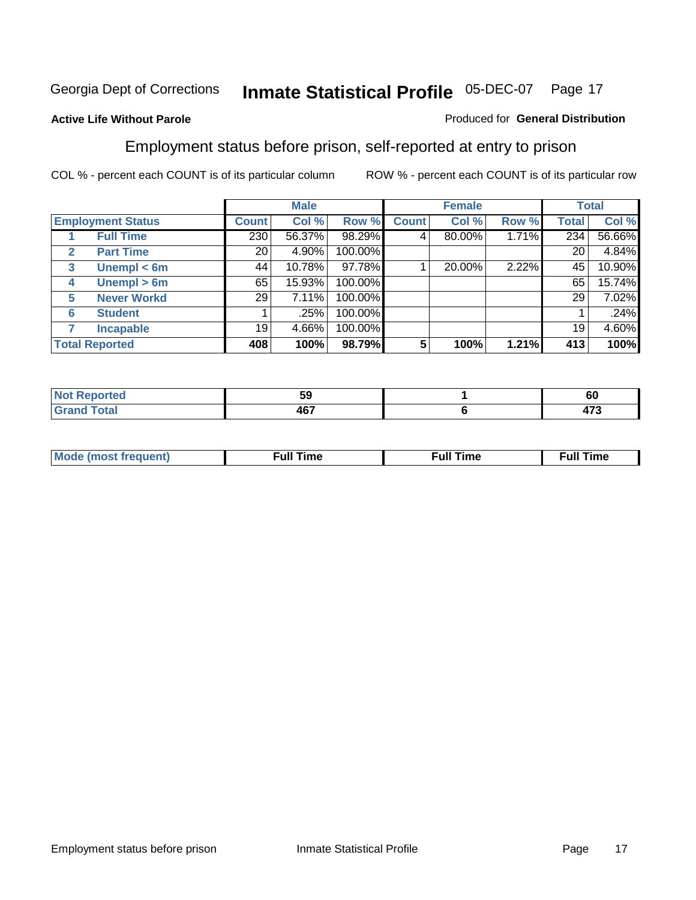Georgia Dept of Corrections **Inmate Statistical Profile** 05-DEC-07

**Active Life Without Parole**

Produced for **General Distribution**

## Employment status before prison, self-reported at entry to prison

COL % - percent each COUNT is of its particular column    ROW % - percent each COUNT is of its particular row

| | | Male | | | Female | | | Total | |
|---|---|---|---|---|---|---|---|---|---|
| **Employment Status** | | **Count** | **Col %** | **Row %** | **Count** | **Col %** | **Row %** | **Total** | **Col %** |
| 1 | Full Time | 230 | 56.37% | 98.29% | 4 | 80.00% | 1.71% | 234 | 56.66% |
| 2 | Part Time | 20 | 4.90% | 100.00% | | | | 20 | 4.84% |
| 3 | Unempl < 6m | 44 | 10.78% | 97.78% | 1 | 20.00% | 2.22% | 45 | 10.90% |
| 4 | Unempl > 6m | 65 | 15.93% | 100.00% | | | | 65 | 15.74% |
| 5 | Never Workd | 29 | 7.11% | 100.00% | | | | 29 | 7.02% |
| 6 | Student | 1 | .25% | 100.00% | | | | 1 | .24% |
| 7 | Incapable | 19 | 4.66% | 100.00% | | | | 19 | 4.60% |
| **Total Reported** | | **408** | **100%** | **98.79%** | **5** | **100%** | **1.21%** | **413** | **100%** |

| | Male | Female | Total |
|---|---|---|---|
| Not Reported | 59 | 1 | 60 |
| Grand Total | 467 | 6 | 473 |

| | Male | Female | Total |
|---|---|---|---|
| Mode (most frequent) | Full Time | Full Time | Full Time |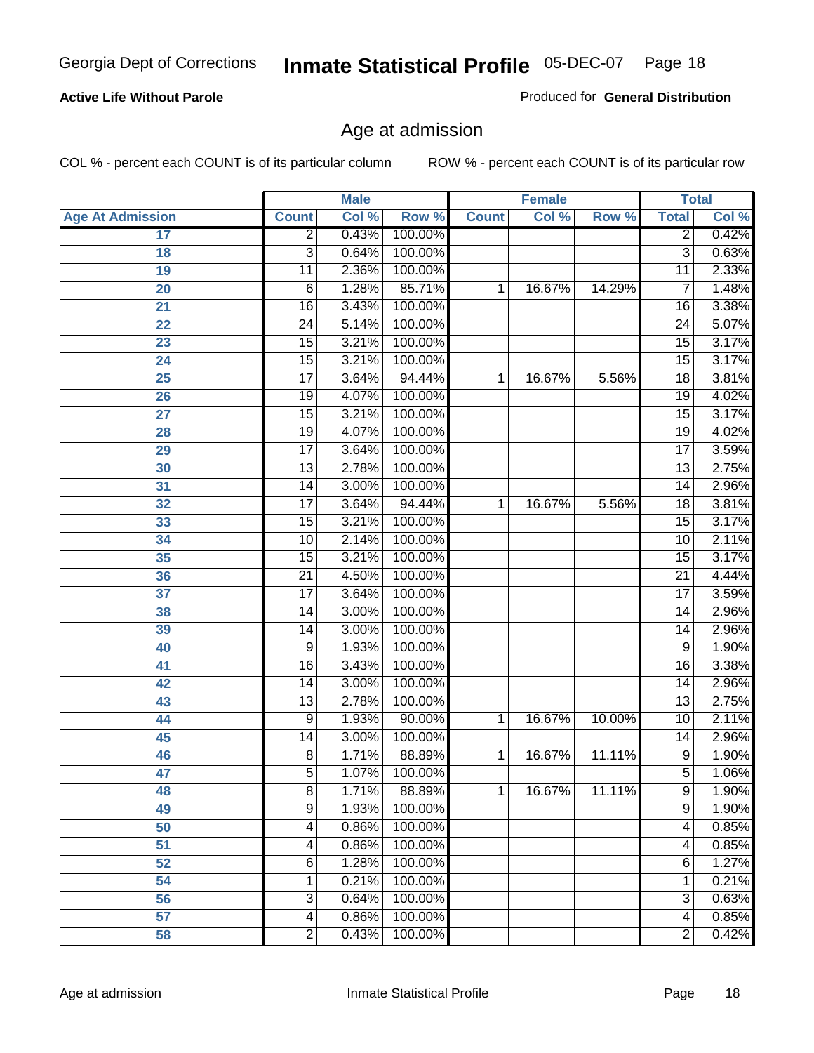**Active Life Without Parole**

Produced for **General Distribution**

## Age at admission

COL % - percent each COUNT is of its particular column

ROW % - percent each COUNT is of its particular row

| | Male | | | Female | | | Total | |
|---|---|---|---|---|---|---|---|---|
| **Age At Admission** | **Count** | **Col %** | **Row %** | **Count** | **Col %** | **Row %** | **Total** | **Col %** |
| 17 | 2 | 0.43% | 100.00% | | | | 2 | 0.42% |
| 18 | 3 | 0.64% | 100.00% | | | | 3 | 0.63% |
| 19 | 11 | 2.36% | 100.00% | | | | 11 | 2.33% |
| 20 | 6 | 1.28% | 85.71% | 1 | 16.67% | 14.29% | 7 | 1.48% |
| 21 | 16 | 3.43% | 100.00% | | | | 16 | 3.38% |
| 22 | 24 | 5.14% | 100.00% | | | | 24 | 5.07% |
| 23 | 15 | 3.21% | 100.00% | | | | 15 | 3.17% |
| 24 | 15 | 3.21% | 100.00% | | | | 15 | 3.17% |
| 25 | 17 | 3.64% | 94.44% | 1 | 16.67% | 5.56% | 18 | 3.81% |
| 26 | 19 | 4.07% | 100.00% | | | | 19 | 4.02% |
| 27 | 15 | 3.21% | 100.00% | | | | 15 | 3.17% |
| 28 | 19 | 4.07% | 100.00% | | | | 19 | 4.02% |
| 29 | 17 | 3.64% | 100.00% | | | | 17 | 3.59% |
| 30 | 13 | 2.78% | 100.00% | | | | 13 | 2.75% |
| 31 | 14 | 3.00% | 100.00% | | | | 14 | 2.96% |
| 32 | 17 | 3.64% | 94.44% | 1 | 16.67% | 5.56% | 18 | 3.81% |
| 33 | 15 | 3.21% | 100.00% | | | | 15 | 3.17% |
| 34 | 10 | 2.14% | 100.00% | | | | 10 | 2.11% |
| 35 | 15 | 3.21% | 100.00% | | | | 15 | 3.17% |
| 36 | 21 | 4.50% | 100.00% | | | | 21 | 4.44% |
| 37 | 17 | 3.64% | 100.00% | | | | 17 | 3.59% |
| 38 | 14 | 3.00% | 100.00% | | | | 14 | 2.96% |
| 39 | 14 | 3.00% | 100.00% | | | | 14 | 2.96% |
| 40 | 9 | 1.93% | 100.00% | | | | 9 | 1.90% |
| 41 | 16 | 3.43% | 100.00% | | | | 16 | 3.38% |
| 42 | 14 | 3.00% | 100.00% | | | | 14 | 2.96% |
| 43 | 13 | 2.78% | 100.00% | | | | 13 | 2.75% |
| 44 | 9 | 1.93% | 90.00% | 1 | 16.67% | 10.00% | 10 | 2.11% |
| 45 | 14 | 3.00% | 100.00% | | | | 14 | 2.96% |
| 46 | 8 | 1.71% | 88.89% | 1 | 16.67% | 11.11% | 9 | 1.90% |
| 47 | 5 | 1.07% | 100.00% | | | | 5 | 1.06% |
| 48 | 8 | 1.71% | 88.89% | 1 | 16.67% | 11.11% | 9 | 1.90% |
| 49 | 9 | 1.93% | 100.00% | | | | 9 | 1.90% |
| 50 | 4 | 0.86% | 100.00% | | | | 4 | 0.85% |
| 51 | 4 | 0.86% | 100.00% | | | | 4 | 0.85% |
| 52 | 6 | 1.28% | 100.00% | | | | 6 | 1.27% |
| 54 | 1 | 0.21% | 100.00% | | | | 1 | 0.21% |
| 56 | 3 | 0.64% | 100.00% | | | | 3 | 0.63% |
| 57 | 4 | 0.86% | 100.00% | | | | 4 | 0.85% |
| 58 | 2 | 0.43% | 100.00% | | | | 2 | 0.42% |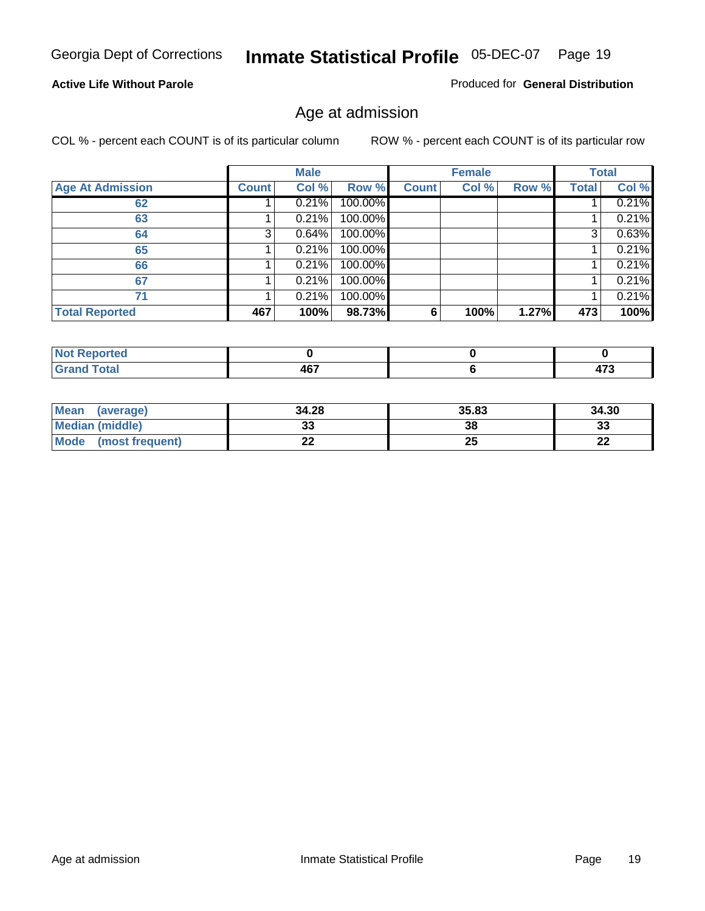Georgia Dept of Corrections **Inmate Statistical Profile** 05-DEC-07

**Active Life Without Parole**

Produced for **General Distribution**

## Age at admission

COL % - percent each COUNT is of its particular column

ROW % - percent each COUNT is of its particular row

| | Male | | | Female | | | Total | |
|---|---|---|---|---|---|---|---|---|
| **Age At Admission** | **Count** | **Col %** | **Row %** | **Count** | **Col %** | **Row %** | **Total** | **Col %** |
| 62 | 1 | 0.21% | 100.00% | | | | 1 | 0.21% |
| 63 | 1 | 0.21% | 100.00% | | | | 1 | 0.21% |
| 64 | 3 | 0.64% | 100.00% | | | | 3 | 0.63% |
| 65 | 1 | 0.21% | 100.00% | | | | 1 | 0.21% |
| 66 | 1 | 0.21% | 100.00% | | | | 1 | 0.21% |
| 67 | 1 | 0.21% | 100.00% | | | | 1 | 0.21% |
| 71 | 1 | 0.21% | 100.00% | | | | 1 | 0.21% |
| **Total Reported** | **467** | **100%** | **98.73%** | **6** | **100%** | **1.27%** | **473** | **100%** |

| | Male | Female | Total |
|---|---|---|---|
| **Not Reported** | **0** | **0** | **0** |
| **Grand Total** | **467** | **6** | **473** |

| | Male | Female | Total |
|---|---|---|---|
| **Mean (average)** | **34.28** | **35.83** | **34.30** |
| **Median (middle)** | **33** | **38** | **33** |
| **Mode (most frequent)** | **22** | **25** | **22** |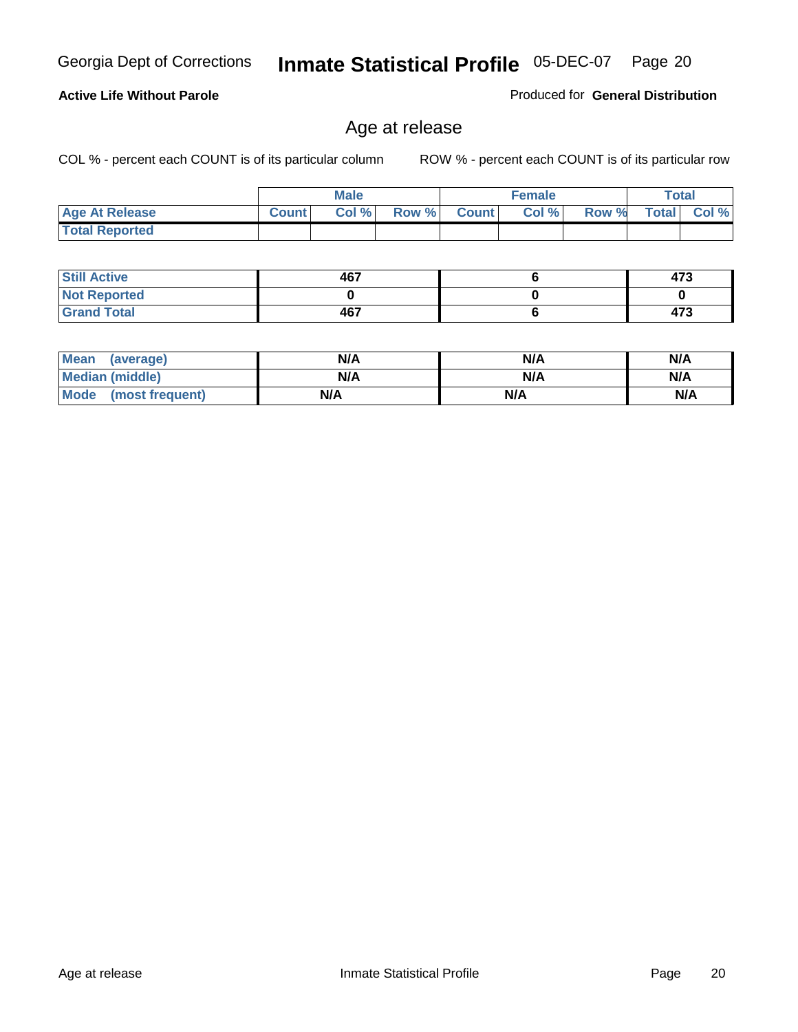## Active Life Without Parole

Produced for **General Distribution**

# Age at release

COL % - percent each COUNT is of its particular column

ROW % - percent each COUNT is of its particular row

| | Male | | | Female | | | Total | |
|---|---|---|---|---|---|---|---|---|
| **Age At Release** | **Count** | **Col %** | **Row %** | **Count** | **Col %** | **Row %** | **Total** | **Col %** |
| **Total Reported** | | | | | | | | |

| | Male | Female | Total |
|---|---|---|---|
| **Still Active** | **467** | **6** | **473** |
| **Not Reported** | **0** | **0** | **0** |
| **Grand Total** | **467** | **6** | **473** |

| | Male | Female | Total |
|---|---|---|---|
| **Mean (average)** | **N/A** | **N/A** | **N/A** |
| **Median (middle)** | **N/A** | **N/A** | **N/A** |
| **Mode (most frequent)** | **N/A** | **N/A** | **N/A** |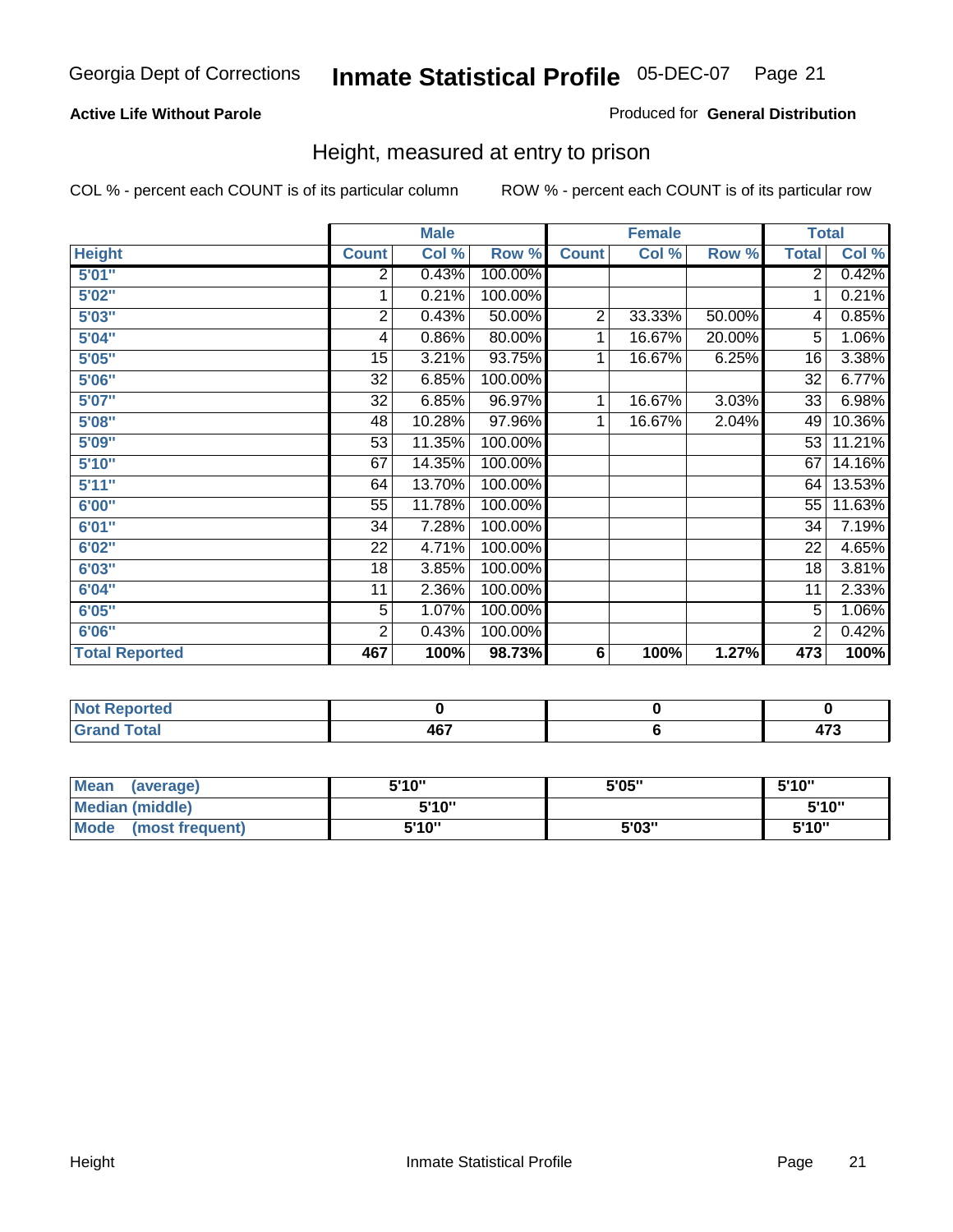Georgia Dept of Corrections **Inmate Statistical Profile** 05-DEC-07

**Active Life Without Parole**

Produced for **General Distribution**

## Height, measured at entry to prison

COL % - percent each COUNT is of its particular column

ROW % - percent each COUNT is of its particular row

| | Male | | | Female | | | Total | |
|---|---|---|---|---|---|---|---|---|
| **Height** | **Count** | **Col %** | **Row %** | **Count** | **Col %** | **Row %** | **Total** | **Col %** |
| **5'01"** | 2 | 0.43% | 100.00% | | | | 2 | 0.42% |
| **5'02"** | 1 | 0.21% | 100.00% | | | | 1 | 0.21% |
| **5'03"** | 2 | 0.43% | 50.00% | 2 | 33.33% | 50.00% | 4 | 0.85% |
| **5'04"** | 4 | 0.86% | 80.00% | 1 | 16.67% | 20.00% | 5 | 1.06% |
| **5'05"** | 15 | 3.21% | 93.75% | 1 | 16.67% | 6.25% | 16 | 3.38% |
| **5'06"** | 32 | 6.85% | 100.00% | | | | 32 | 6.77% |
| **5'07"** | 32 | 6.85% | 96.97% | 1 | 16.67% | 3.03% | 33 | 6.98% |
| **5'08"** | 48 | 10.28% | 97.96% | 1 | 16.67% | 2.04% | 49 | 10.36% |
| **5'09"** | 53 | 11.35% | 100.00% | | | | 53 | 11.21% |
| **5'10"** | 67 | 14.35% | 100.00% | | | | 67 | 14.16% |
| **5'11"** | 64 | 13.70% | 100.00% | | | | 64 | 13.53% |
| **6'00"** | 55 | 11.78% | 100.00% | | | | 55 | 11.63% |
| **6'01"** | 34 | 7.28% | 100.00% | | | | 34 | 7.19% |
| **6'02"** | 22 | 4.71% | 100.00% | | | | 22 | 4.65% |
| **6'03"** | 18 | 3.85% | 100.00% | | | | 18 | 3.81% |
| **6'04"** | 11 | 2.36% | 100.00% | | | | 11 | 2.33% |
| **6'05"** | 5 | 1.07% | 100.00% | | | | 5 | 1.06% |
| **6'06"** | 2 | 0.43% | 100.00% | | | | 2 | 0.42% |
| **Total Reported** | **467** | **100%** | **98.73%** | **6** | **100%** | **1.27%** | **473** | **100%** |

| | Male | Female | Total |
|---|---|---|---|
| **Not Reported** | **0** | **0** | **0** |
| **Grand Total** | **467** | **6** | **473** |

| | Male | Female | Total |
|---|---|---|---|
| **Mean (average)** | **5'10"** | **5'05"** | **5'10"** |
| **Median (middle)** | **5'10"** | | **5'10"** |
| **Mode (most frequent)** | **5'10"** | **5'03"** | **5'10"** |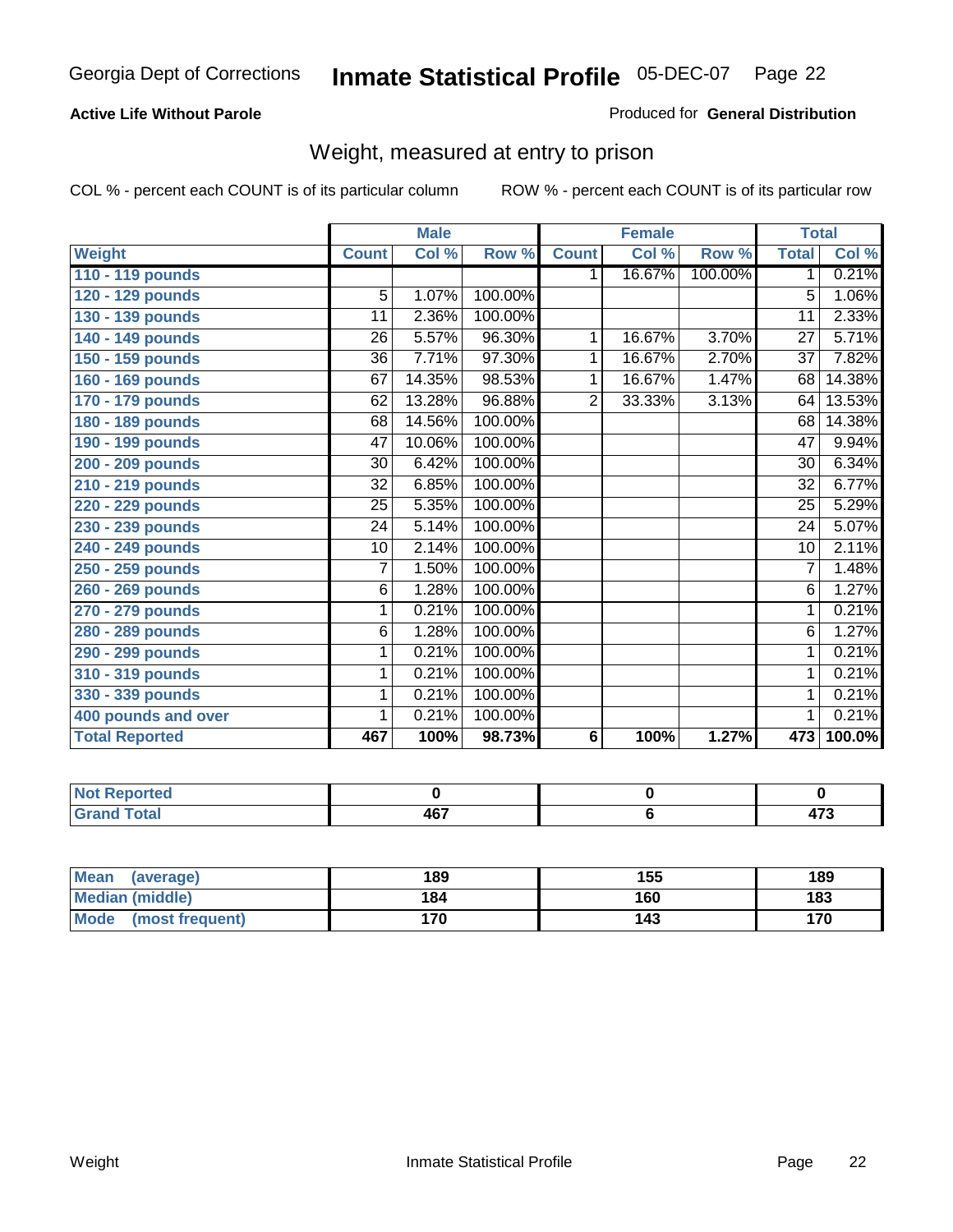Georgia Dept of Corrections **Inmate Statistical Profile** 05-DEC-07

**Active Life Without Parole**

Produced for **General Distribution**

## Weight, measured at entry to prison

COL % - percent each COUNT is of its particular column

ROW % - percent each COUNT is of its particular row

| Weight | Male | | | Female | | | Total | |
|---|---|---|---|---|---|---|---|---|
| | Count | Col % | Row % | Count | Col % | Row % | Total | Col % |
| 110 - 119 pounds | | | | 1 | 16.67% | 100.00% | 1 | 0.21% |
| 120 - 129 pounds | 5 | 1.07% | 100.00% | | | | 5 | 1.06% |
| 130 - 139 pounds | 11 | 2.36% | 100.00% | | | | 11 | 2.33% |
| 140 - 149 pounds | 26 | 5.57% | 96.30% | 1 | 16.67% | 3.70% | 27 | 5.71% |
| 150 - 159 pounds | 36 | 7.71% | 97.30% | 1 | 16.67% | 2.70% | 37 | 7.82% |
| 160 - 169 pounds | 67 | 14.35% | 98.53% | 1 | 16.67% | 1.47% | 68 | 14.38% |
| 170 - 179 pounds | 62 | 13.28% | 96.88% | 2 | 33.33% | 3.13% | 64 | 13.53% |
| 180 - 189 pounds | 68 | 14.56% | 100.00% | | | | 68 | 14.38% |
| 190 - 199 pounds | 47 | 10.06% | 100.00% | | | | 47 | 9.94% |
| 200 - 209 pounds | 30 | 6.42% | 100.00% | | | | 30 | 6.34% |
| 210 - 219 pounds | 32 | 6.85% | 100.00% | | | | 32 | 6.77% |
| 220 - 229 pounds | 25 | 5.35% | 100.00% | | | | 25 | 5.29% |
| 230 - 239 pounds | 24 | 5.14% | 100.00% | | | | 24 | 5.07% |
| 240 - 249 pounds | 10 | 2.14% | 100.00% | | | | 10 | 2.11% |
| 250 - 259 pounds | 7 | 1.50% | 100.00% | | | | 7 | 1.48% |
| 260 - 269 pounds | 6 | 1.28% | 100.00% | | | | 6 | 1.27% |
| 270 - 279 pounds | 1 | 0.21% | 100.00% | | | | 1 | 0.21% |
| 280 - 289 pounds | 6 | 1.28% | 100.00% | | | | 6 | 1.27% |
| 290 - 299 pounds | 1 | 0.21% | 100.00% | | | | 1 | 0.21% |
| 310 - 319 pounds | 1 | 0.21% | 100.00% | | | | 1 | 0.21% |
| 330 - 339 pounds | 1 | 0.21% | 100.00% | | | | 1 | 0.21% |
| 400 pounds and over | 1 | 0.21% | 100.00% | | | | 1 | 0.21% |
| **Total Reported** | **467** | **100%** | **98.73%** | **6** | **100%** | **1.27%** | **473** | **100.0%** |

| | Male | Female | Total |
|---|---|---|---|
| Not Reported | 0 | 0 | 0 |
| Grand Total | 467 | 6 | 473 |

| | Male | Female | Total |
|---|---|---|---|
| Mean (average) | 189 | 155 | 189 |
| Median (middle) | 184 | 160 | 183 |
| Mode (most frequent) | 170 | 143 | 170 |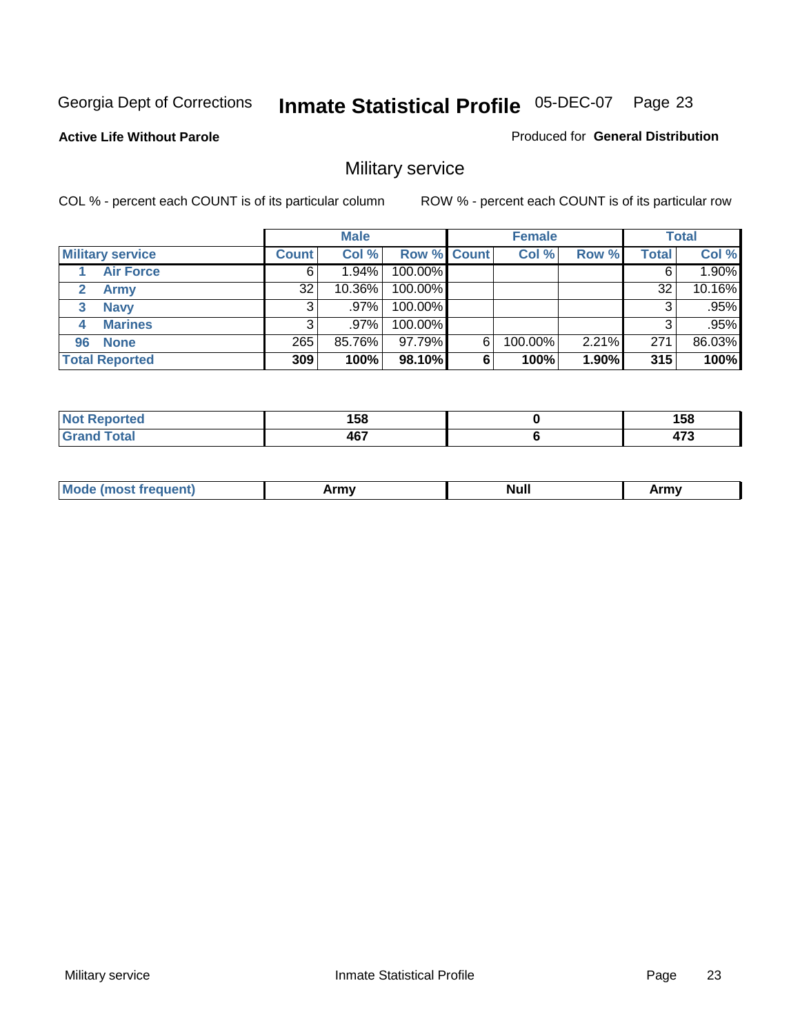Georgia Dept of Corrections **Inmate Statistical Profile** 05-DEC-07 Page 23

**Active Life Without Parole**

Produced for **General Distribution**

## Military service

COL % - percent each COUNT is of its particular column

ROW % - percent each COUNT is of its particular row

| Military service | Male | | | Female | | | Total | |
|---|---|---|---|---|---|---|---|---|
| | Count | Col % | Row % | Count | Col % | Row % | Total | Col % |
| 1 Air Force | 6 | 1.94% | 100.00% | | | | 6 | 1.90% |
| 2 Army | 32 | 10.36% | 100.00% | | | | 32 | 10.16% |
| 3 Navy | 3 | .97% | 100.00% | | | | 3 | .95% |
| 4 Marines | 3 | .97% | 100.00% | | | | 3 | .95% |
| 96 None | 265 | 85.76% | 97.79% | 6 | 100.00% | 2.21% | 271 | 86.03% |
| **Total Reported** | **309** | **100%** | **98.10%** | **6** | **100%** | **1.90%** | **315** | **100%** |

| | Male | Female | Total |
|---|---|---|---|
| Not Reported | 158 | 0 | 158 |
| Grand Total | 467 | 6 | 473 |

| | Male | Female | Total |
|---|---|---|---|
| Mode (most frequent) | Army | Null | Army |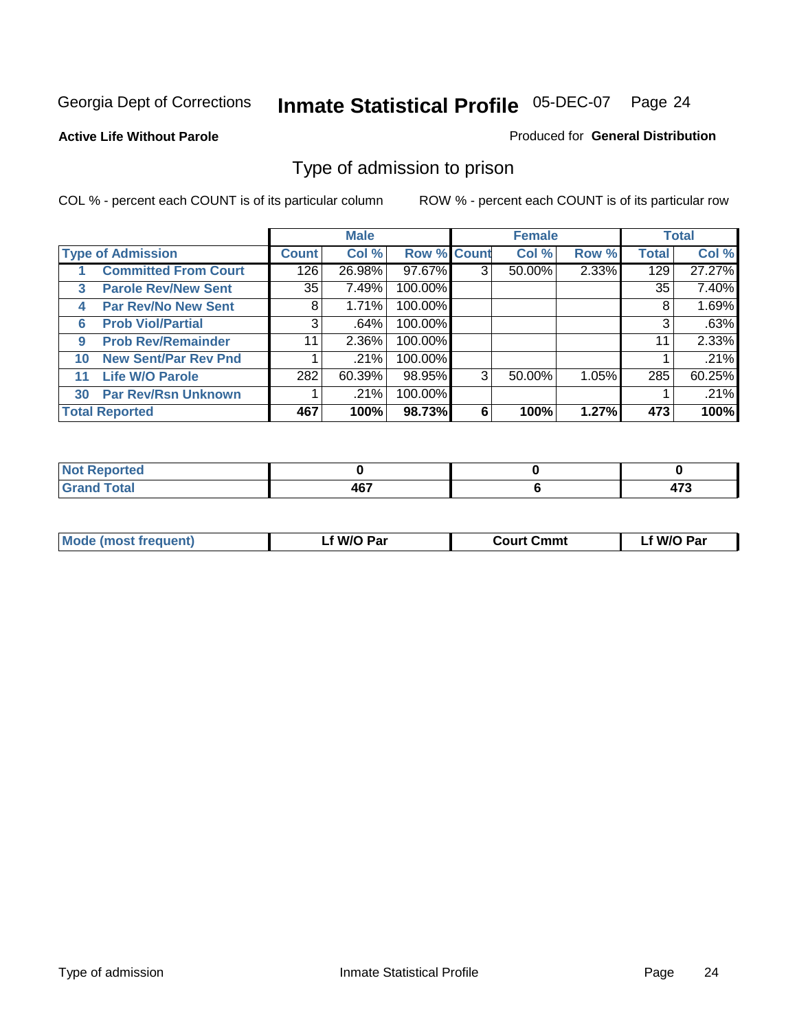Georgia Dept of Corrections **Inmate Statistical Profile** 05-DEC-07

**Active Life Without Parole**

Produced for **General Distribution**

## Type of admission to prison

COL % - percent each COUNT is of its particular column

ROW % - percent each COUNT is of its particular row

| Type of Admission | Male | | | Female | | | Total | |
|---|---|---|---|---|---|---|---|---|
| | Count | Col % | Row % | Count | Col % | Row % | Total | Col % |
| 1 Committed From Court | 126 | 26.98% | 97.67% | 3 | 50.00% | 2.33% | 129 | 27.27% |
| 3 Parole Rev/New Sent | 35 | 7.49% | 100.00% | | | | 35 | 7.40% |
| 4 Par Rev/No New Sent | 8 | 1.71% | 100.00% | | | | 8 | 1.69% |
| 6 Prob Viol/Partial | 3 | .64% | 100.00% | | | | 3 | .63% |
| 9 Prob Rev/Remainder | 11 | 2.36% | 100.00% | | | | 11 | 2.33% |
| 10 New Sent/Par Rev Pnd | 1 | .21% | 100.00% | | | | 1 | .21% |
| 11 Life W/O Parole | 282 | 60.39% | 98.95% | 3 | 50.00% | 1.05% | 285 | 60.25% |
| 30 Par Rev/Rsn Unknown | 1 | .21% | 100.00% | | | | 1 | .21% |
| **Total Reported** | **467** | **100%** | **98.73%** | **6** | **100%** | **1.27%** | **473** | **100%** |

| | Male | Female | Total |
|---|---|---|---|
| Not Reported | 0 | 0 | 0 |
| Grand Total | 467 | 6 | 473 |

| | Male | Female | Total |
|---|---|---|---|
| Mode (most frequent) | Lf W/O Par | Court Cmmt | Lf W/O Par |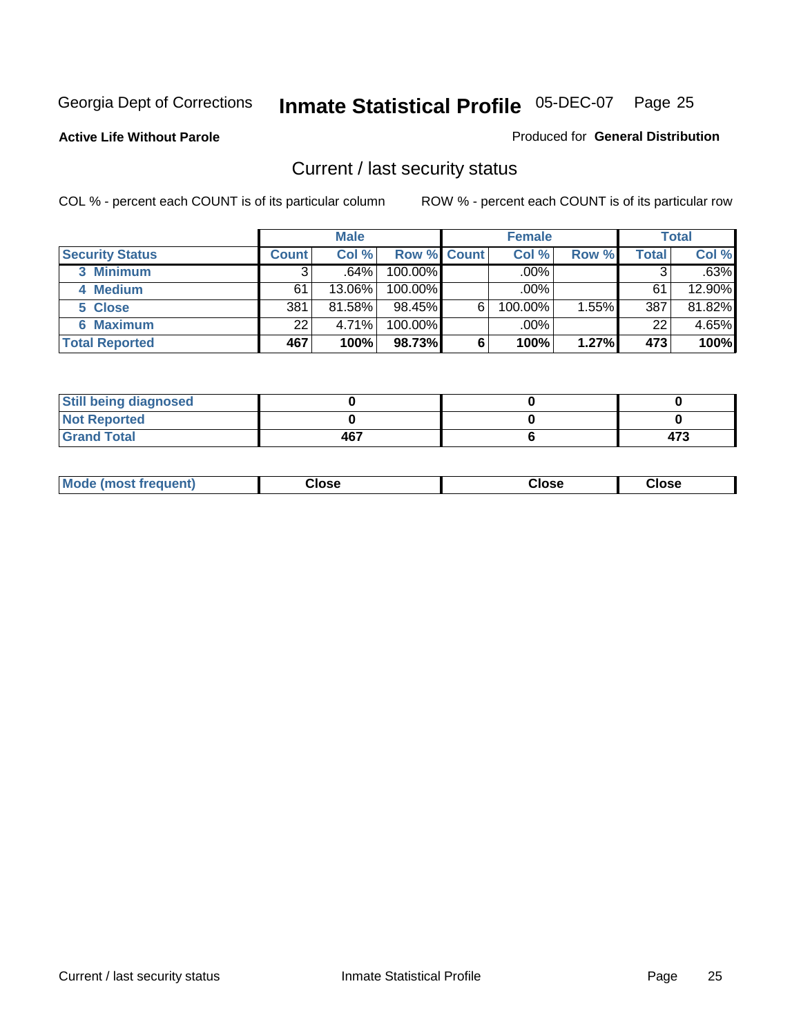Georgia Dept of Corrections **Inmate Statistical Profile** 05-DEC-07

**Active Life Without Parole**

Produced for **General Distribution**

## Current / last security status

COL % - percent each COUNT is of its particular column

ROW % - percent each COUNT is of its particular row

| | Male | | | Female | | | Total | |
|---|---|---|---|---|---|---|---|---|
| **Security Status** | **Count** | **Col %** | **Row %** | **Count** | **Col %** | **Row %** | **Total** | **Col %** |
| 3 Minimum | 3 | .64% | 100.00% | | .00% | | 3 | .63% |
| 4 Medium | 61 | 13.06% | 100.00% | | .00% | | 61 | 12.90% |
| 5 Close | 381 | 81.58% | 98.45% | 6 | 100.00% | 1.55% | 387 | 81.82% |
| 6 Maximum | 22 | 4.71% | 100.00% | | .00% | | 22 | 4.65% |
| **Total Reported** | **467** | **100%** | **98.73%** | **6** | **100%** | **1.27%** | **473** | **100%** |

| | Male | Female | Total |
|---|---|---|---|
| Still being diagnosed | 0 | 0 | 0 |
| Not Reported | 0 | 0 | 0 |
| Grand Total | 467 | 6 | 473 |

| | Male | Female | Total |
|---|---|---|---|
| Mode (most frequent) | Close | Close | Close |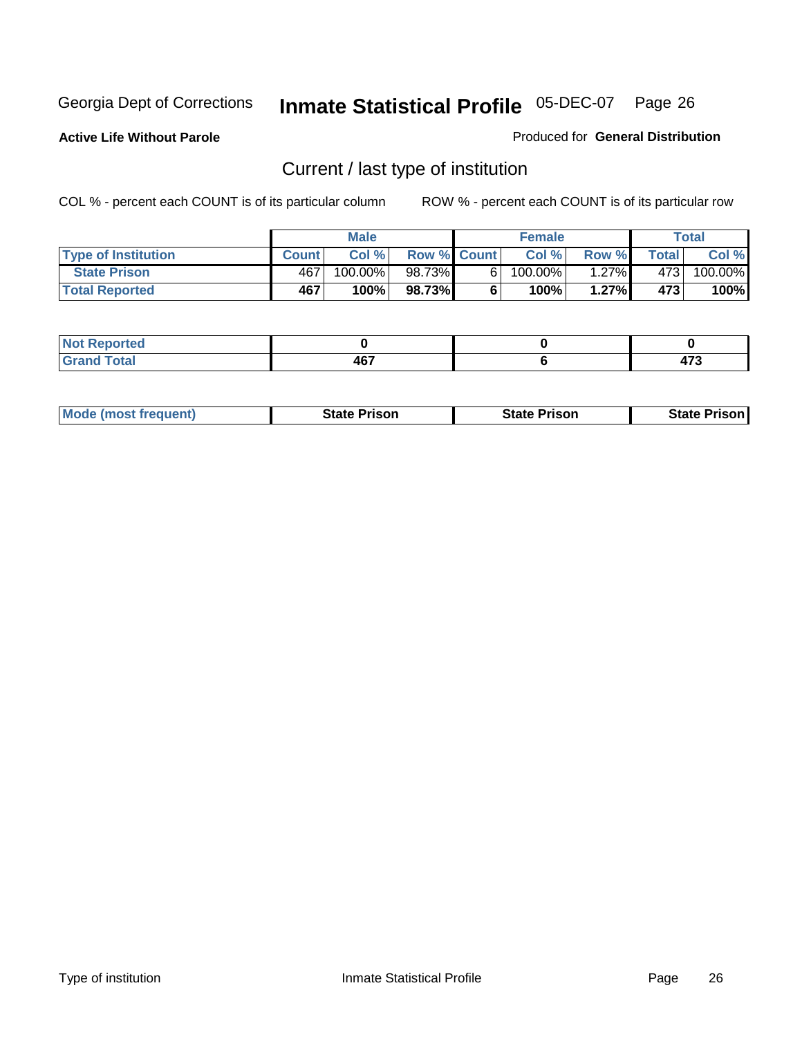Georgia Dept of Corrections **Inmate Statistical Profile** 05-DEC-07

**Active Life Without Parole**

Produced for **General Distribution**

## Current / last type of institution

COL % - percent each COUNT is of its particular column

ROW % - percent each COUNT is of its particular row

| | Male | | | Female | | | Total | |
|---|---|---|---|---|---|---|---|---|
| **Type of Institution** | **Count** | **Col %** | **Row %** | **Count** | **Col %** | **Row %** | **Total** | **Col %** |
| **State Prison** | 467 | 100.00% | 98.73% | 6 | 100.00% | 1.27% | 473 | 100.00% |
| **Total Reported** | **467** | **100%** | **98.73%** | **6** | **100%** | **1.27%** | **473** | **100%** |

| | Male | Female | Total |
|---|---|---|---|
| **Not Reported** | **0** | **0** | **0** |
| **Grand Total** | **467** | **6** | **473** |

| | Male | Female | Total |
|---|---|---|---|
| **Mode (most frequent)** | **State Prison** | **State Prison** | **State Prison** |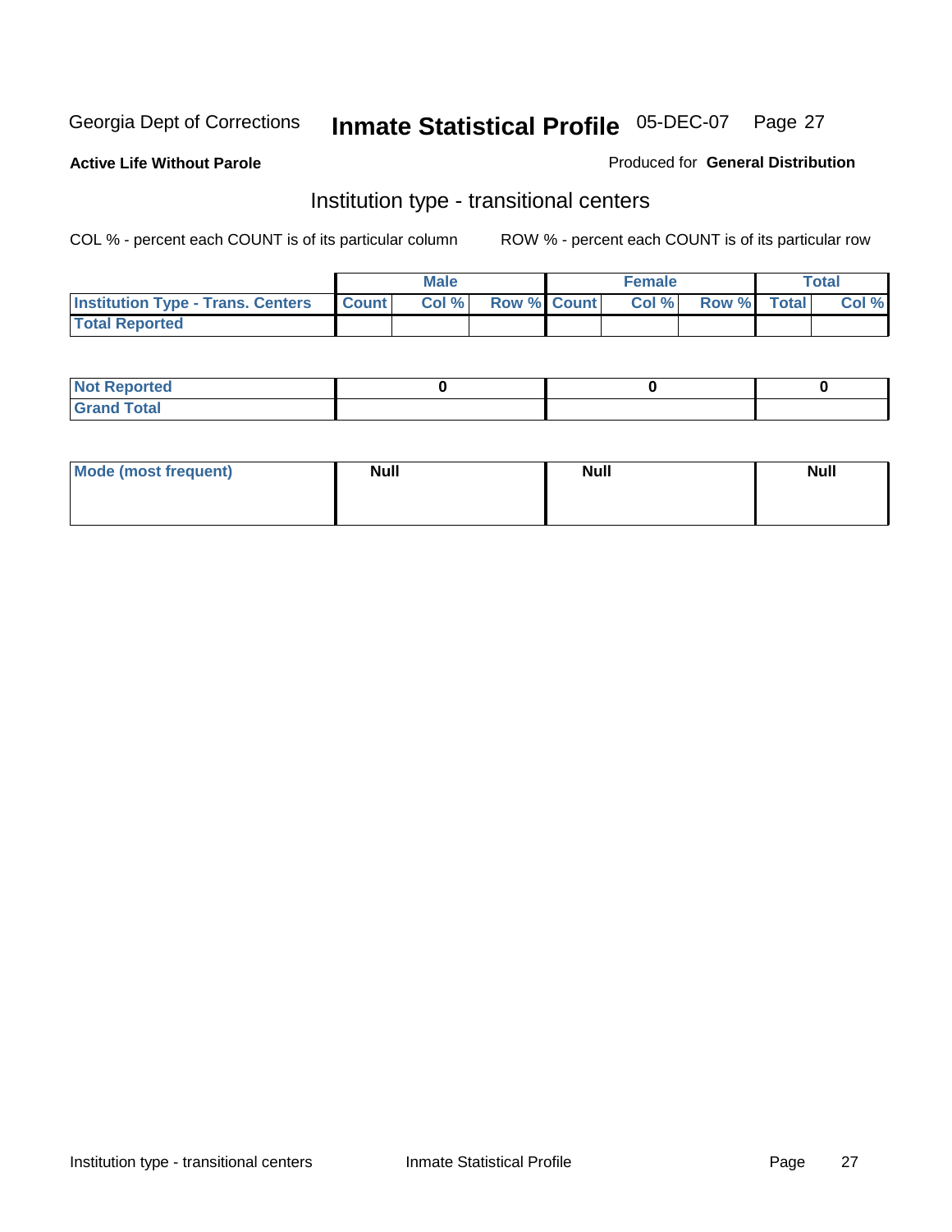Georgia Dept of Corrections **Inmate Statistical Profile** 05-DEC-07

**Active Life Without Parole**

Produced for **General Distribution**

## Institution type - transitional centers

COL % - percent each COUNT is of its particular column    ROW % - percent each COUNT is of its particular row

| | Male | | | Female | | | Total | |
|---|---|---|---|---|---|---|---|---|
| Institution Type - Trans. Centers | Count | Col % | Row % | Count | Col % | Row % | Total | Col % |
| Total Reported | | | | | | | | |

| | Male | Female | Total |
|---|---|---|---|
| Not Reported | 0 | 0 | 0 |
| Grand Total | | | |

| | Male | Female | Total |
|---|---|---|---|
| Mode (most frequent) | Null | Null | Null |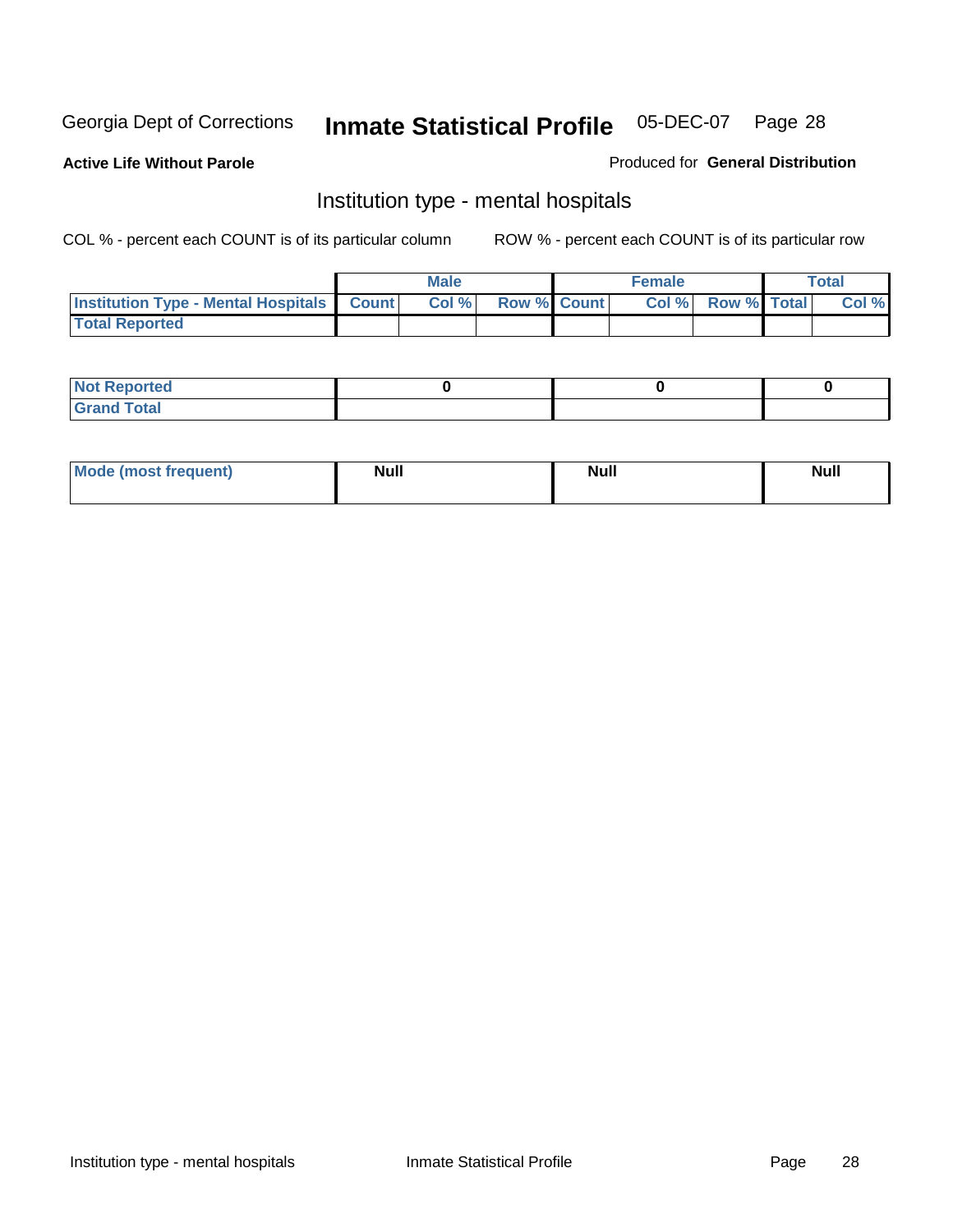Georgia Dept of Corrections **Inmate Statistical Profile** 05-DEC-07

**Active Life Without Parole**

Produced for **General Distribution**

## Institution type - mental hospitals

COL % - percent each COUNT is of its particular column

ROW % - percent each COUNT is of its particular row

| | Male | | | Female | | | Total | |
|---|---|---|---|---|---|---|---|---|
| **Institution Type - Mental Hospitals** | **Count** | **Col %** | **Row %** | **Count** | **Col %** | **Row %** | **Total** | **Col %** |
| **Total Reported** | | | | | | | | |

| | Male | Female | Total |
|---|---|---|---|
| **Not Reported** | **0** | **0** | **0** |
| **Grand Total** | | | |

| | Male | Female | Total |
|---|---|---|---|
| **Mode (most frequent)** | **Null** | **Null** | **Null** |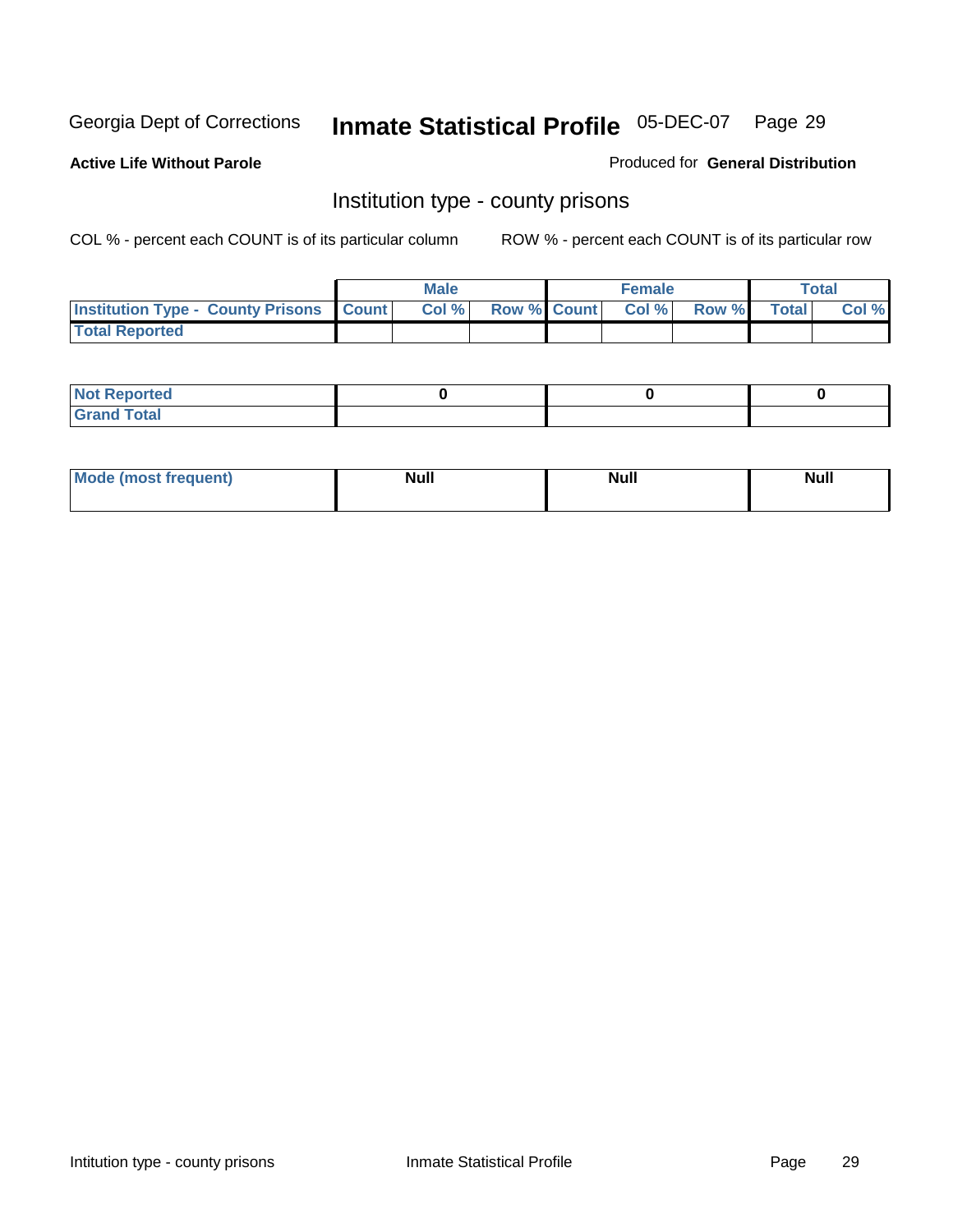Georgia Dept of Corrections **Inmate Statistical Profile** 05-DEC-07

**Active Life Without Parole**

Produced for **General Distribution**

## Institution type - county prisons

COL % - percent each COUNT is of its particular column

ROW % - percent each COUNT is of its particular row

| | Male | | | Female | | | Total | |
|---|---|---|---|---|---|---|---|---|
| Institution Type - County Prisons | Count | Col % | Row % | Count | Col % | Row % | Total | Col % |
| Total Reported | | | | | | | | |

| | Male | Female | Total |
|---|---|---|---|
| Not Reported | 0 | 0 | 0 |
| Grand Total | | | |

| | Male | Female | Total |
|---|---|---|---|
| Mode (most frequent) | Null | Null | Null |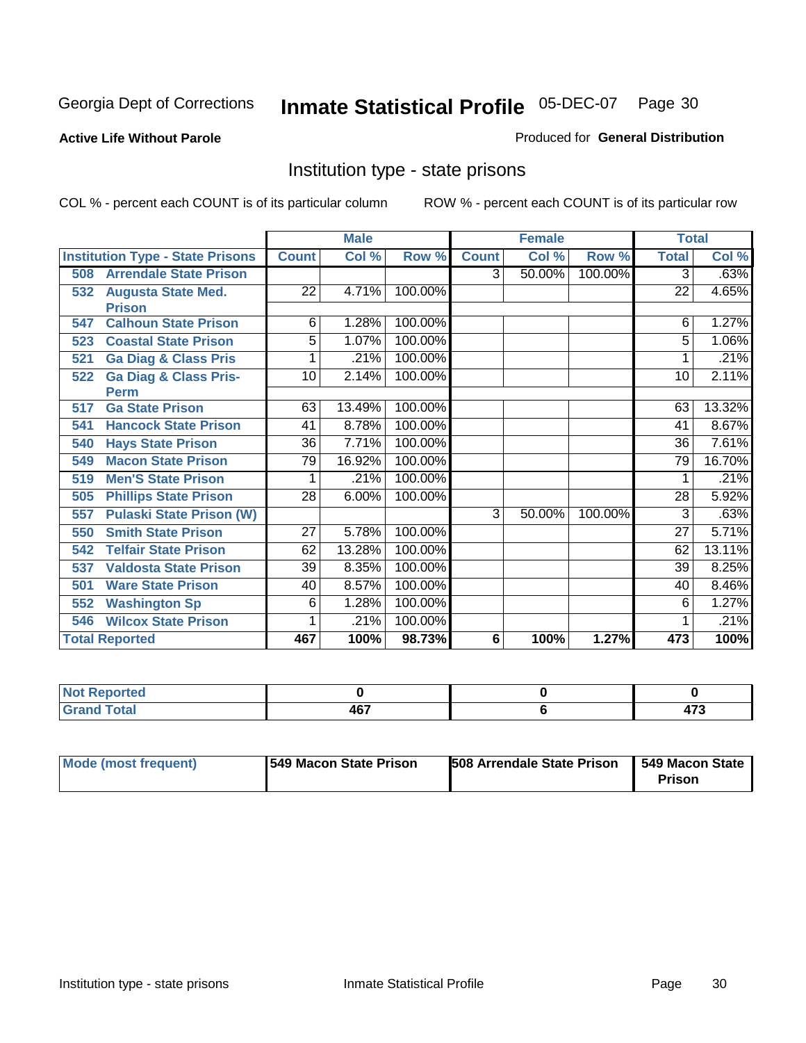Georgia Dept of Corrections

# Inmate Statistical Profile 05-DEC-07

**Active Life Without Parole**

Produced for **General Distribution**

## Institution type - state prisons

COL % - percent each COUNT is of its particular column

ROW % - percent each COUNT is of its particular row

| | Male | | | Female | | | Total | |
|---|---|---|---|---|---|---|---|---|
| **Institution Type - State Prisons** | **Count** | **Col %** | **Row %** | **Count** | **Col %** | **Row %** | **Total** | **Col %** |
| **508 Arrendale State Prison** | | | | 3 | 50.00% | 100.00% | 3 | .63% |
| **532 Augusta State Med. Prison** | 22 | 4.71% | 100.00% | | | | 22 | 4.65% |
| **547 Calhoun State Prison** | 6 | 1.28% | 100.00% | | | | 6 | 1.27% |
| **523 Coastal State Prison** | 5 | 1.07% | 100.00% | | | | 5 | 1.06% |
| **521 Ga Diag & Class Pris** | 1 | .21% | 100.00% | | | | 1 | .21% |
| **522 Ga Diag & Class Pris-Perm** | 10 | 2.14% | 100.00% | | | | 10 | 2.11% |
| **517 Ga State Prison** | 63 | 13.49% | 100.00% | | | | 63 | 13.32% |
| **541 Hancock State Prison** | 41 | 8.78% | 100.00% | | | | 41 | 8.67% |
| **540 Hays State Prison** | 36 | 7.71% | 100.00% | | | | 36 | 7.61% |
| **549 Macon State Prison** | 79 | 16.92% | 100.00% | | | | 79 | 16.70% |
| **519 Men'S State Prison** | 1 | .21% | 100.00% | | | | 1 | .21% |
| **505 Phillips State Prison** | 28 | 6.00% | 100.00% | | | | 28 | 5.92% |
| **557 Pulaski State Prison (W)** | | | | 3 | 50.00% | 100.00% | 3 | .63% |
| **550 Smith State Prison** | 27 | 5.78% | 100.00% | | | | 27 | 5.71% |
| **542 Telfair State Prison** | 62 | 13.28% | 100.00% | | | | 62 | 13.11% |
| **537 Valdosta State Prison** | 39 | 8.35% | 100.00% | | | | 39 | 8.25% |
| **501 Ware State Prison** | 40 | 8.57% | 100.00% | | | | 40 | 8.46% |
| **552 Washington Sp** | 6 | 1.28% | 100.00% | | | | 6 | 1.27% |
| **546 Wilcox State Prison** | 1 | .21% | 100.00% | | | | 1 | .21% |
| **Total Reported** | **467** | **100%** | **98.73%** | **6** | **100%** | **1.27%** | **473** | **100%** |

| | Male | Female | Total |
|---|---|---|---|
| **Not Reported** | 0 | 0 | 0 |
| **Grand Total** | 467 | 6 | 473 |

| | Male | Female | Total |
|---|---|---|---|
| **Mode (most frequent)** | **549 Macon State Prison** | **508 Arrendale State Prison** | **549 Macon State Prison** |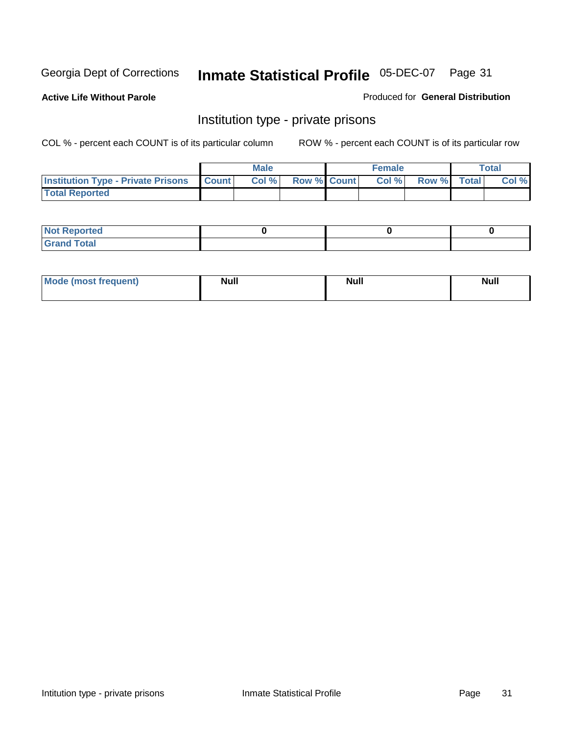Georgia Dept of Corrections **Inmate Statistical Profile** 05-DEC-07

**Active Life Without Parole**

Produced for **General Distribution**

## Institution type - private prisons

COL % - percent each COUNT is of its particular column

ROW % - percent each COUNT is of its particular row

| | Male | | | Female | | | Total | |
|---|---|---|---|---|---|---|---|---|
| **Institution Type - Private Prisons** | **Count** | **Col %** | **Row %** | **Count** | **Col %** | **Row %** | **Total** | **Col %** |
| **Total Reported** | | | | | | | | |

| | Male | Female | Total |
|---|---|---|---|
| **Not Reported** | 0 | 0 | 0 |
| **Grand Total** | | | |

| | Male | Female | Total |
|---|---|---|---|
| **Mode (most frequent)** | Null | Null | Null |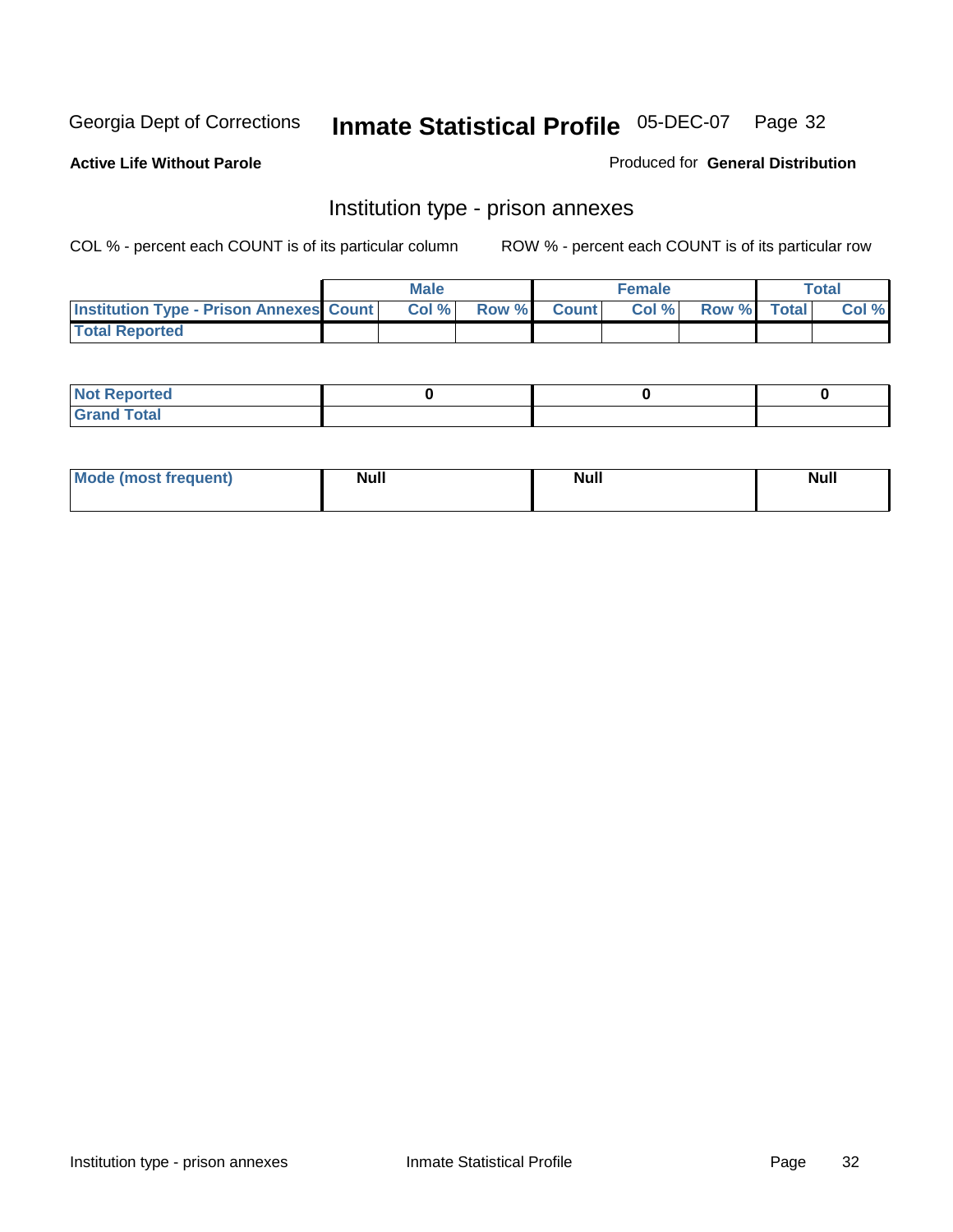Georgia Dept of Corrections **Inmate Statistical Profile** 05-DEC-07

**Active Life Without Parole**

Produced for **General Distribution**

## Institution type - prison annexes

COL % - percent each COUNT is of its particular column    ROW % - percent each COUNT is of its particular row

| | Male | | | Female | | | Total | |
|---|---|---|---|---|---|---|---|---|
| **Institution Type - Prison Annexes** | **Count** | **Col %** | **Row %** | **Count** | **Col %** | **Row %** | **Total** | **Col %** |
| **Total Reported** | | | | | | | | |

| | Male | Female | Total |
|---|---|---|---|
| **Not Reported** | **0** | **0** | **0** |
| **Grand Total** | | | |

| | Male | Female | Total |
|---|---|---|---|
| **Mode (most frequent)** | **Null** | **Null** | **Null** |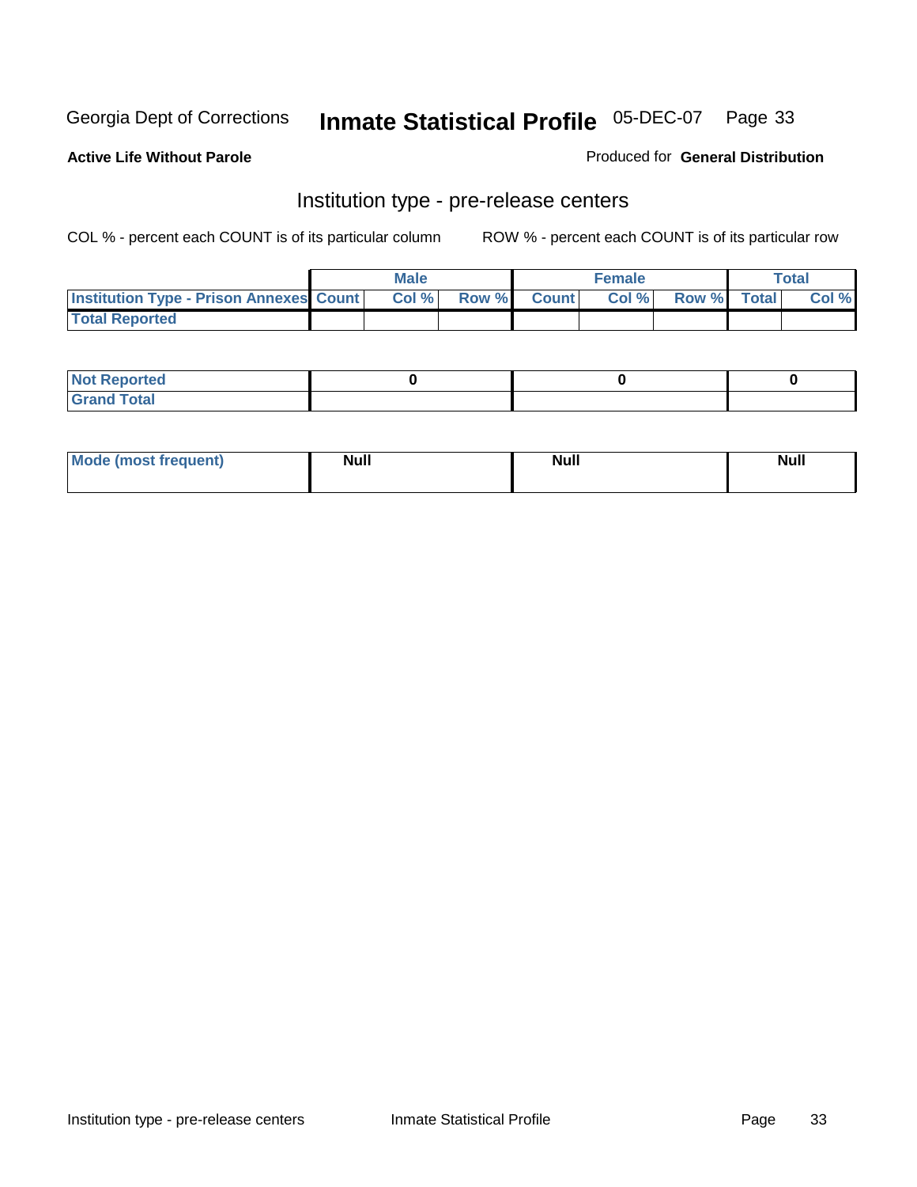Georgia Dept of Corrections **Inmate Statistical Profile** 05-DEC-07

**Active Life Without Parole**

Produced for **General Distribution**

## Institution type - pre-release centers

COL % - percent each COUNT is of its particular column ROW % - percent each COUNT is of its particular row

| | Male | | | Female | | | Total | |
|---|---|---|---|---|---|---|---|---|
| Institution Type - Prison Annexes | Count | Col % | Row % | Count | Col % | Row % | Total | Col % |
| Total Reported | | | | | | | | |

| | Male | Female | Total |
|---|---|---|---|
| Not Reported | 0 | 0 | 0 |
| Grand Total | | | |

| | Male | Female | Total |
|---|---|---|---|
| Mode (most frequent) | Null | Null | Null |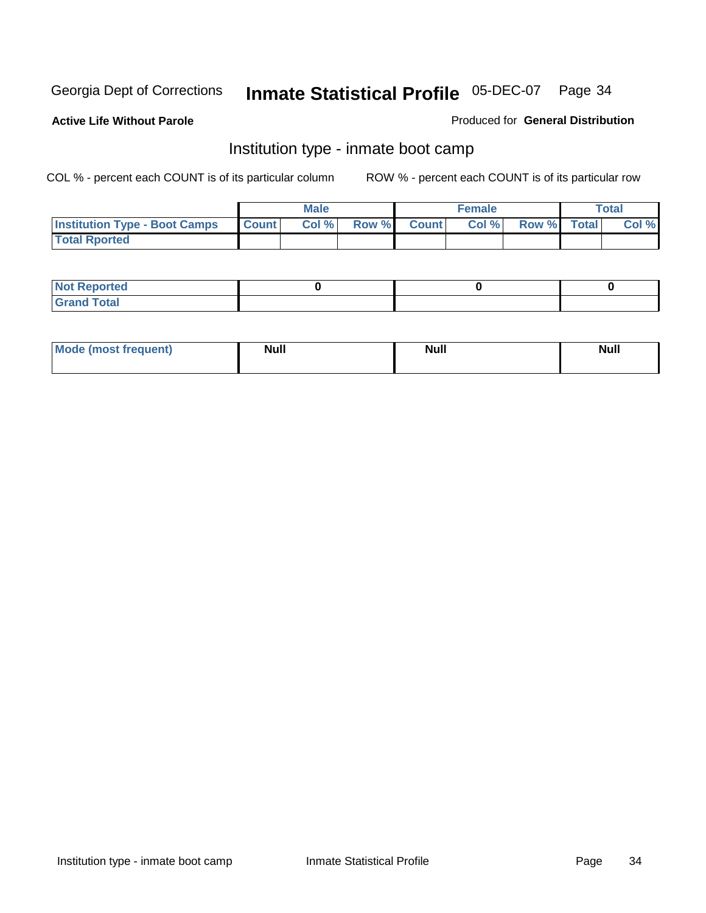Georgia Dept of Corrections **Inmate Statistical Profile** 05-DEC-07

**Active Life Without Parole**

Produced for **General Distribution**

## Institution type - inmate boot camp

COL % - percent each COUNT is of its particular column    ROW % - percent each COUNT is of its particular row

| | Male | | | Female | | | Total | |
|---|---|---|---|---|---|---|---|---|
| **Institution Type - Boot Camps** | **Count** | **Col %** | **Row %** | **Count** | **Col %** | **Row %** | **Total** | **Col %** |
| **Total Rported** | | | | | | | | |

| | Male | Female | Total |
|---|---|---|---|
| **Not Reported** | 0 | 0 | 0 |
| **Grand Total** | | | |

| | Male | Female | Total |
|---|---|---|---|
| **Mode (most frequent)** | Null | Null | Null |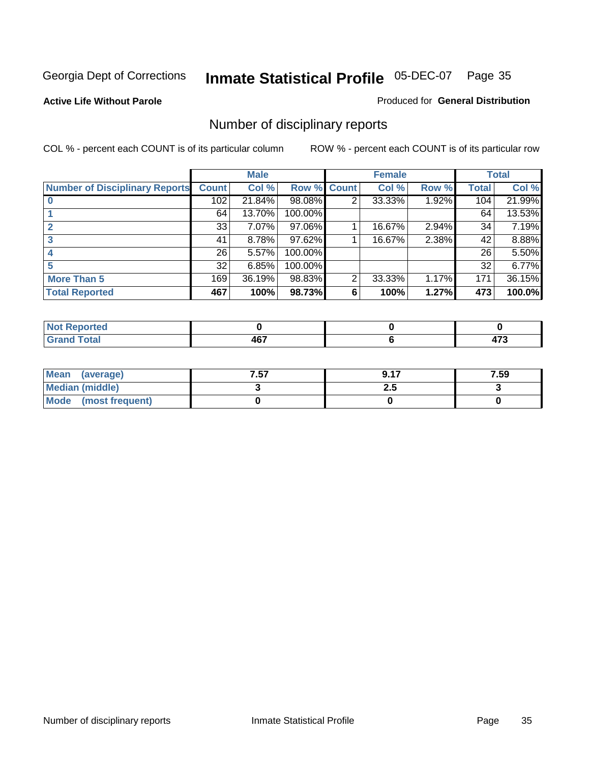Georgia Dept of Corrections **Inmate Statistical Profile** 05-DEC-07

**Active Life Without Parole**

Produced for **General Distribution**

## Number of disciplinary reports

COL % - percent each COUNT is of its particular column

ROW % - percent each COUNT is of its particular row

| | Male | | | Female | | | Total | |
|---|---|---|---|---|---|---|---|---|
| **Number of Disciplinary Reports** | **Count** | **Col %** | **Row %** | **Count** | **Col %** | **Row %** | **Total** | **Col %** |
| **0** | 102 | 21.84% | 98.08% | 2 | 33.33% | 1.92% | 104 | 21.99% |
| **1** | 64 | 13.70% | 100.00% | | | | 64 | 13.53% |
| **2** | 33 | 7.07% | 97.06% | 1 | 16.67% | 2.94% | 34 | 7.19% |
| **3** | 41 | 8.78% | 97.62% | 1 | 16.67% | 2.38% | 42 | 8.88% |
| **4** | 26 | 5.57% | 100.00% | | | | 26 | 5.50% |
| **5** | 32 | 6.85% | 100.00% | | | | 32 | 6.77% |
| **More Than 5** | 169 | 36.19% | 98.83% | 2 | 33.33% | 1.17% | 171 | 36.15% |
| **Total Reported** | **467** | **100%** | **98.73%** | **6** | **100%** | **1.27%** | **473** | **100.0%** |

| | Male | Female | Total |
|---|---|---|---|
| **Not Reported** | **0** | **0** | **0** |
| **Grand Total** | **467** | **6** | **473** |

| | Male | Female | Total |
|---|---|---|---|
| **Mean (average)** | **7.57** | **9.17** | **7.59** |
| **Median (middle)** | **3** | **2.5** | **3** |
| **Mode (most frequent)** | **0** | **0** | **0** |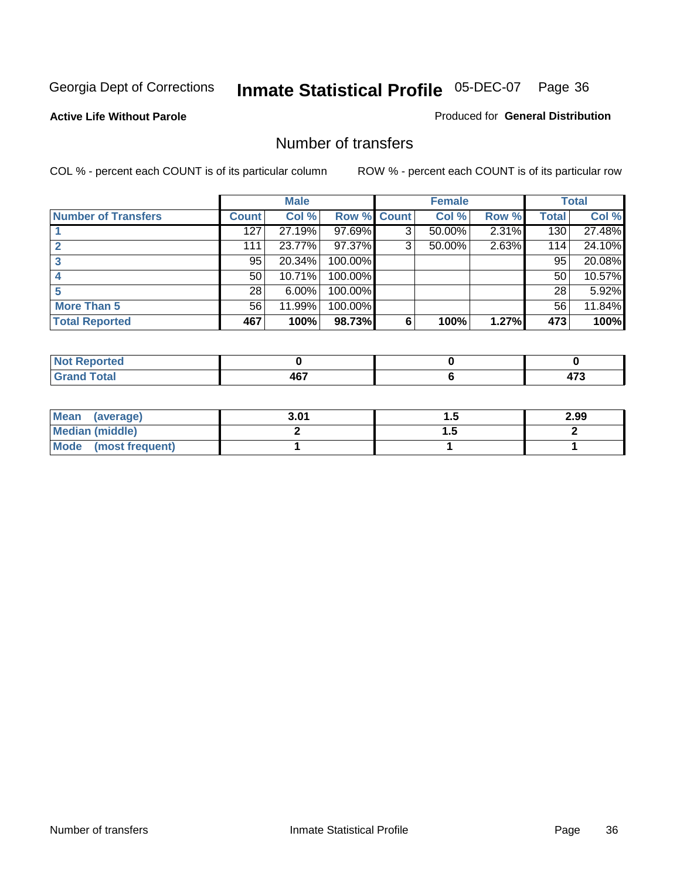Georgia Dept of Corrections **Inmate Statistical Profile** 05-DEC-07 Page 36

**Active Life Without Parole**

Produced for **General Distribution**

## Number of transfers

COL % - percent each COUNT is of its particular column

ROW % - percent each COUNT is of its particular row

| | Male | | | Female | | | Total | |
|---|---|---|---|---|---|---|---|---|
| **Number of Transfers** | **Count** | **Col %** | **Row %** | **Count** | **Col %** | **Row %** | **Total** | **Col %** |
| **1** | 127 | 27.19% | 97.69% | 3 | 50.00% | 2.31% | 130 | 27.48% |
| **2** | 111 | 23.77% | 97.37% | 3 | 50.00% | 2.63% | 114 | 24.10% |
| **3** | 95 | 20.34% | 100.00% | | | | 95 | 20.08% |
| **4** | 50 | 10.71% | 100.00% | | | | 50 | 10.57% |
| **5** | 28 | 6.00% | 100.00% | | | | 28 | 5.92% |
| **More Than 5** | 56 | 11.99% | 100.00% | | | | 56 | 11.84% |
| **Total Reported** | **467** | **100%** | **98.73%** | **6** | **100%** | **1.27%** | **473** | **100%** |

| | Male | Female | Total |
|---|---|---|---|
| **Not Reported** | **0** | **0** | **0** |
| **Grand Total** | **467** | **6** | **473** |

| | Male | Female | Total |
|---|---|---|---|
| **Mean (average)** | **3.01** | **1.5** | **2.99** |
| **Median (middle)** | **2** | **1.5** | **2** |
| **Mode (most frequent)** | **1** | **1** | **1** |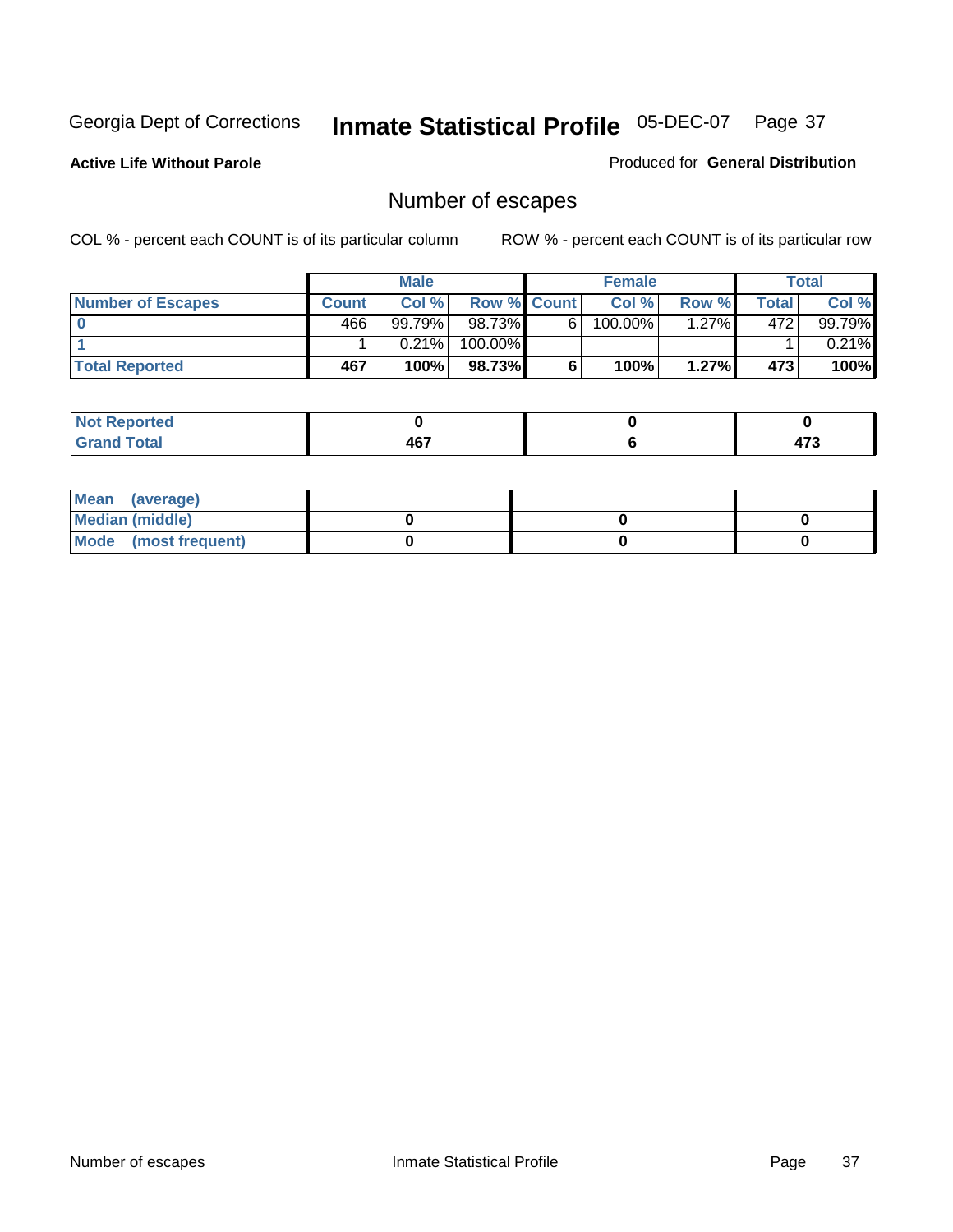Georgia Dept of Corrections **Inmate Statistical Profile** 05-DEC-07

**Active Life Without Parole** Produced for **General Distribution**

## Number of escapes

COL % - percent each COUNT is of its particular column ROW % - percent each COUNT is of its particular row

| | Male | | | Female | | | Total | |
|---|---|---|---|---|---|---|---|---|
| **Number of Escapes** | **Count** | **Col %** | **Row %** | **Count** | **Col %** | **Row %** | **Total** | **Col %** |
| **0** | 466 | 99.79% | 98.73% | 6 | 100.00% | 1.27% | 472 | 99.79% |
| **1** | 1 | 0.21% | 100.00% | | | | 1 | 0.21% |
| **Total Reported** | **467** | **100%** | **98.73%** | **6** | **100%** | **1.27%** | **473** | **100%** |

| | Male | Female | Total |
|---|---|---|---|
| **Not Reported** | **0** | **0** | **0** |
| **Grand Total** | **467** | **6** | **473** |

| | Male | Female | Total |
|---|---|---|---|
| **Mean (average)** | | | |
| **Median (middle)** | **0** | **0** | **0** |
| **Mode (most frequent)** | **0** | **0** | **0** |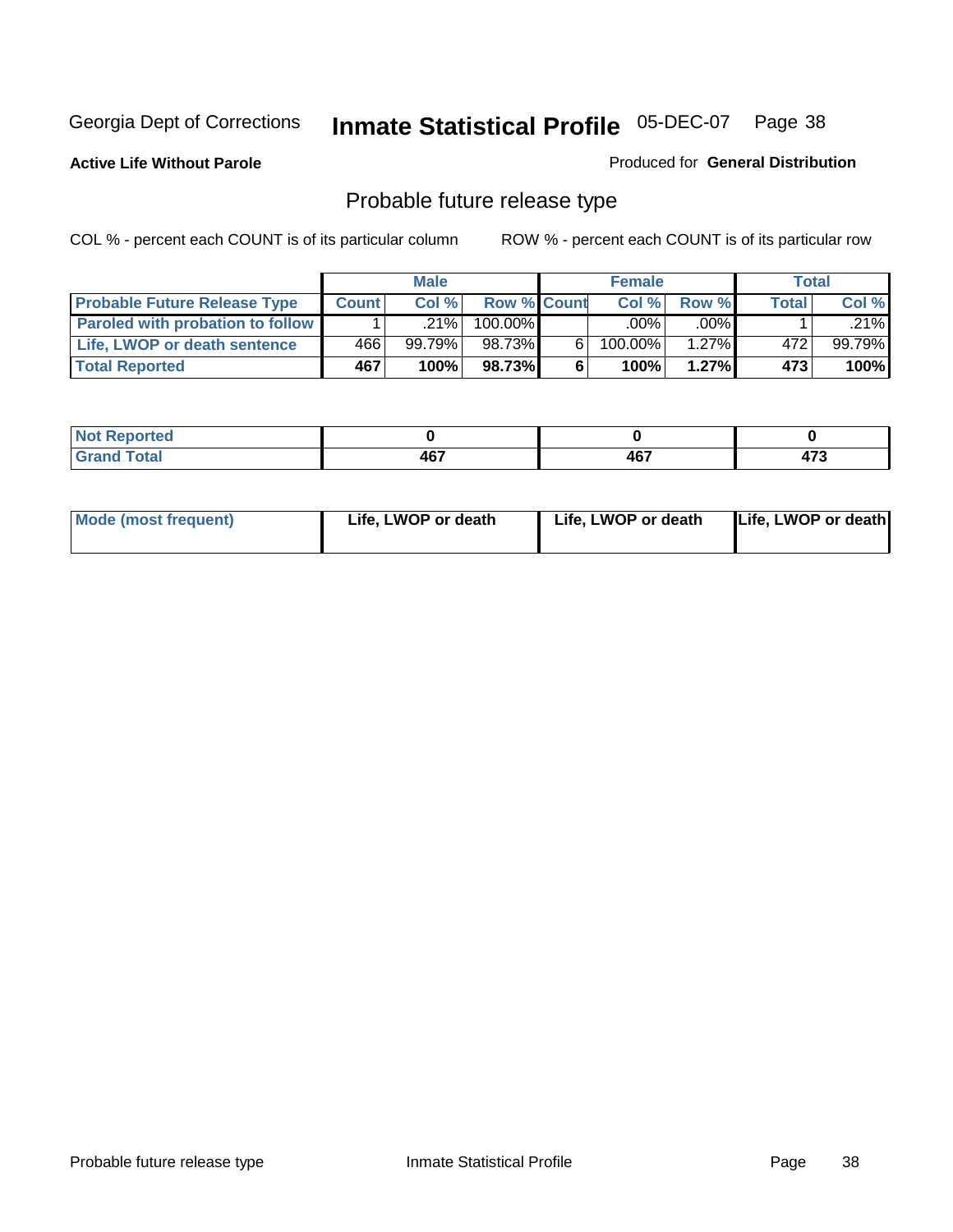Georgia Dept of Corrections **Inmate Statistical Profile** 05-DEC-07

**Active Life Without Parole**

Produced for **General Distribution**

## Probable future release type

COL % - percent each COUNT is of its particular column

ROW % - percent each COUNT is of its particular row

| | Male | | | Female | | | Total | |
|---|---|---|---|---|---|---|---|---|
| **Probable Future Release Type** | **Count** | **Col %** | **Row %** | **Count** | **Col %** | **Row %** | **Total** | **Col %** |
| **Paroled with probation to follow** | 1 | .21% | 100.00% | | .00% | .00% | 1 | .21% |
| **Life, LWOP or death sentence** | 466 | 99.79% | 98.73% | 6 | 100.00% | 1.27% | 472 | 99.79% |
| **Total Reported** | **467** | **100%** | **98.73%** | **6** | **100%** | **1.27%** | **473** | **100%** |

| | | | |
|---|---|---|---|
| **Not Reported** | **0** | **0** | **0** |
| **Grand Total** | **467** | **467** | **473** |

| | | | |
|---|---|---|---|
| **Mode (most frequent)** | **Life, LWOP or death** | **Life, LWOP or death** | **Life, LWOP or death** |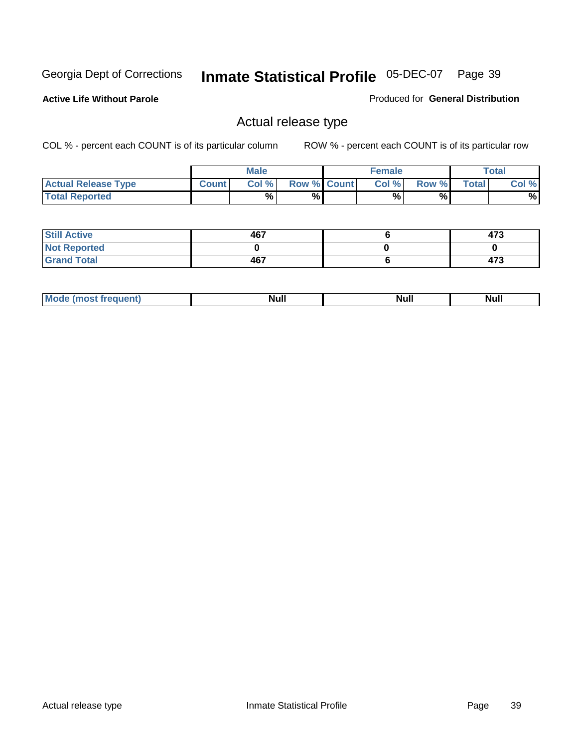Georgia Dept of Corrections **Inmate Statistical Profile** 05-DEC-07

**Active Life Without Parole**

Produced for **General Distribution**

## Actual release type

COL % - percent each COUNT is of its particular column

ROW % - percent each COUNT is of its particular row

| | Male | | | Female | | | Total | |
|---|---|---|---|---|---|---|---|---|
| **Actual Release Type** | **Count** | **Col %** | **Row %** | **Count** | **Col %** | **Row %** | **Total** | **Col %** |
| **Total Reported** | | % | % | | % | % | | % |

| | Male | Female | Total |
|---|---|---|---|
| **Still Active** | 467 | 6 | 473 |
| **Not Reported** | 0 | 0 | 0 |
| **Grand Total** | 467 | 6 | 473 |

| | Male | Female | Total |
|---|---|---|---|
| **Mode (most frequent)** | Null | Null | Null |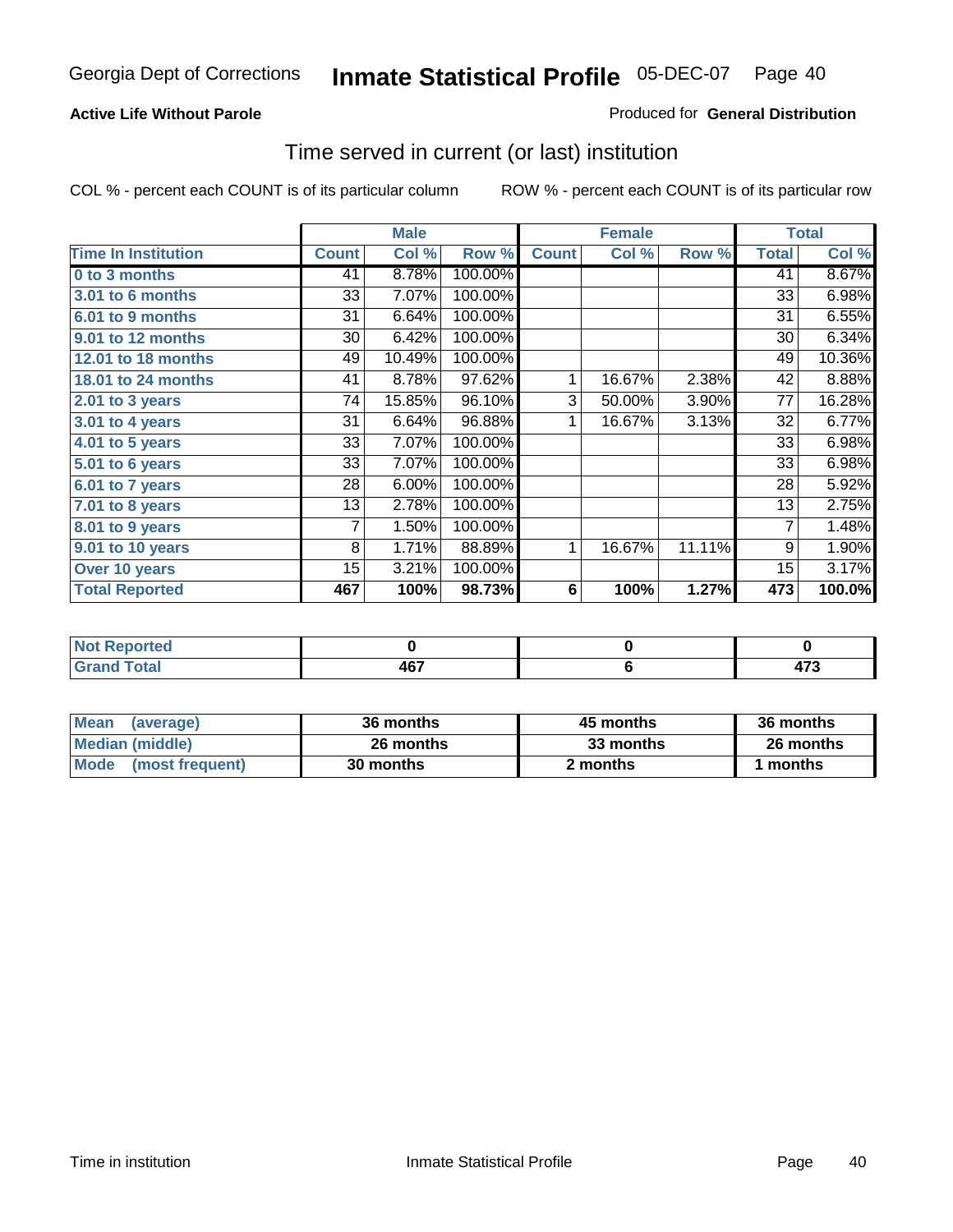## Georgia Dept of Corrections — Inmate Statistical Profile — 05-DEC-07

**Active Life Without Parole**

Produced for **General Distribution**

### Time served in current (or last) institution

COL % - percent each COUNT is of its particular column

ROW % - percent each COUNT is of its particular row

| | Male | | | Female | | | Total | |
|---|---|---|---|---|---|---|---|---|
| **Time In Institution** | **Count** | **Col %** | **Row %** | **Count** | **Col %** | **Row %** | **Total** | **Col %** |
| **0 to 3 months** | 41 | 8.78% | 100.00% | | | | 41 | 8.67% |
| **3.01 to 6 months** | 33 | 7.07% | 100.00% | | | | 33 | 6.98% |
| **6.01 to 9 months** | 31 | 6.64% | 100.00% | | | | 31 | 6.55% |
| **9.01 to 12 months** | 30 | 6.42% | 100.00% | | | | 30 | 6.34% |
| **12.01 to 18 months** | 49 | 10.49% | 100.00% | | | | 49 | 10.36% |
| **18.01 to 24 months** | 41 | 8.78% | 97.62% | 1 | 16.67% | 2.38% | 42 | 8.88% |
| **2.01 to 3 years** | 74 | 15.85% | 96.10% | 3 | 50.00% | 3.90% | 77 | 16.28% |
| **3.01 to 4 years** | 31 | 6.64% | 96.88% | 1 | 16.67% | 3.13% | 32 | 6.77% |
| **4.01 to 5 years** | 33 | 7.07% | 100.00% | | | | 33 | 6.98% |
| **5.01 to 6 years** | 33 | 7.07% | 100.00% | | | | 33 | 6.98% |
| **6.01 to 7 years** | 28 | 6.00% | 100.00% | | | | 28 | 5.92% |
| **7.01 to 8 years** | 13 | 2.78% | 100.00% | | | | 13 | 2.75% |
| **8.01 to 9 years** | 7 | 1.50% | 100.00% | | | | 7 | 1.48% |
| **9.01 to 10 years** | 8 | 1.71% | 88.89% | 1 | 16.67% | 11.11% | 9 | 1.90% |
| **Over 10 years** | 15 | 3.21% | 100.00% | | | | 15 | 3.17% |
| **Total Reported** | **467** | **100%** | **98.73%** | **6** | **100%** | **1.27%** | **473** | **100.0%** |

| | Male | Female | Total |
|---|---|---|---|
| **Not Reported** | **0** | **0** | **0** |
| **Grand Total** | **467** | **6** | **473** |

| | Male | Female | Total |
|---|---|---|---|
| **Mean (average)** | **36 months** | **45 months** | **36 months** |
| **Median (middle)** | **26 months** | **33 months** | **26 months** |
| **Mode (most frequent)** | **30 months** | **2 months** | **1 months** |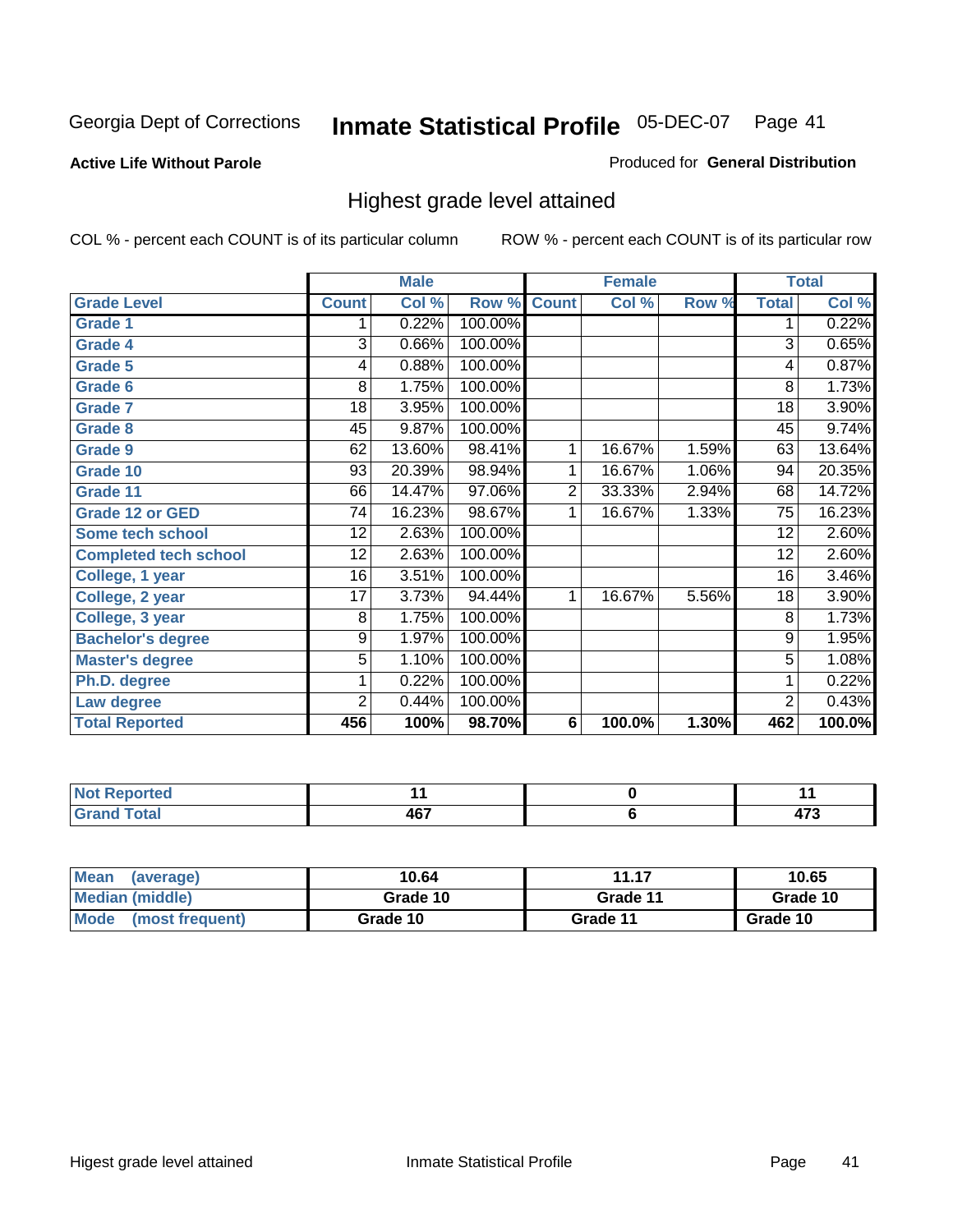Georgia Dept of Corrections **Inmate Statistical Profile** 05-DEC-07

**Active Life Without Parole**

Produced for **General Distribution**

## Highest grade level attained

COL % - percent each COUNT is of its particular column

ROW % - percent each COUNT is of its particular row

| | Male | | | Female | | | Total | |
|---|---|---|---|---|---|---|---|---|
| **Grade Level** | **Count** | **Col %** | **Row %** | **Count** | **Col %** | **Row %** | **Total** | **Col %** |
| Grade 1 | 1 | 0.22% | 100.00% | | | | 1 | 0.22% |
| Grade 4 | 3 | 0.66% | 100.00% | | | | 3 | 0.65% |
| Grade 5 | 4 | 0.88% | 100.00% | | | | 4 | 0.87% |
| Grade 6 | 8 | 1.75% | 100.00% | | | | 8 | 1.73% |
| Grade 7 | 18 | 3.95% | 100.00% | | | | 18 | 3.90% |
| Grade 8 | 45 | 9.87% | 100.00% | | | | 45 | 9.74% |
| Grade 9 | 62 | 13.60% | 98.41% | 1 | 16.67% | 1.59% | 63 | 13.64% |
| Grade 10 | 93 | 20.39% | 98.94% | 1 | 16.67% | 1.06% | 94 | 20.35% |
| Grade 11 | 66 | 14.47% | 97.06% | 2 | 33.33% | 2.94% | 68 | 14.72% |
| Grade 12 or GED | 74 | 16.23% | 98.67% | 1 | 16.67% | 1.33% | 75 | 16.23% |
| Some tech school | 12 | 2.63% | 100.00% | | | | 12 | 2.60% |
| Completed tech school | 12 | 2.63% | 100.00% | | | | 12 | 2.60% |
| College, 1 year | 16 | 3.51% | 100.00% | | | | 16 | 3.46% |
| College, 2 year | 17 | 3.73% | 94.44% | 1 | 16.67% | 5.56% | 18 | 3.90% |
| College, 3 year | 8 | 1.75% | 100.00% | | | | 8 | 1.73% |
| Bachelor's degree | 9 | 1.97% | 100.00% | | | | 9 | 1.95% |
| Master's degree | 5 | 1.10% | 100.00% | | | | 5 | 1.08% |
| Ph.D. degree | 1 | 0.22% | 100.00% | | | | 1 | 0.22% |
| Law degree | 2 | 0.44% | 100.00% | | | | 2 | 0.43% |
| **Total Reported** | **456** | **100%** | **98.70%** | **6** | **100.0%** | **1.30%** | **462** | **100.0%** |

| | Male | Female | Total |
|---|---|---|---|
| Not Reported | 11 | 0 | 11 |
| Grand Total | 467 | 6 | 473 |

| | Male | Female | Total |
|---|---|---|---|
| Mean (average) | 10.64 | 11.17 | 10.65 |
| Median (middle) | Grade 10 | Grade 11 | Grade 10 |
| Mode (most frequent) | Grade 10 | Grade 11 | Grade 10 |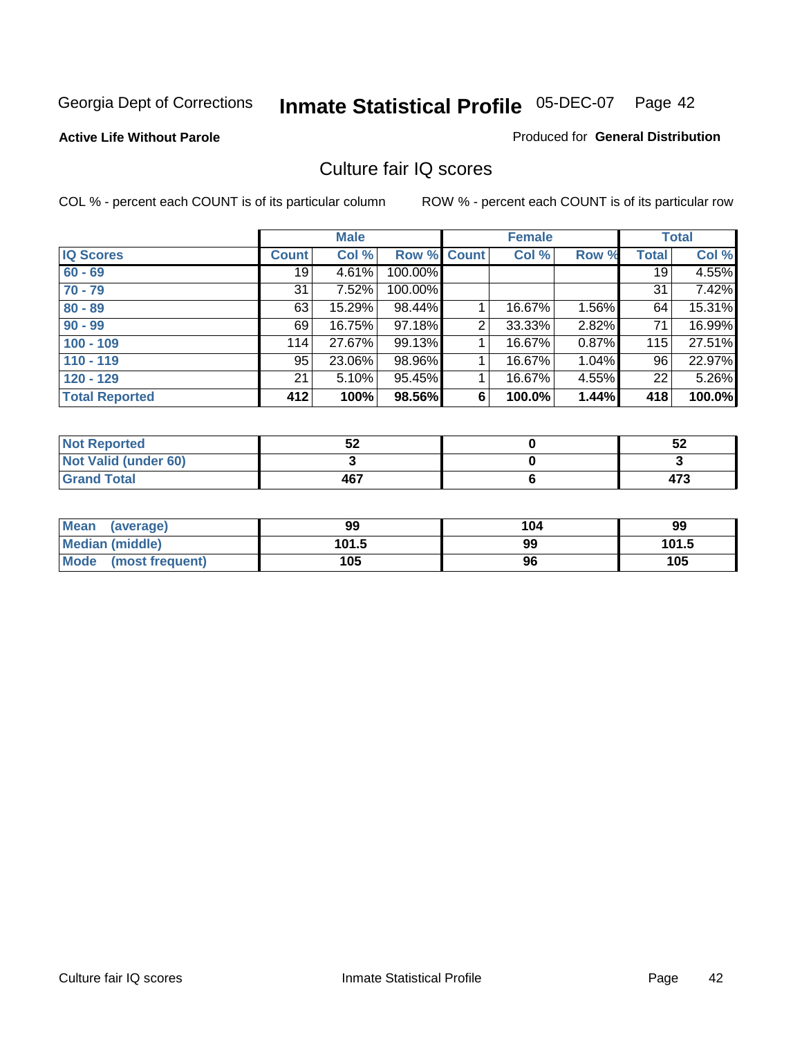Georgia Dept of Corrections **Inmate Statistical Profile** 05-DEC-07

**Active Life Without Parole**

Produced for **General Distribution**

## Culture fair IQ scores

COL % - percent each COUNT is of its particular column

ROW % - percent each COUNT is of its particular row

| | Male | | | Female | | | Total | |
|---|---|---|---|---|---|---|---|---|
| **IQ Scores** | **Count** | **Col %** | **Row %** | **Count** | **Col %** | **Row %** | **Total** | **Col %** |
| **60 - 69** | 19 | 4.61% | 100.00% | | | | 19 | 4.55% |
| **70 - 79** | 31 | 7.52% | 100.00% | | | | 31 | 7.42% |
| **80 - 89** | 63 | 15.29% | 98.44% | 1 | 16.67% | 1.56% | 64 | 15.31% |
| **90 - 99** | 69 | 16.75% | 97.18% | 2 | 33.33% | 2.82% | 71 | 16.99% |
| **100 - 109** | 114 | 27.67% | 99.13% | 1 | 16.67% | 0.87% | 115 | 27.51% |
| **110 - 119** | 95 | 23.06% | 98.96% | 1 | 16.67% | 1.04% | 96 | 22.97% |
| **120 - 129** | 21 | 5.10% | 95.45% | 1 | 16.67% | 4.55% | 22 | 5.26% |
| **Total Reported** | **412** | **100%** | **98.56%** | **6** | **100.0%** | **1.44%** | **418** | **100.0%** |

| | Male | Female | Total |
|---|---|---|---|
| **Not Reported** | **52** | **0** | **52** |
| **Not Valid (under 60)** | **3** | **0** | **3** |
| **Grand Total** | **467** | **6** | **473** |

| | Male | Female | Total |
|---|---|---|---|
| **Mean (average)** | **99** | **104** | **99** |
| **Median (middle)** | **101.5** | **99** | **101.5** |
| **Mode (most frequent)** | **105** | **96** | **105** |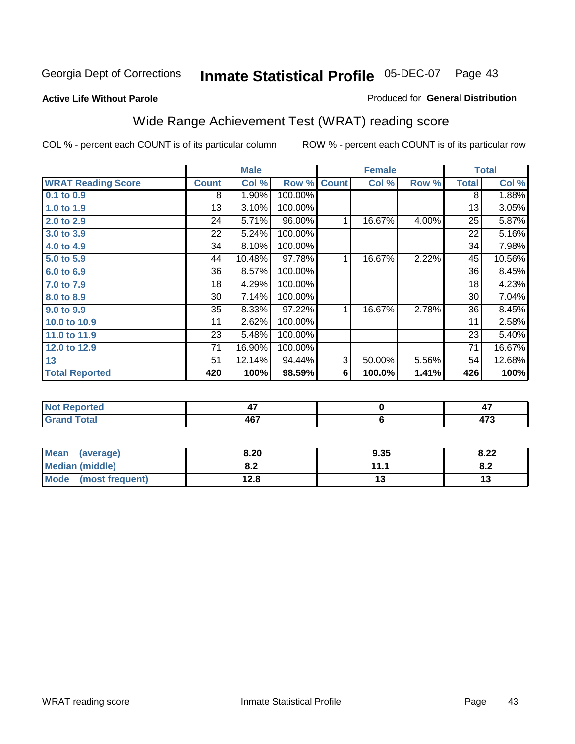Georgia Dept of Corrections **Inmate Statistical Profile** 05-DEC-07

**Active Life Without Parole**

Produced for **General Distribution**

## Wide Range Achievement Test (WRAT) reading score

COL % - percent each COUNT is of its particular column ROW % - percent each COUNT is of its particular row

| | Male | | | Female | | | Total | |
|---|---|---|---|---|---|---|---|---|
| **WRAT Reading Score** | **Count** | **Col %** | **Row %** | **Count** | **Col %** | **Row %** | **Total** | **Col %** |
| 0.1 to 0.9 | 8 | 1.90% | 100.00% | | | | 8 | 1.88% |
| 1.0 to 1.9 | 13 | 3.10% | 100.00% | | | | 13 | 3.05% |
| 2.0 to 2.9 | 24 | 5.71% | 96.00% | 1 | 16.67% | 4.00% | 25 | 5.87% |
| 3.0 to 3.9 | 22 | 5.24% | 100.00% | | | | 22 | 5.16% |
| 4.0 to 4.9 | 34 | 8.10% | 100.00% | | | | 34 | 7.98% |
| 5.0 to 5.9 | 44 | 10.48% | 97.78% | 1 | 16.67% | 2.22% | 45 | 10.56% |
| 6.0 to 6.9 | 36 | 8.57% | 100.00% | | | | 36 | 8.45% |
| 7.0 to 7.9 | 18 | 4.29% | 100.00% | | | | 18 | 4.23% |
| 8.0 to 8.9 | 30 | 7.14% | 100.00% | | | | 30 | 7.04% |
| 9.0 to 9.9 | 35 | 8.33% | 97.22% | 1 | 16.67% | 2.78% | 36 | 8.45% |
| 10.0 to 10.9 | 11 | 2.62% | 100.00% | | | | 11 | 2.58% |
| 11.0 to 11.9 | 23 | 5.48% | 100.00% | | | | 23 | 5.40% |
| 12.0 to 12.9 | 71 | 16.90% | 100.00% | | | | 71 | 16.67% |
| 13 | 51 | 12.14% | 94.44% | 3 | 50.00% | 5.56% | 54 | 12.68% |
| **Total Reported** | **420** | **100%** | **98.59%** | **6** | **100.0%** | **1.41%** | **426** | **100%** |

| | Male | Female | Total |
|---|---|---|---|
| Not Reported | 47 | 0 | 47 |
| Grand Total | 467 | 6 | 473 |

| | Male | Female | Total |
|---|---|---|---|
| Mean (average) | 8.20 | 9.35 | 8.22 |
| Median (middle) | 8.2 | 11.1 | 8.2 |
| Mode (most frequent) | 12.8 | 13 | 13 |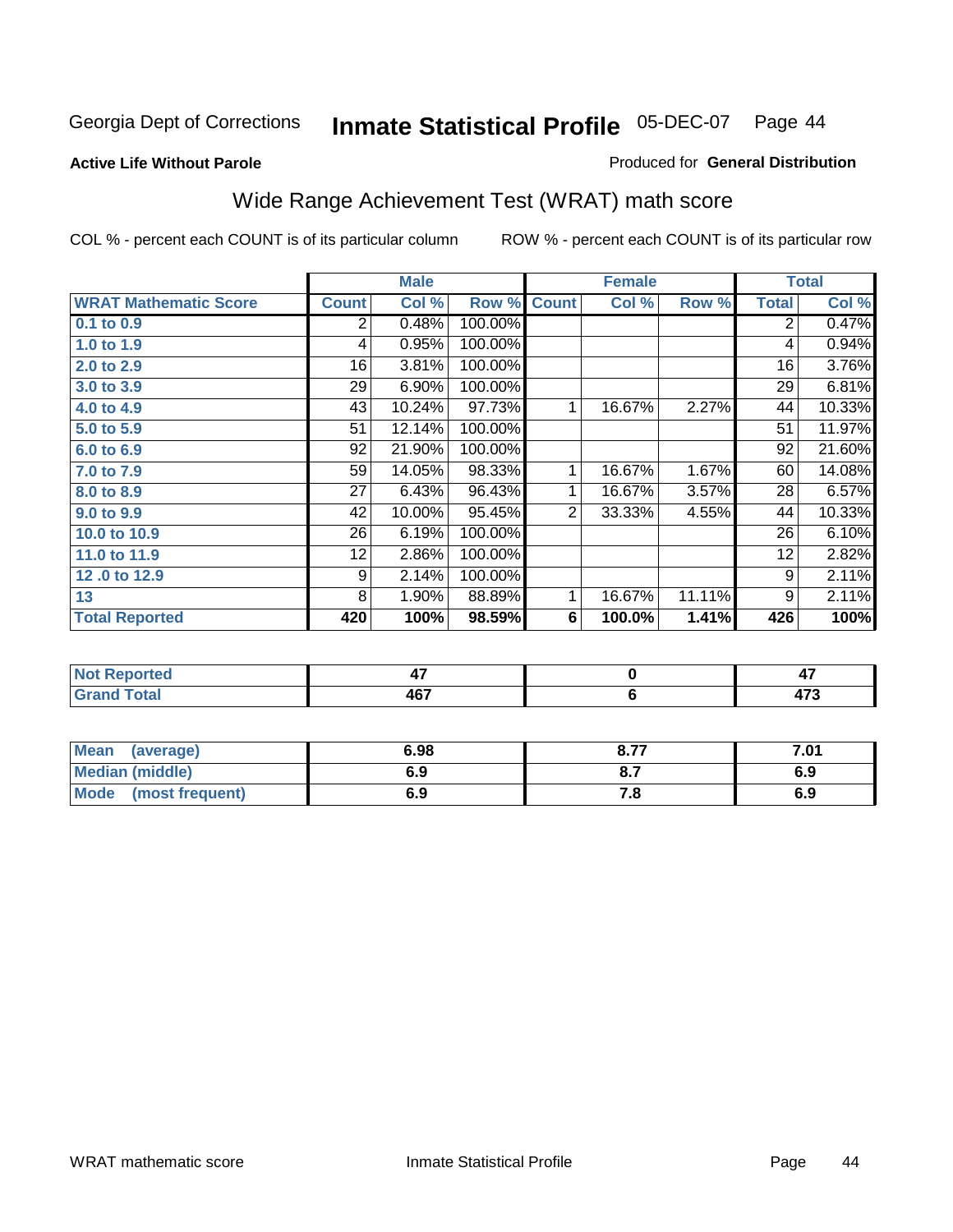Georgia Dept of Corrections **Inmate Statistical Profile** 05-DEC-07

**Active Life Without Parole**

Produced for **General Distribution**

## Wide Range Achievement Test (WRAT) math score

COL % - percent each COUNT is of its particular column

ROW % - percent each COUNT is of its particular row

| | Male | | | Female | | | Total | |
|---|---|---|---|---|---|---|---|---|
| **WRAT Mathematic Score** | **Count** | **Col %** | **Row %** | **Count** | **Col %** | **Row %** | **Total** | **Col %** |
| 0.1 to 0.9 | 2 | 0.48% | 100.00% | | | | 2 | 0.47% |
| 1.0 to 1.9 | 4 | 0.95% | 100.00% | | | | 4 | 0.94% |
| 2.0 to 2.9 | 16 | 3.81% | 100.00% | | | | 16 | 3.76% |
| 3.0 to 3.9 | 29 | 6.90% | 100.00% | | | | 29 | 6.81% |
| 4.0 to 4.9 | 43 | 10.24% | 97.73% | 1 | 16.67% | 2.27% | 44 | 10.33% |
| 5.0 to 5.9 | 51 | 12.14% | 100.00% | | | | 51 | 11.97% |
| 6.0 to 6.9 | 92 | 21.90% | 100.00% | | | | 92 | 21.60% |
| 7.0 to 7.9 | 59 | 14.05% | 98.33% | 1 | 16.67% | 1.67% | 60 | 14.08% |
| 8.0 to 8.9 | 27 | 6.43% | 96.43% | 1 | 16.67% | 3.57% | 28 | 6.57% |
| 9.0 to 9.9 | 42 | 10.00% | 95.45% | 2 | 33.33% | 4.55% | 44 | 10.33% |
| 10.0 to 10.9 | 26 | 6.19% | 100.00% | | | | 26 | 6.10% |
| 11.0 to 11.9 | 12 | 2.86% | 100.00% | | | | 12 | 2.82% |
| 12 .0 to 12.9 | 9 | 2.14% | 100.00% | | | | 9 | 2.11% |
| 13 | 8 | 1.90% | 88.89% | 1 | 16.67% | 11.11% | 9 | 2.11% |
| **Total Reported** | **420** | **100%** | **98.59%** | **6** | **100.0%** | **1.41%** | **426** | **100%** |

| | Male | Female | Total |
|---|---|---|---|
| Not Reported | 47 | 0 | 47 |
| Grand Total | 467 | 6 | 473 |

| | Male | Female | Total |
|---|---|---|---|
| Mean (average) | 6.98 | 8.77 | 7.01 |
| Median (middle) | 6.9 | 8.7 | 6.9 |
| Mode (most frequent) | 6.9 | 7.8 | 6.9 |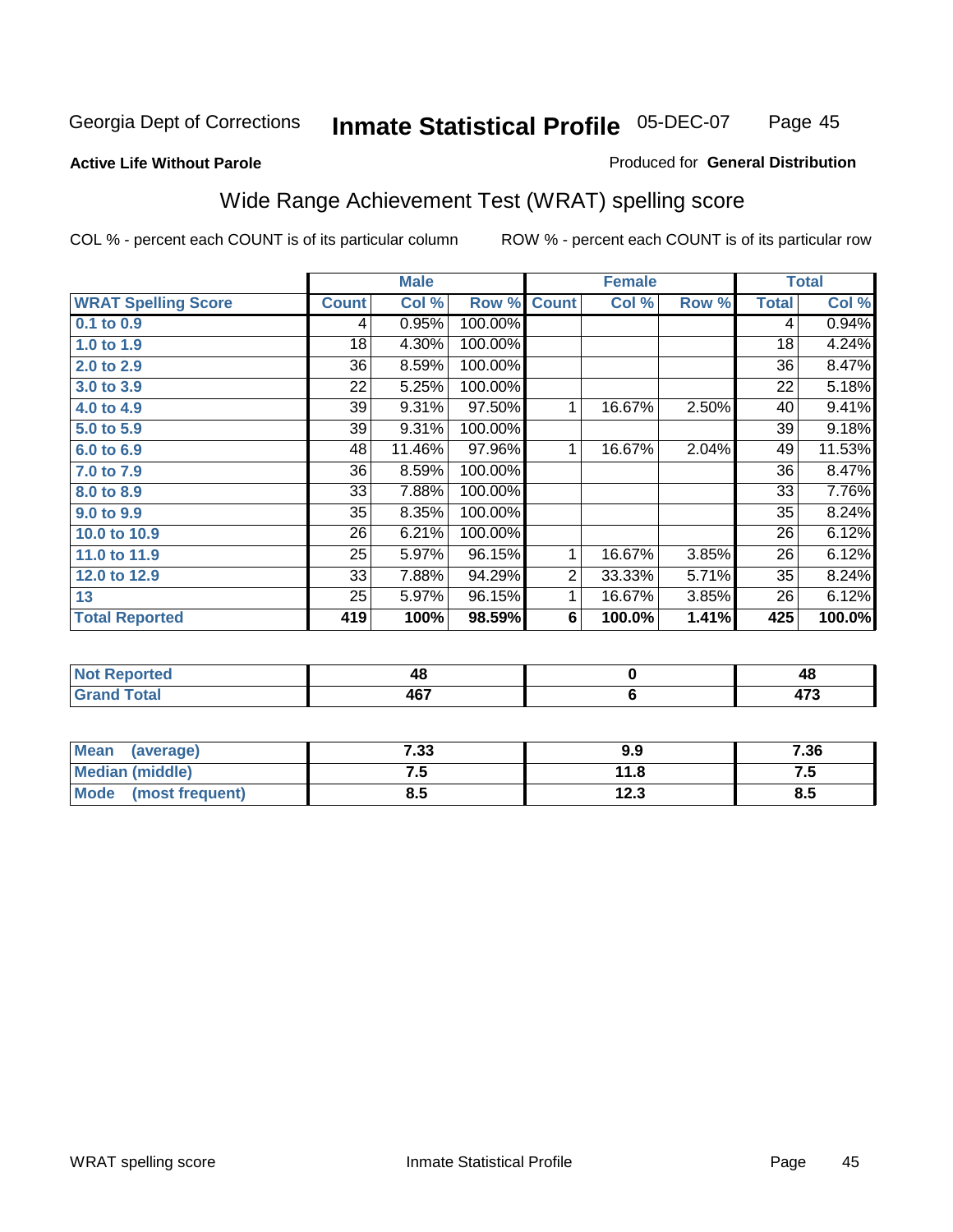Georgia Dept of Corrections **Inmate Statistical Profile** 05-DEC-07

**Active Life Without Parole**

Produced for **General Distribution**

## Wide Range Achievement Test (WRAT) spelling score

COL % - percent each COUNT is of its particular column

ROW % - percent each COUNT is of its particular row

| | Male | | | Female | | | Total | |
|---|---|---|---|---|---|---|---|---|
| **WRAT Spelling Score** | **Count** | **Col %** | **Row %** | **Count** | **Col %** | **Row %** | **Total** | **Col %** |
| **0.1 to 0.9** | 4 | 0.95% | 100.00% | | | | 4 | 0.94% |
| **1.0 to 1.9** | 18 | 4.30% | 100.00% | | | | 18 | 4.24% |
| **2.0 to 2.9** | 36 | 8.59% | 100.00% | | | | 36 | 8.47% |
| **3.0 to 3.9** | 22 | 5.25% | 100.00% | | | | 22 | 5.18% |
| **4.0 to 4.9** | 39 | 9.31% | 97.50% | 1 | 16.67% | 2.50% | 40 | 9.41% |
| **5.0 to 5.9** | 39 | 9.31% | 100.00% | | | | 39 | 9.18% |
| **6.0 to 6.9** | 48 | 11.46% | 97.96% | 1 | 16.67% | 2.04% | 49 | 11.53% |
| **7.0 to 7.9** | 36 | 8.59% | 100.00% | | | | 36 | 8.47% |
| **8.0 to 8.9** | 33 | 7.88% | 100.00% | | | | 33 | 7.76% |
| **9.0 to 9.9** | 35 | 8.35% | 100.00% | | | | 35 | 8.24% |
| **10.0 to 10.9** | 26 | 6.21% | 100.00% | | | | 26 | 6.12% |
| **11.0 to 11.9** | 25 | 5.97% | 96.15% | 1 | 16.67% | 3.85% | 26 | 6.12% |
| **12.0 to 12.9** | 33 | 7.88% | 94.29% | 2 | 33.33% | 5.71% | 35 | 8.24% |
| **13** | 25 | 5.97% | 96.15% | 1 | 16.67% | 3.85% | 26 | 6.12% |
| **Total Reported** | **419** | **100%** | **98.59%** | **6** | **100.0%** | **1.41%** | **425** | **100.0%** |

| | Male | Female | Total |
|---|---|---|---|
| **Not Reported** | **48** | **0** | **48** |
| **Grand Total** | **467** | **6** | **473** |

| | Male | Female | Total |
|---|---|---|---|
| **Mean (average)** | **7.33** | **9.9** | **7.36** |
| **Median (middle)** | **7.5** | **11.8** | **7.5** |
| **Mode (most frequent)** | **8.5** | **12.3** | **8.5** |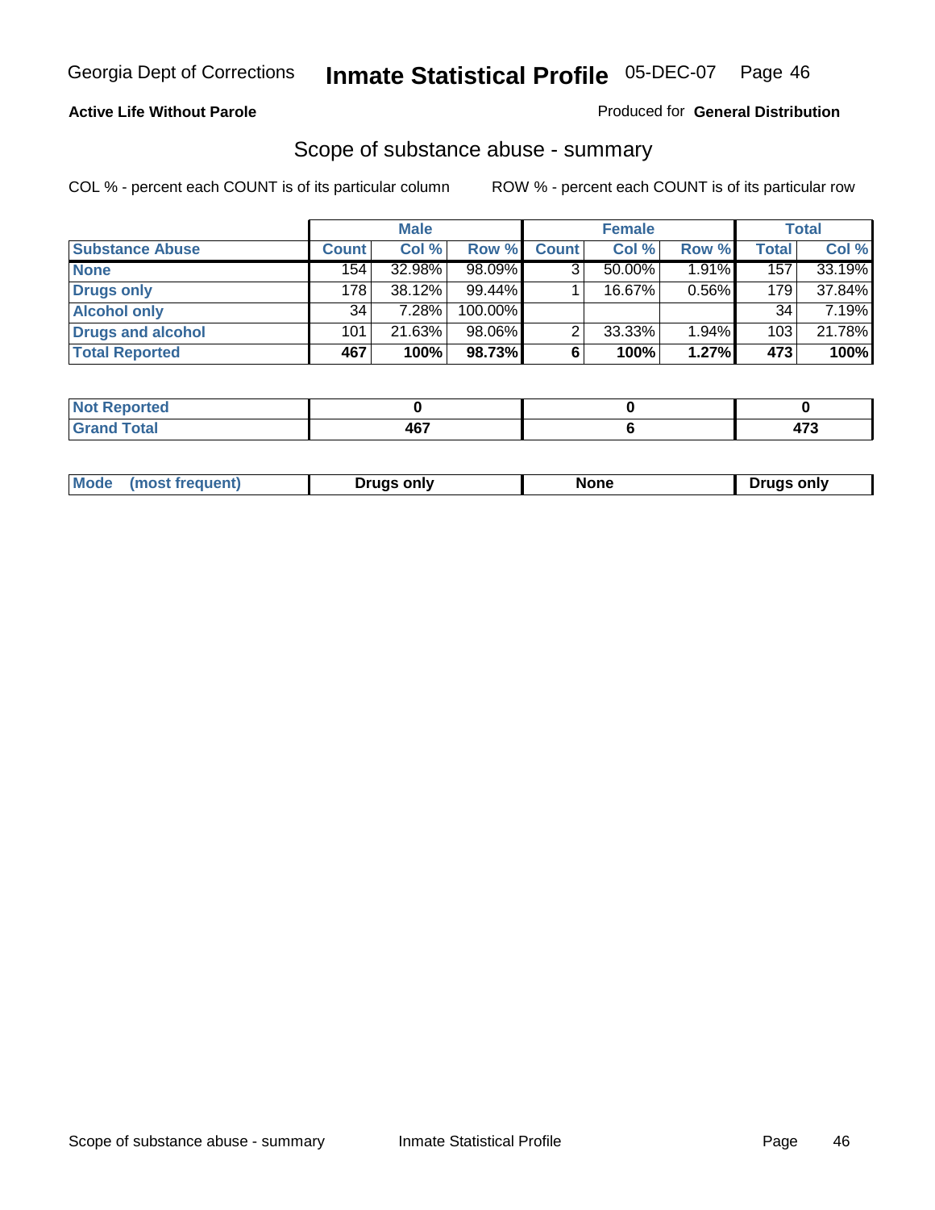**Active Life Without Parole**

Produced for **General Distribution**

## Scope of substance abuse - summary

COL % - percent each COUNT is of its particular column

ROW % - percent each COUNT is of its particular row

| | Male | | | Female | | | Total | |
|---|---|---|---|---|---|---|---|---|
| **Substance Abuse** | **Count** | **Col %** | **Row %** | **Count** | **Col %** | **Row %** | **Total** | **Col %** |
| **None** | 154 | 32.98% | 98.09% | 3 | 50.00% | 1.91% | 157 | 33.19% |
| **Drugs only** | 178 | 38.12% | 99.44% | 1 | 16.67% | 0.56% | 179 | 37.84% |
| **Alcohol only** | 34 | 7.28% | 100.00% | | | | 34 | 7.19% |
| **Drugs and alcohol** | 101 | 21.63% | 98.06% | 2 | 33.33% | 1.94% | 103 | 21.78% |
| **Total Reported** | **467** | **100%** | **98.73%** | **6** | **100%** | **1.27%** | **473** | **100%** |

| | Male | Female | Total |
|---|---|---|---|
| **Not Reported** | **0** | **0** | **0** |
| **Grand Total** | **467** | **6** | **473** |

| | Male | Female | Total |
|---|---|---|---|
| **Mode (most frequent)** | **Drugs only** | **None** | **Drugs only** |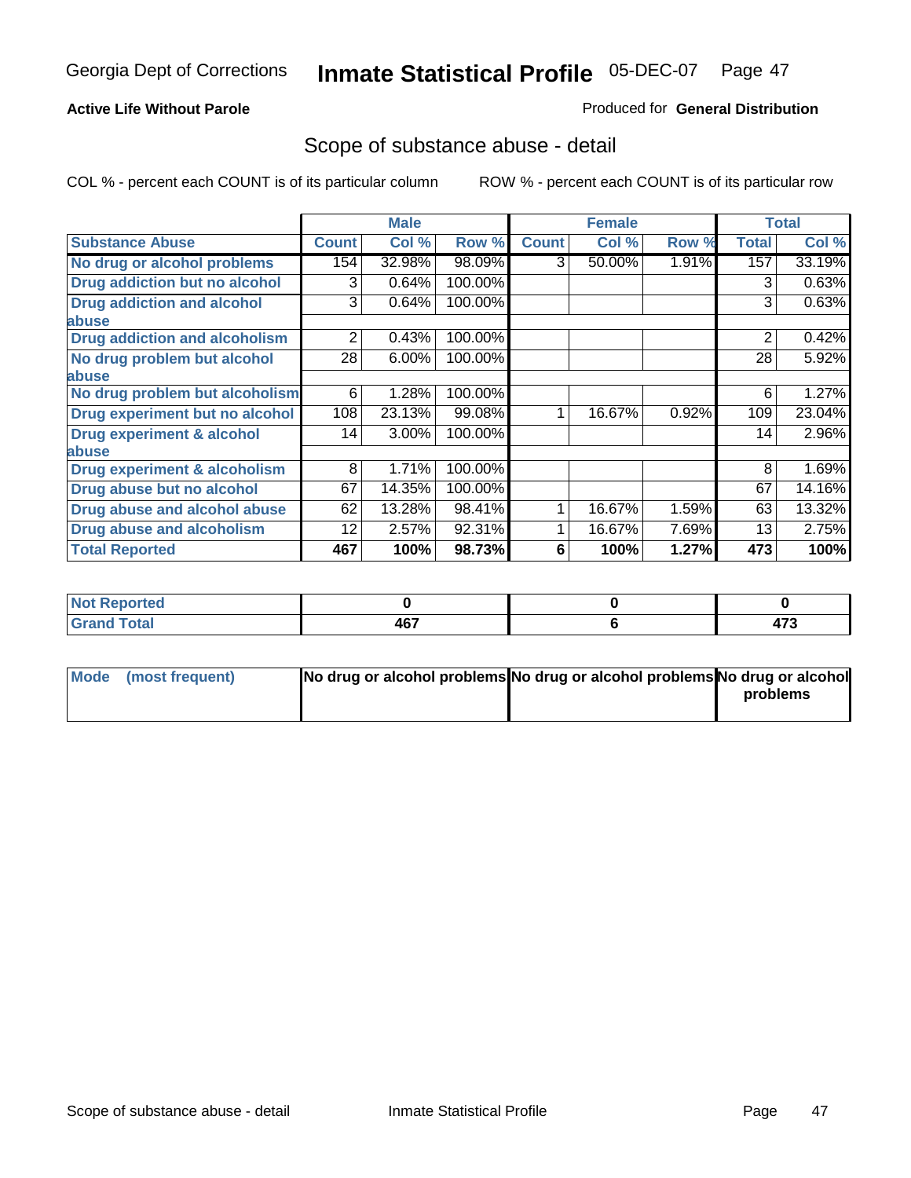Georgia Dept of Corrections **Inmate Statistical Profile** 05-DEC-07

**Active Life Without Parole**

Produced for **General Distribution**

## Scope of substance abuse - detail

COL % - percent each COUNT is of its particular column ROW % - percent each COUNT is of its particular row

| | Male | | | Female | | | Total | |
|---|---|---|---|---|---|---|---|---|
| **Substance Abuse** | **Count** | **Col %** | **Row %** | **Count** | **Col %** | **Row %** | **Total** | **Col %** |
| **No drug or alcohol problems** | 154 | 32.98% | 98.09% | 3 | 50.00% | 1.91% | 157 | 33.19% |
| **Drug addiction but no alcohol** | 3 | 0.64% | 100.00% | | | | 3 | 0.63% |
| **Drug addiction and alcohol abuse** | 3 | 0.64% | 100.00% | | | | 3 | 0.63% |
| **Drug addiction and alcoholism** | 2 | 0.43% | 100.00% | | | | 2 | 0.42% |
| **No drug problem but alcohol abuse** | 28 | 6.00% | 100.00% | | | | 28 | 5.92% |
| **No drug problem but alcoholism** | 6 | 1.28% | 100.00% | | | | 6 | 1.27% |
| **Drug experiment but no alcohol** | 108 | 23.13% | 99.08% | 1 | 16.67% | 0.92% | 109 | 23.04% |
| **Drug experiment & alcohol abuse** | 14 | 3.00% | 100.00% | | | | 14 | 2.96% |
| **Drug experiment & alcoholism** | 8 | 1.71% | 100.00% | | | | 8 | 1.69% |
| **Drug abuse but no alcohol** | 67 | 14.35% | 100.00% | | | | 67 | 14.16% |
| **Drug abuse and alcohol abuse** | 62 | 13.28% | 98.41% | 1 | 16.67% | 1.59% | 63 | 13.32% |
| **Drug abuse and alcoholism** | 12 | 2.57% | 92.31% | 1 | 16.67% | 7.69% | 13 | 2.75% |
| **Total Reported** | **467** | **100%** | **98.73%** | **6** | **100%** | **1.27%** | **473** | **100%** |

| | Male | Female | Total |
|---|---|---|---|
| **Not Reported** | **0** | **0** | **0** |
| **Grand Total** | **467** | **6** | **473** |

| | Male | Female | Total |
|---|---|---|---|
| **Mode (most frequent)** | **No drug or alcohol problems** | **No drug or alcohol problems** | **No drug or alcohol problems** |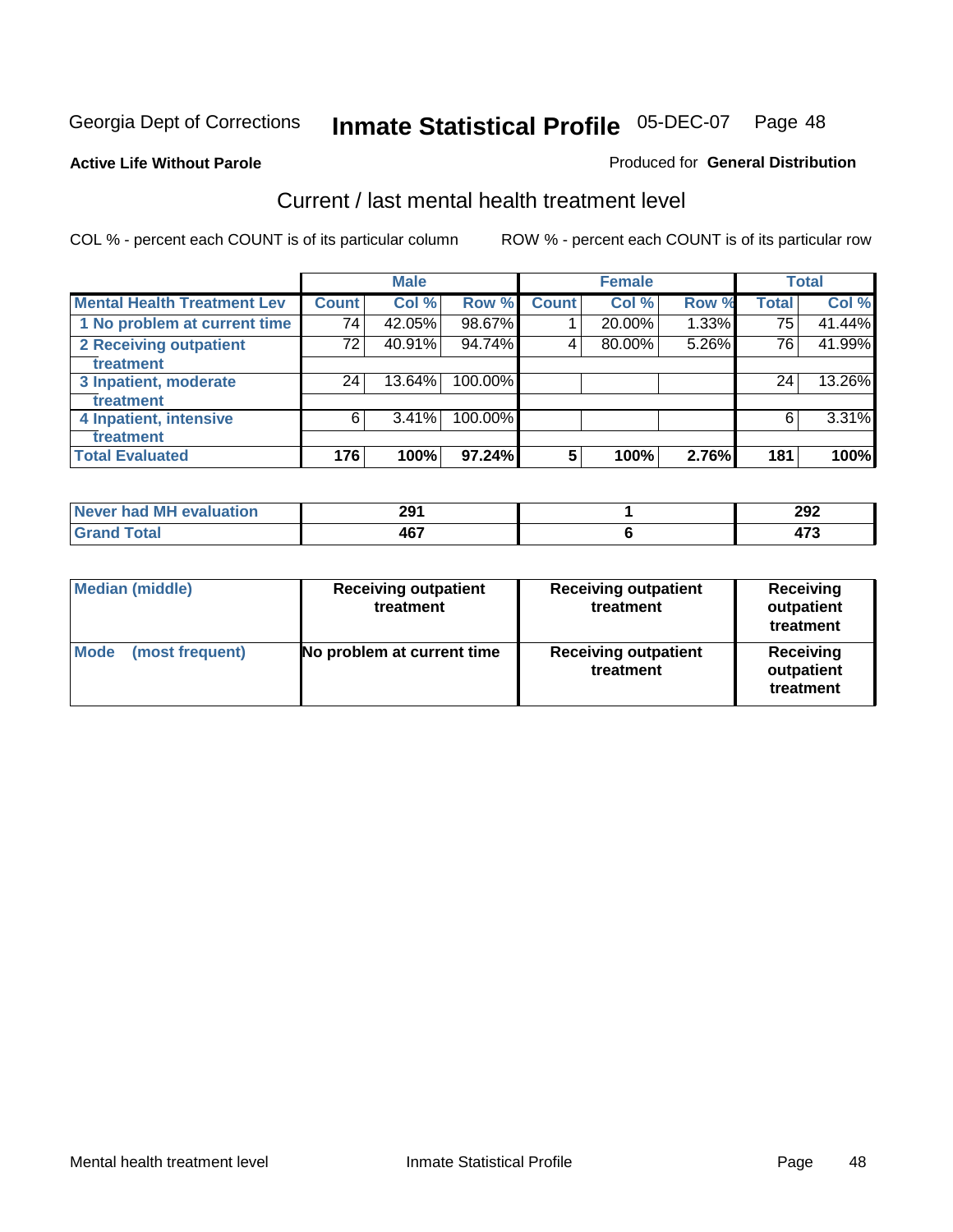Georgia Dept of Corrections **Inmate Statistical Profile** 05-DEC-07

**Active Life Without Parole**

Produced for **General Distribution**

## Current / last mental health treatment level

COL % - percent each COUNT is of its particular column

ROW % - percent each COUNT is of its particular row

| | Male | | | Female | | | Total | |
|---|---|---|---|---|---|---|---|---|
| **Mental Health Treatment Lev** | **Count** | **Col %** | **Row %** | **Count** | **Col %** | **Row %** | **Total** | **Col %** |
| **1 No problem at current time** | 74 | 42.05% | 98.67% | 1 | 20.00% | 1.33% | 75 | 41.44% |
| **2 Receiving outpatient treatment** | 72 | 40.91% | 94.74% | 4 | 80.00% | 5.26% | 76 | 41.99% |
| **3 Inpatient, moderate treatment** | 24 | 13.64% | 100.00% | | | | 24 | 13.26% |
| **4 Inpatient, intensive treatment** | 6 | 3.41% | 100.00% | | | | 6 | 3.31% |
| **Total Evaluated** | **176** | **100%** | **97.24%** | **5** | **100%** | **2.76%** | **181** | **100%** |

| | Male | Female | Total |
|---|---|---|---|
| **Never had MH evaluation** | **291** | **1** | **292** |
| **Grand Total** | **467** | **6** | **473** |

| | Male | Female | Total |
|---|---|---|---|
| **Median (middle)** | **Receiving outpatient treatment** | **Receiving outpatient treatment** | **Receiving outpatient treatment** |
| **Mode (most frequent)** | **No problem at current time** | **Receiving outpatient treatment** | **Receiving outpatient treatment** |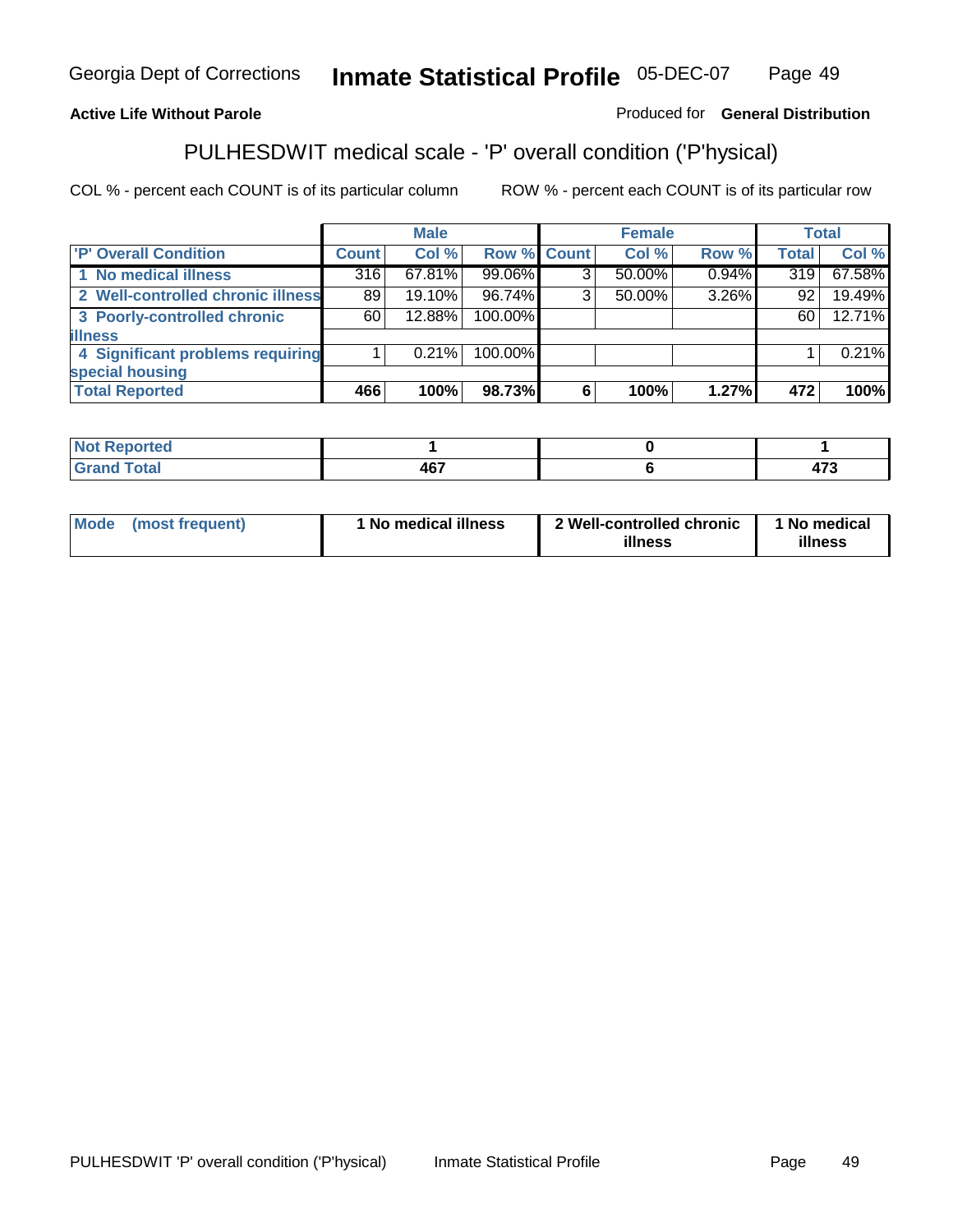**Active Life Without Parole**

Produced for **General Distribution**

## PULHESDWIT medical scale - 'P' overall condition ('P'hysical)

COL % - percent each COUNT is of its particular column

ROW % - percent each COUNT is of its particular row

| | Male | | | Female | | | Total | |
|---|---|---|---|---|---|---|---|---|
| 'P' Overall Condition | Count | Col % | Row % | Count | Col % | Row % | Total | Col % |
| 1 No medical illness | 316 | 67.81% | 99.06% | 3 | 50.00% | 0.94% | 319 | 67.58% |
| 2 Well-controlled chronic illness | 89 | 19.10% | 96.74% | 3 | 50.00% | 3.26% | 92 | 19.49% |
| 3 Poorly-controlled chronic illness | 60 | 12.88% | 100.00% | | | | 60 | 12.71% |
| 4 Significant problems requiring special housing | 1 | 0.21% | 100.00% | | | | 1 | 0.21% |
| **Total Reported** | **466** | **100%** | **98.73%** | **6** | **100%** | **1.27%** | **472** | **100%** |

| | Male | Female | Total |
|---|---|---|---|
| Not Reported | 1 | 0 | 1 |
| Grand Total | 467 | 6 | 473 |

| | Male | Female | Total |
|---|---|---|---|
| Mode (most frequent) | 1 No medical illness | 2 Well-controlled chronic illness | 1 No medical illness |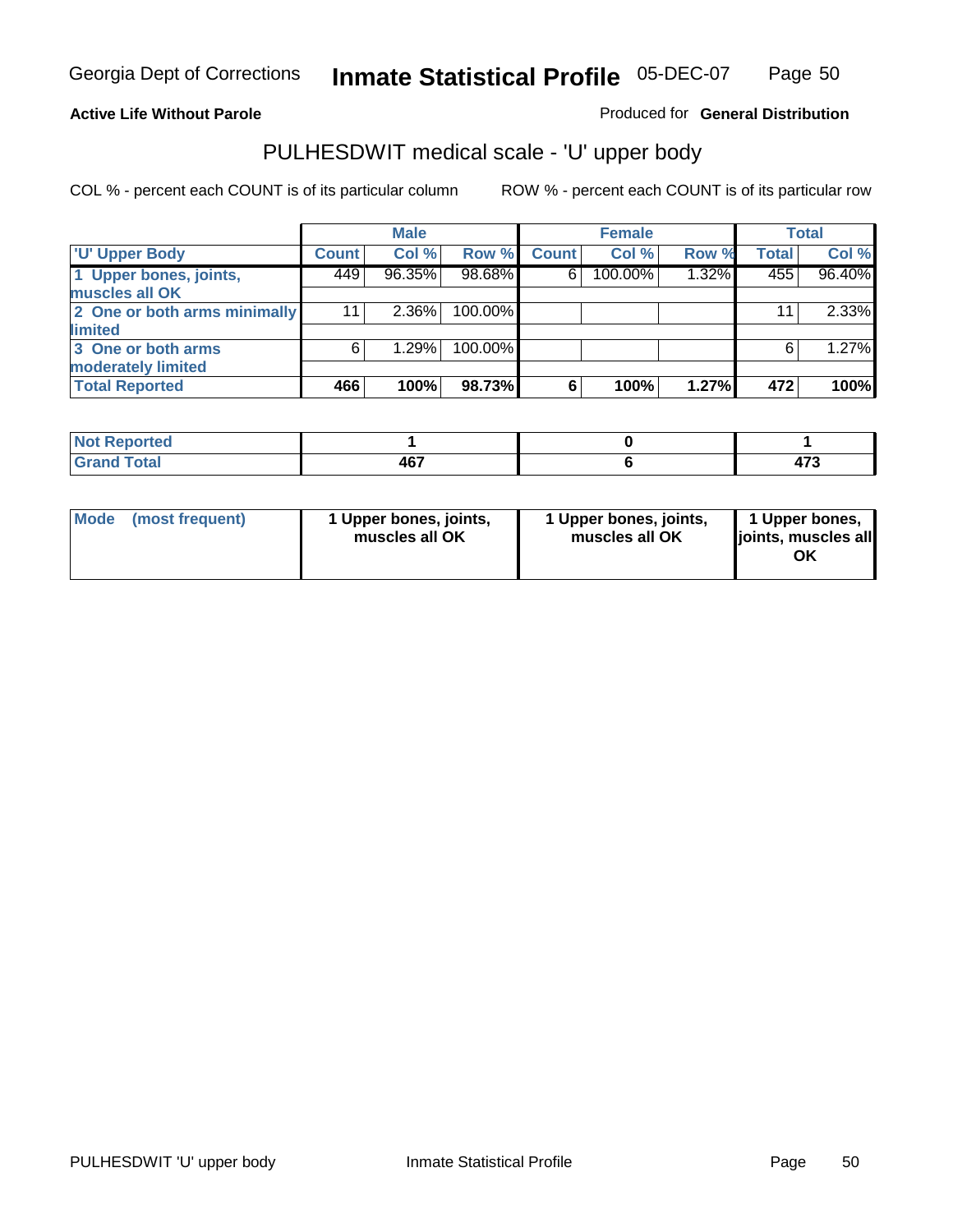Georgia Dept of Corrections **Inmate Statistical Profile** 05-DEC-07

**Active Life Without Parole**

Produced for **General Distribution**

## PULHESDWIT medical scale - 'U' upper body

COL % - percent each COUNT is of its particular column ROW % - percent each COUNT is of its particular row

| | Male | | | Female | | | Total | |
|---|---|---|---|---|---|---|---|---|
| **'U' Upper Body** | **Count** | **Col %** | **Row %** | **Count** | **Col %** | **Row %** | **Total** | **Col %** |
| **1 Upper bones, joints, muscles all OK** | 449 | 96.35% | 98.68% | 6 | 100.00% | 1.32% | 455 | 96.40% |
| **2 One or both arms minimally limited** | 11 | 2.36% | 100.00% | | | | 11 | 2.33% |
| **3 One or both arms moderately limited** | 6 | 1.29% | 100.00% | | | | 6 | 1.27% |
| **Total Reported** | **466** | **100%** | **98.73%** | **6** | **100%** | **1.27%** | **472** | **100%** |

| | Male | Female | Total |
|---|---|---|---|
| **Not Reported** | **1** | **0** | **1** |
| **Grand Total** | **467** | **6** | **473** |

| | Male | Female | Total |
|---|---|---|---|
| **Mode (most frequent)** | **1 Upper bones, joints, muscles all OK** | **1 Upper bones, joints, muscles all OK** | **1 Upper bones, joints, muscles all OK** |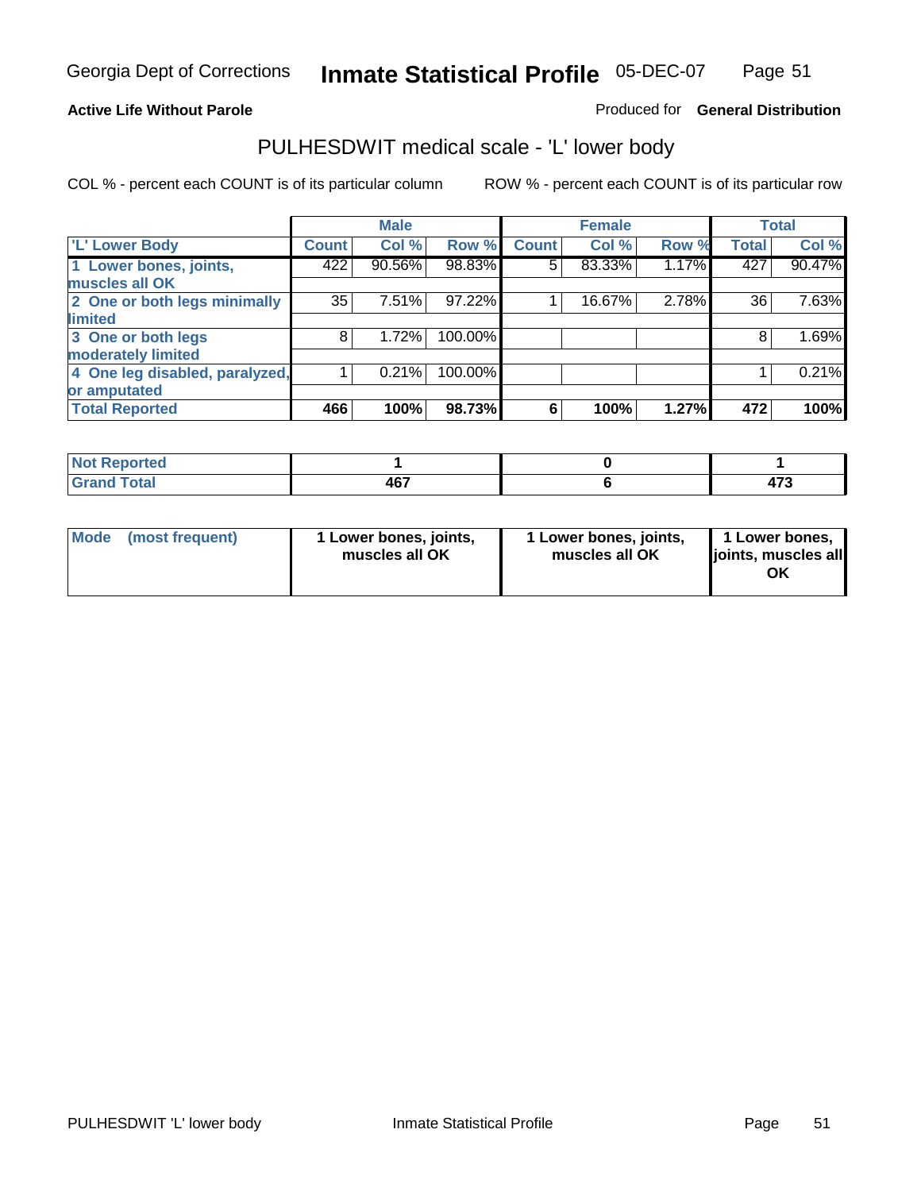Georgia Dept of Corrections **Inmate Statistical Profile** 05-DEC-07

**Active Life Without Parole** Produced for **General Distribution**

## PULHESDWIT medical scale - 'L' lower body

COL % - percent each COUNT is of its particular column ROW % - percent each COUNT is of its particular row

| 'L' Lower Body | Male | | | Female | | | Total | |
|---|---|---|---|---|---|---|---|---|
| | Count | Col % | Row % | Count | Col % | Row % | Total | Col % |
| 1 Lower bones, joints, muscles all OK | 422 | 90.56% | 98.83% | 5 | 83.33% | 1.17% | 427 | 90.47% |
| 2 One or both legs minimally limited | 35 | 7.51% | 97.22% | 1 | 16.67% | 2.78% | 36 | 7.63% |
| 3 One or both legs moderately limited | 8 | 1.72% | 100.00% | | | | 8 | 1.69% |
| 4 One leg disabled, paralyzed, or amputated | 1 | 0.21% | 100.00% | | | | 1 | 0.21% |
| **Total Reported** | **466** | **100%** | **98.73%** | **6** | **100%** | **1.27%** | **472** | **100%** |

| | Male | Female | Total |
|---|---|---|---|
| Not Reported | 1 | 0 | 1 |
| Grand Total | 467 | 6 | 473 |

| | Male | Female | Total |
|---|---|---|---|
| Mode (most frequent) | 1 Lower bones, joints, muscles all OK | 1 Lower bones, joints, muscles all OK | 1 Lower bones, joints, muscles all OK |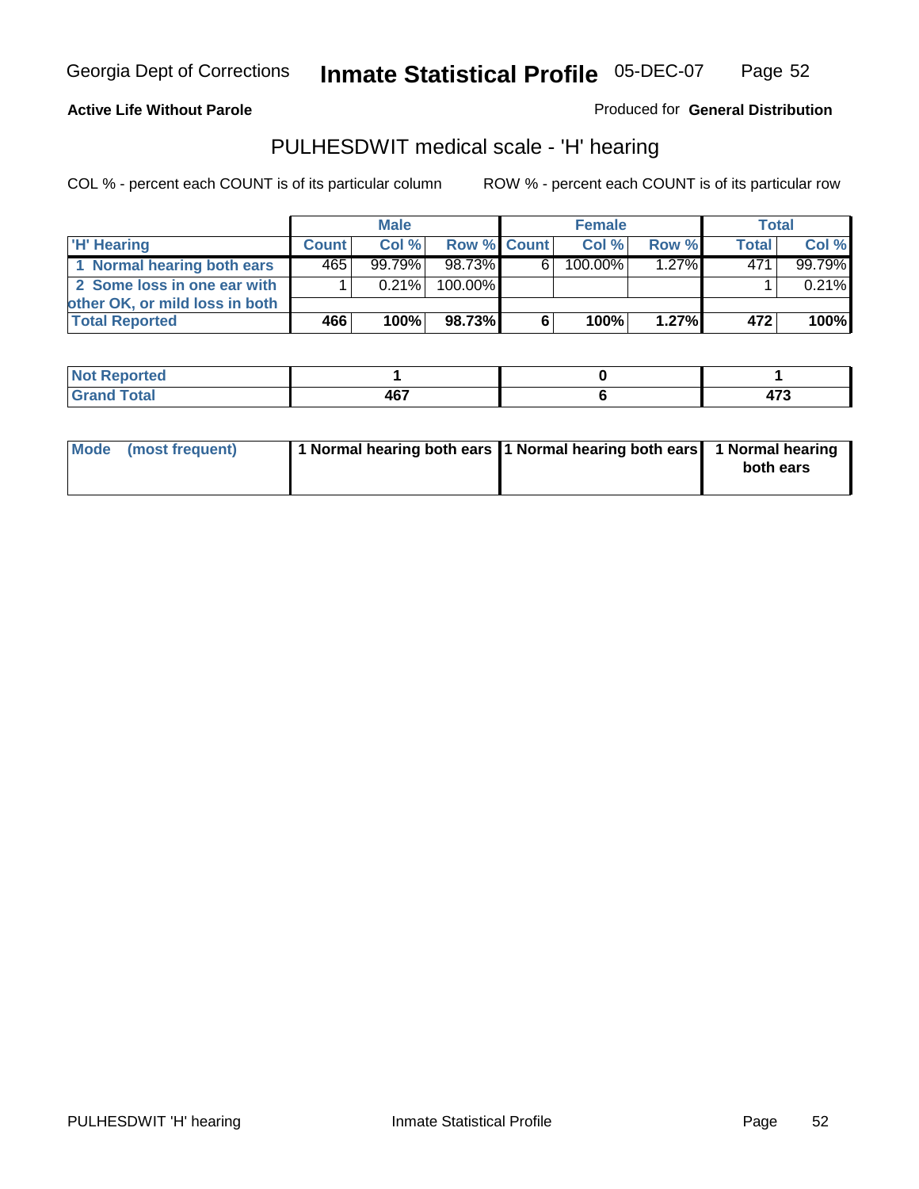Georgia Dept of Corrections **Inmate Statistical Profile** 05-DEC-07

**Active Life Without Parole**

Produced for **General Distribution**

## PULHESDWIT medical scale - 'H' hearing

COL % - percent each COUNT is of its particular column

ROW % - percent each COUNT is of its particular row

| | Male | | | Female | | | Total | |
|---|---|---|---|---|---|---|---|---|
| 'H' Hearing | Count | Col % | Row % | Count | Col % | Row % | Total | Col % |
| 1 Normal hearing both ears | 465 | 99.79% | 98.73% | 6 | 100.00% | 1.27% | 471 | 99.79% |
| 2 Some loss in one ear with other OK, or mild loss in both | 1 | 0.21% | 100.00% | | | | 1 | 0.21% |
| **Total Reported** | **466** | **100%** | **98.73%** | **6** | **100%** | **1.27%** | **472** | **100%** |

| | Male | Female | Total |
|---|---|---|---|
| Not Reported | 1 | 0 | 1 |
| Grand Total | 467 | 6 | 473 |

| | Male | Female | Total |
|---|---|---|---|
| Mode (most frequent) | 1 Normal hearing both ears | 1 Normal hearing both ears | 1 Normal hearing both ears |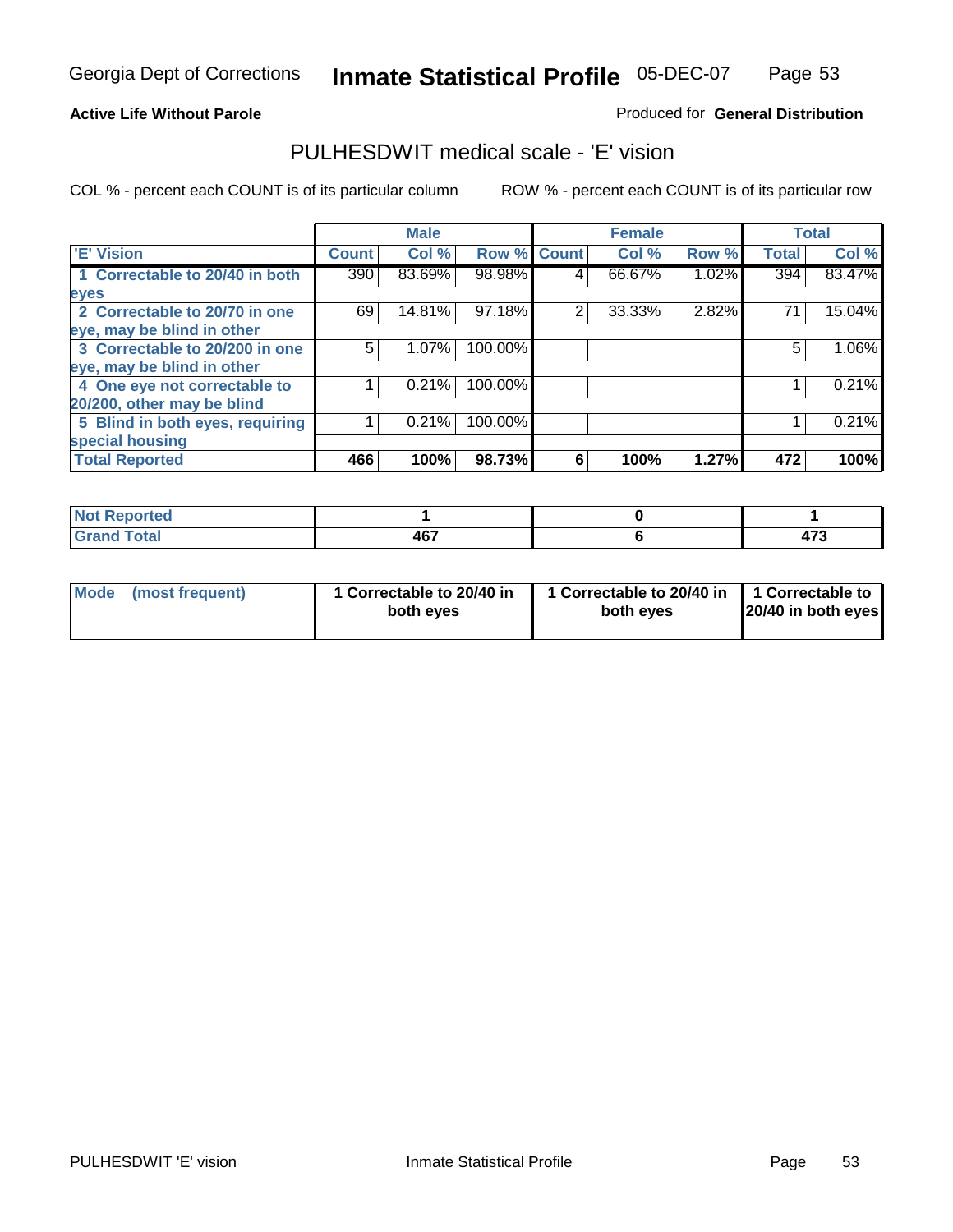Georgia Dept of Corrections **Inmate Statistical Profile** 05-DEC-07

**Active Life Without Parole**

Produced for **General Distribution**

## PULHESDWIT medical scale - 'E' vision

COL % - percent each COUNT is of its particular column

ROW % - percent each COUNT is of its particular row

| | Male | | | Female | | | Total | |
|---|---|---|---|---|---|---|---|---|
| 'E' Vision | Count | Col % | Row % | Count | Col % | Row % | Total | Col % |
| 1 Correctable to 20/40 in both eyes | 390 | 83.69% | 98.98% | 4 | 66.67% | 1.02% | 394 | 83.47% |
| 2 Correctable to 20/70 in one eye, may be blind in other | 69 | 14.81% | 97.18% | 2 | 33.33% | 2.82% | 71 | 15.04% |
| 3 Correctable to 20/200 in one eye, may be blind in other | 5 | 1.07% | 100.00% | | | | 5 | 1.06% |
| 4 One eye not correctable to 20/200, other may be blind | 1 | 0.21% | 100.00% | | | | 1 | 0.21% |
| 5 Blind in both eyes, requiring special housing | 1 | 0.21% | 100.00% | | | | 1 | 0.21% |
| **Total Reported** | **466** | **100%** | **98.73%** | **6** | **100%** | **1.27%** | **472** | **100%** |

| | Male | Female | Total |
|---|---|---|---|
| Not Reported | 1 | 0 | 1 |
| Grand Total | 467 | 6 | 473 |

| | Male | Female | Total |
|---|---|---|---|
| Mode (most frequent) | 1 Correctable to 20/40 in both eyes | 1 Correctable to 20/40 in both eyes | 1 Correctable to 20/40 in both eyes |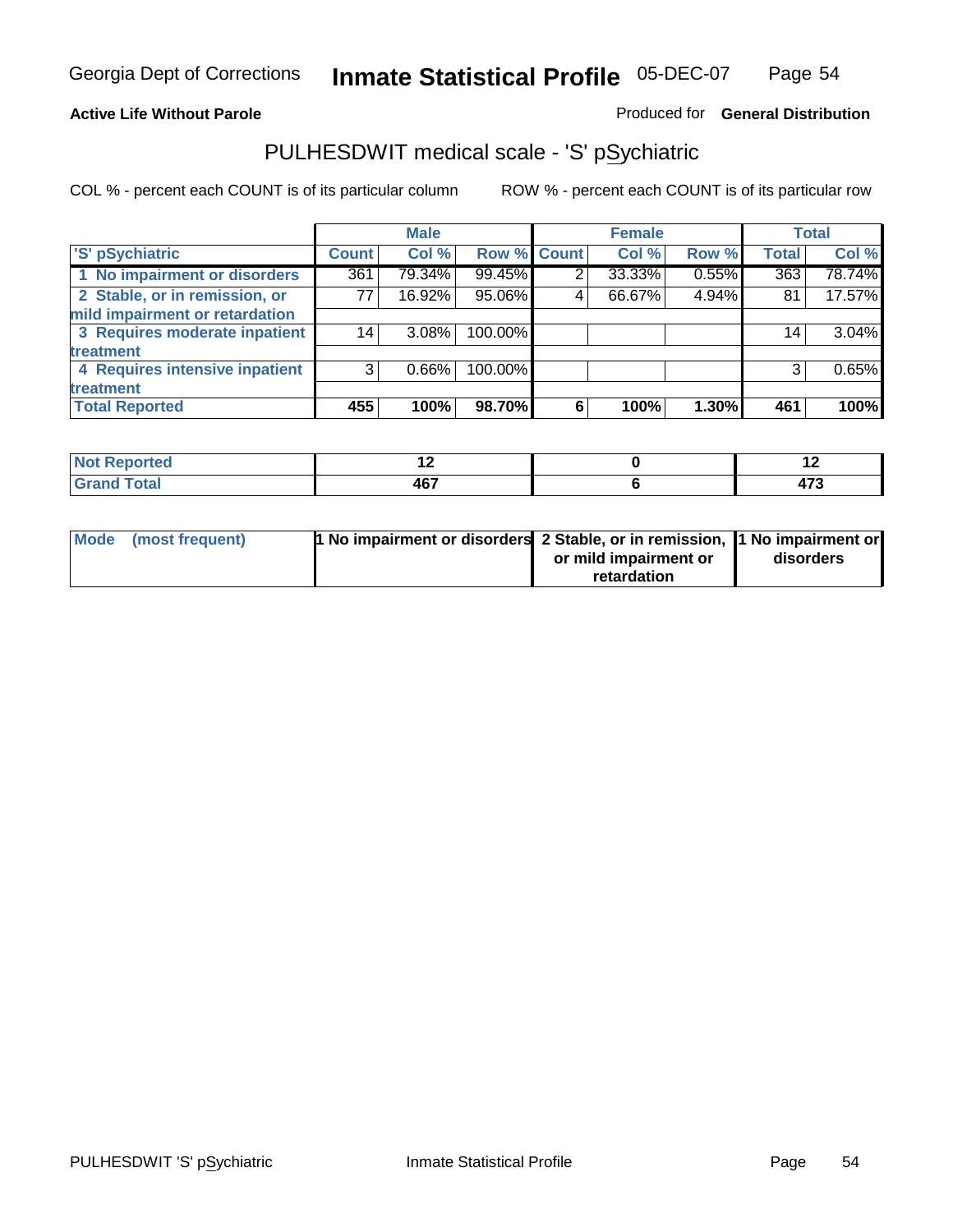Georgia Dept of Corrections **Inmate Statistical Profile** 05-DEC-07

**Active Life Without Parole**

Produced for **General Distribution**

## PULHESDWIT medical scale - 'S' pSychiatric

COL % - percent each COUNT is of its particular column

ROW % - percent each COUNT is of its particular row

| | Male | | | Female | | | Total | |
|---|---|---|---|---|---|---|---|---|
| 'S' pSychiatric | Count | Col % | Row % | Count | Col % | Row % | Total | Col % |
| 1 No impairment or disorders | 361 | 79.34% | 99.45% | 2 | 33.33% | 0.55% | 363 | 78.74% |
| 2 Stable, or in remission, or mild impairment or retardation | 77 | 16.92% | 95.06% | 4 | 66.67% | 4.94% | 81 | 17.57% |
| 3 Requires moderate inpatient treatment | 14 | 3.08% | 100.00% | | | | 14 | 3.04% |
| 4 Requires intensive inpatient treatment | 3 | 0.66% | 100.00% | | | | 3 | 0.65% |
| **Total Reported** | **455** | **100%** | **98.70%** | **6** | **100%** | **1.30%** | **461** | **100%** |

| | Male | Female | Total |
|---|---|---|---|
| Not Reported | 12 | 0 | 12 |
| Grand Total | 467 | 6 | 473 |

| | Male | Female | Total |
|---|---|---|---|
| Mode (most frequent) | 1 No impairment or disorders | 2 Stable, or in remission, or mild impairment or retardation | 1 No impairment or disorders |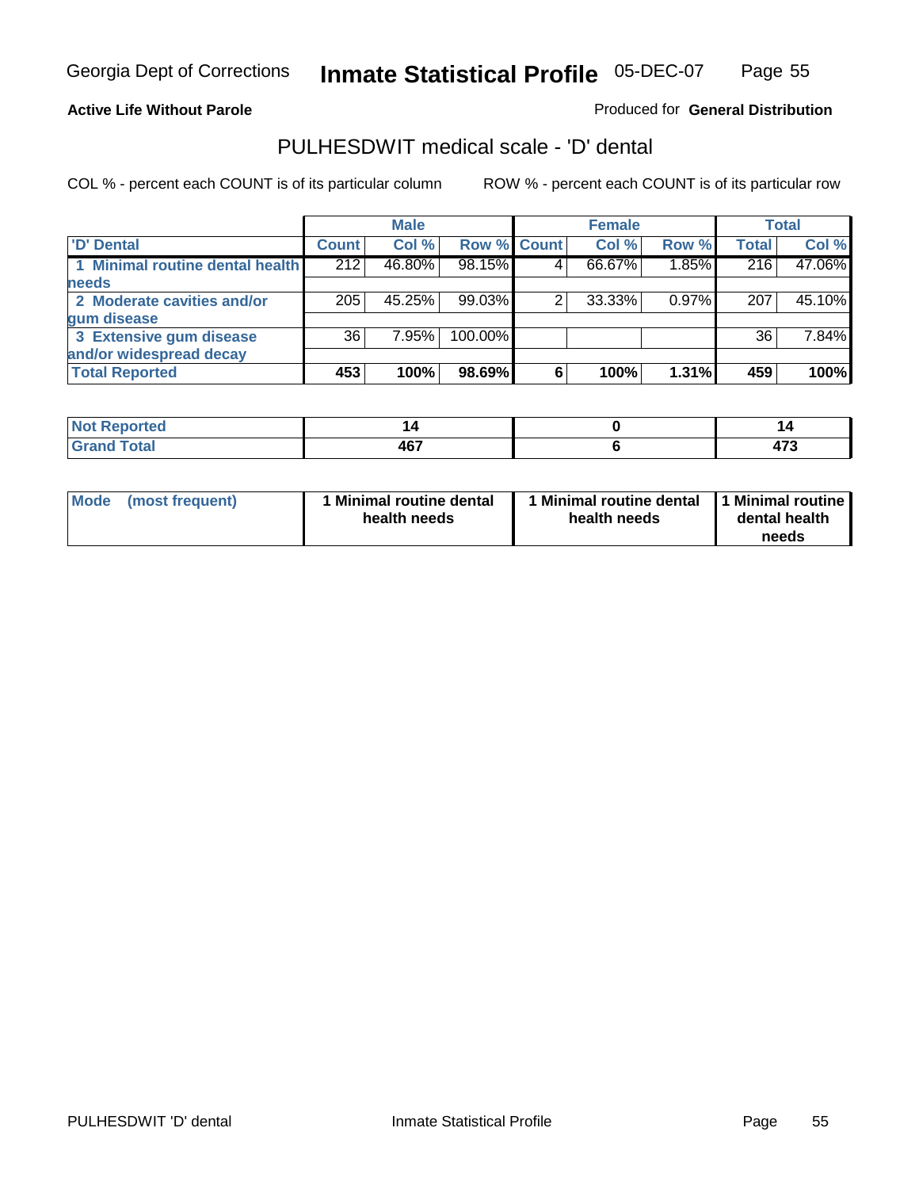Georgia Dept of Corrections **Inmate Statistical Profile** 05-DEC-07

**Active Life Without Parole**

Produced for **General Distribution**

## PULHESDWIT medical scale - 'D' dental

COL % - percent each COUNT is of its particular column ROW % - percent each COUNT is of its particular row

| | Male | | | Female | | | Total | |
|---|---|---|---|---|---|---|---|---|
| 'D' Dental | Count | Col % | Row % | Count | Col % | Row % | Total | Col % |
| 1 Minimal routine dental health needs | 212 | 46.80% | 98.15% | 4 | 66.67% | 1.85% | 216 | 47.06% |
| 2 Moderate cavities and/or gum disease | 205 | 45.25% | 99.03% | 2 | 33.33% | 0.97% | 207 | 45.10% |
| 3 Extensive gum disease and/or widespread decay | 36 | 7.95% | 100.00% | | | | 36 | 7.84% |
| **Total Reported** | **453** | **100%** | **98.69%** | **6** | **100%** | **1.31%** | **459** | **100%** |

| | Male | Female | Total |
|---|---|---|---|
| Not Reported | 14 | 0 | 14 |
| Grand Total | 467 | 6 | 473 |

| | Male | Female | Total |
|---|---|---|---|
| Mode (most frequent) | 1 Minimal routine dental health needs | 1 Minimal routine dental health needs | 1 Minimal routine dental health needs |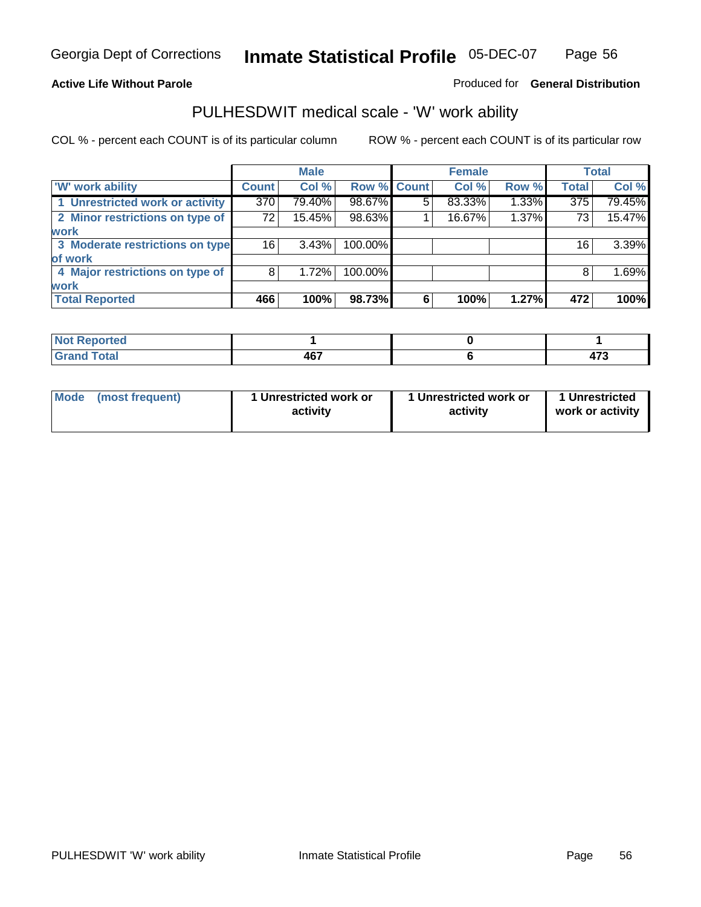Georgia Dept of Corrections **Inmate Statistical Profile** 05-DEC-07

**Active Life Without Parole**

Produced for **General Distribution**

## PULHESDWIT medical scale - 'W' work ability

COL % - percent each COUNT is of its particular column ROW % - percent each COUNT is of its particular row

| | Male | | | Female | | | Total | |
|---|---|---|---|---|---|---|---|---|
| 'W' work ability | Count | Col % | Row % | Count | Col % | Row % | Total | Col % |
| 1 Unrestricted work or activity | 370 | 79.40% | 98.67% | 5 | 83.33% | 1.33% | 375 | 79.45% |
| 2 Minor restrictions on type of work | 72 | 15.45% | 98.63% | 1 | 16.67% | 1.37% | 73 | 15.47% |
| 3 Moderate restrictions on type of work | 16 | 3.43% | 100.00% | | | | 16 | 3.39% |
| 4 Major restrictions on type of work | 8 | 1.72% | 100.00% | | | | 8 | 1.69% |
| **Total Reported** | **466** | **100%** | **98.73%** | **6** | **100%** | **1.27%** | **472** | **100%** |

| | Male | Female | Total |
|---|---|---|---|
| Not Reported | 1 | 0 | 1 |
| Grand Total | 467 | 6 | 473 |

| | Male | Female | Total |
|---|---|---|---|
| Mode (most frequent) | 1 Unrestricted work or activity | 1 Unrestricted work or activity | 1 Unrestricted work or activity |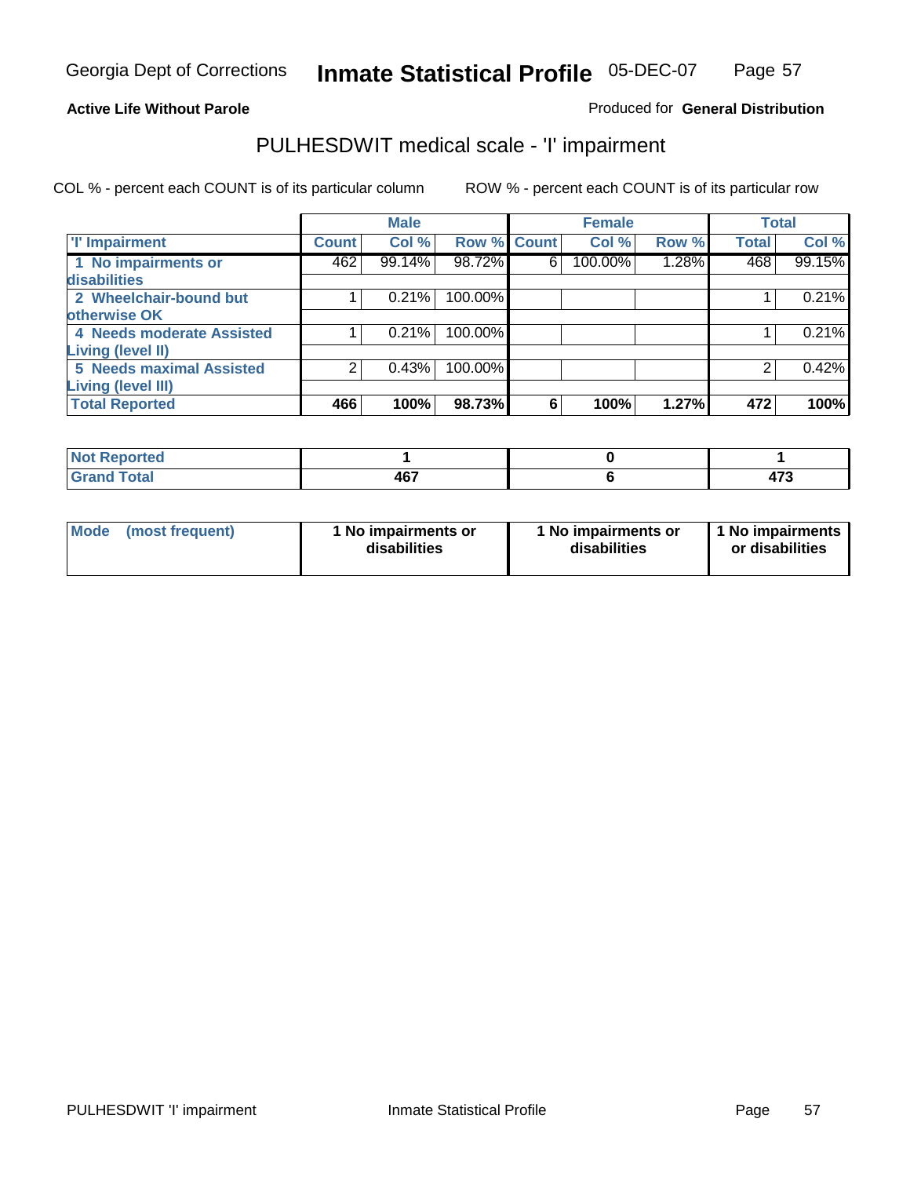Georgia Dept of Corrections **Inmate Statistical Profile** 05-DEC-07

**Active Life Without Parole**

Produced for **General Distribution**

## PULHESDWIT medical scale - 'I' impairment

COL % - percent each COUNT is of its particular column

ROW % - percent each COUNT is of its particular row

| | Male | | | Female | | | Total | |
|---|---|---|---|---|---|---|---|---|
| 'I' Impairment | Count | Col % | Row % | Count | Col % | Row % | Total | Col % |
| 1 No impairments or disabilities | 462 | 99.14% | 98.72% | 6 | 100.00% | 1.28% | 468 | 99.15% |
| 2 Wheelchair-bound but otherwise OK | 1 | 0.21% | 100.00% | | | | 1 | 0.21% |
| 4 Needs moderate Assisted Living (level II) | 1 | 0.21% | 100.00% | | | | 1 | 0.21% |
| 5 Needs maximal Assisted Living (level III) | 2 | 0.43% | 100.00% | | | | 2 | 0.42% |
| **Total Reported** | **466** | **100%** | **98.73%** | **6** | **100%** | **1.27%** | **472** | **100%** |

| | Male | Female | Total |
|---|---|---|---|
| **Not Reported** | **1** | **0** | **1** |
| **Grand Total** | **467** | **6** | **473** |

| | Male | Female | Total |
|---|---|---|---|
| **Mode (most frequent)** | **1 No impairments or disabilities** | **1 No impairments or disabilities** | **1 No impairments or disabilities** |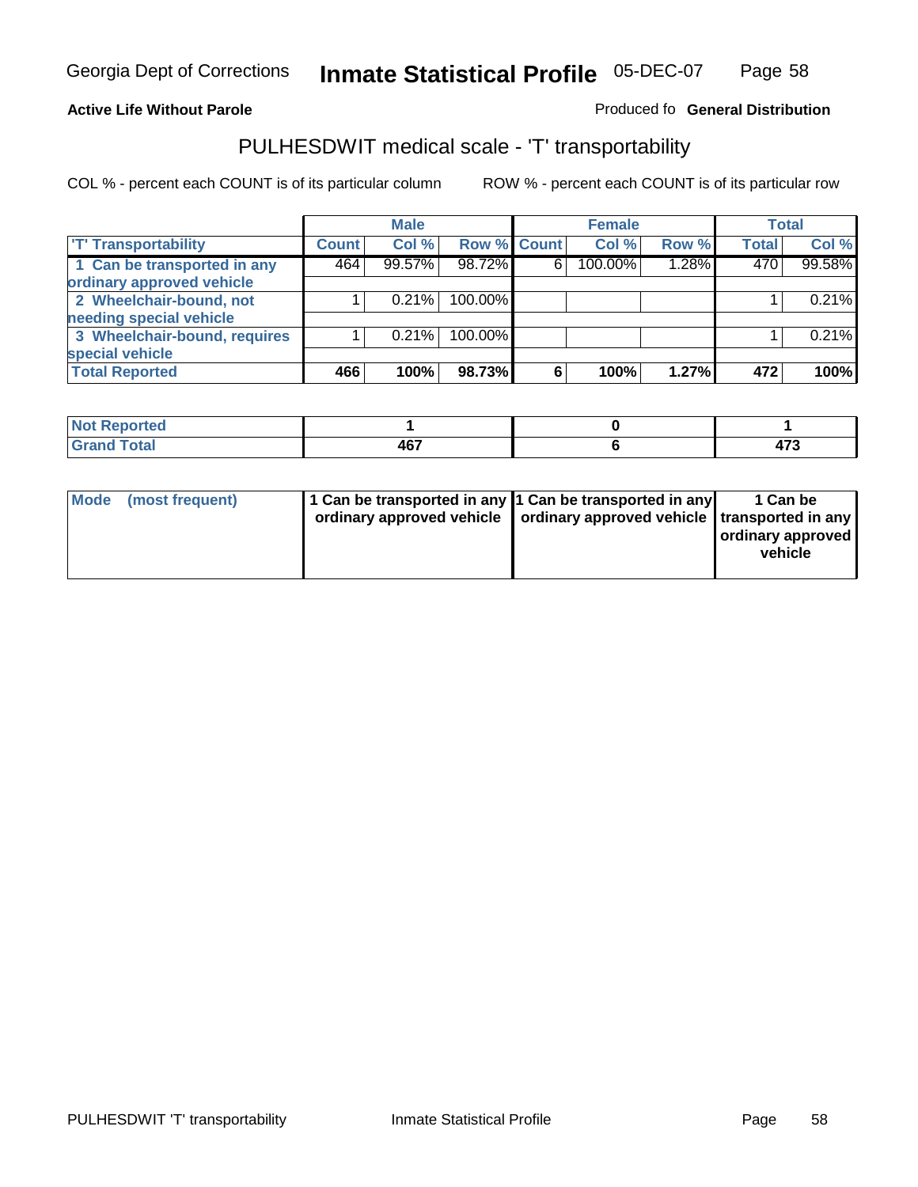**Active Life Without Parole**

Produced fo **General Distribution**

## PULHESDWIT medical scale - 'T' transportability

COL % - percent each COUNT is of its particular column

ROW % - percent each COUNT is of its particular row

| | Male | | | Female | | | Total | |
|---|---|---|---|---|---|---|---|---|
| 'T' Transportability | Count | Col % | Row % | Count | Col % | Row % | Total | Col % |
| 1 Can be transported in any ordinary approved vehicle | 464 | 99.57% | 98.72% | 6 | 100.00% | 1.28% | 470 | 99.58% |
| 2 Wheelchair-bound, not needing special vehicle | 1 | 0.21% | 100.00% | | | | 1 | 0.21% |
| 3 Wheelchair-bound, requires special vehicle | 1 | 0.21% | 100.00% | | | | 1 | 0.21% |
| **Total Reported** | **466** | **100%** | **98.73%** | **6** | **100%** | **1.27%** | **472** | **100%** |

| | Male | Female | Total |
|---|---|---|---|
| **Not Reported** | **1** | **0** | **1** |
| **Grand Total** | **467** | **6** | **473** |

| | Male | Female | Total |
|---|---|---|---|
| **Mode (most frequent)** | **1 Can be transported in any ordinary approved vehicle** | **1 Can be transported in any ordinary approved vehicle** | **1 Can be transported in any ordinary approved vehicle** |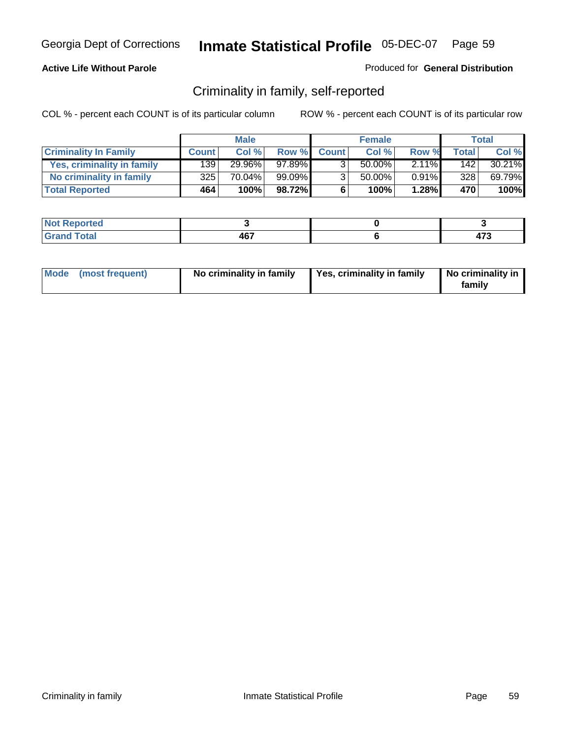**Active Life Without Parole**

Produced for **General Distribution**

## Criminality in family, self-reported

COL % - percent each COUNT is of its particular column

ROW % - percent each COUNT is of its particular row

| | Male | | | Female | | | Total | |
|---|---|---|---|---|---|---|---|---|
| **Criminality In Family** | **Count** | **Col %** | **Row %** | **Count** | **Col %** | **Row %** | **Total** | **Col %** |
| Yes, criminality in family | 139 | 29.96% | 97.89% | 3 | 50.00% | 2.11% | 142 | 30.21% |
| No criminality in family | 325 | 70.04% | 99.09% | 3 | 50.00% | 0.91% | 328 | 69.79% |
| **Total Reported** | **464** | **100%** | **98.72%** | **6** | **100%** | **1.28%** | **470** | **100%** |

| | Male | Female | Total |
|---|---|---|---|
| **Not Reported** | **3** | **0** | **3** |
| **Grand Total** | **467** | **6** | **473** |

| | Male | Female | Total |
|---|---|---|---|
| **Mode (most frequent)** | **No criminality in family** | **Yes, criminality in family** | **No criminality in family** |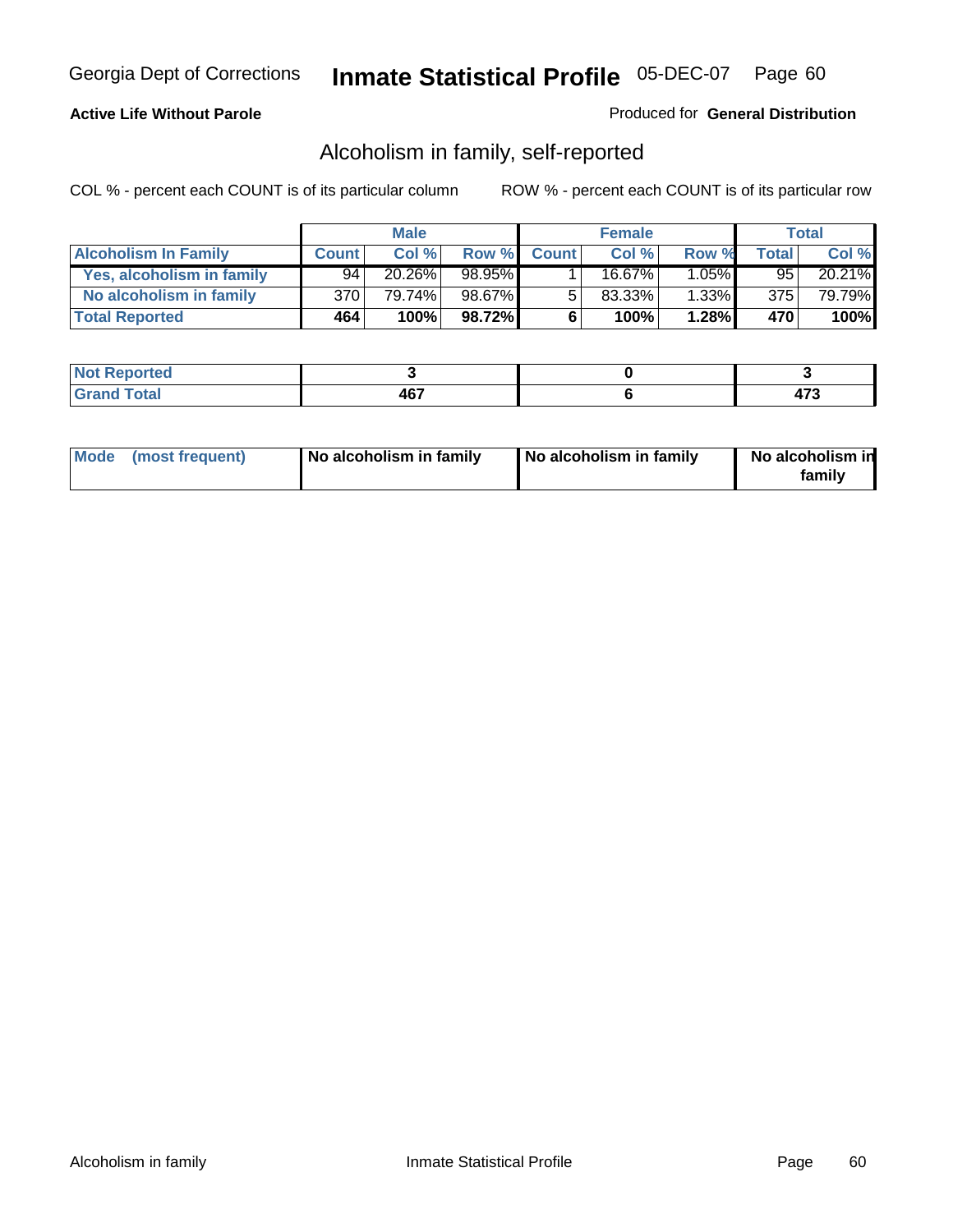Georgia Dept of Corrections **Inmate Statistical Profile** 05-DEC-07

**Active Life Without Parole**

Produced for **General Distribution**

## Alcoholism in family, self-reported

COL % - percent each COUNT is of its particular column

ROW % - percent each COUNT is of its particular row

| | Male | | | Female | | | Total | |
|---|---|---|---|---|---|---|---|---|
| **Alcoholism In Family** | **Count** | **Col %** | **Row %** | **Count** | **Col %** | **Row %** | **Total** | **Col %** |
| **Yes, alcoholism in family** | 94 | 20.26% | 98.95% | 1 | 16.67% | 1.05% | 95 | 20.21% |
| **No alcoholism in family** | 370 | 79.74% | 98.67% | 5 | 83.33% | 1.33% | 375 | 79.79% |
| **Total Reported** | **464** | **100%** | **98.72%** | **6** | **100%** | **1.28%** | **470** | **100%** |

| | Male | Female | Total |
|---|---|---|---|
| **Not Reported** | **3** | **0** | **3** |
| **Grand Total** | **467** | **6** | **473** |

| | Male | Female | Total |
|---|---|---|---|
| **Mode (most frequent)** | **No alcoholism in family** | **No alcoholism in family** | **No alcoholism in family** |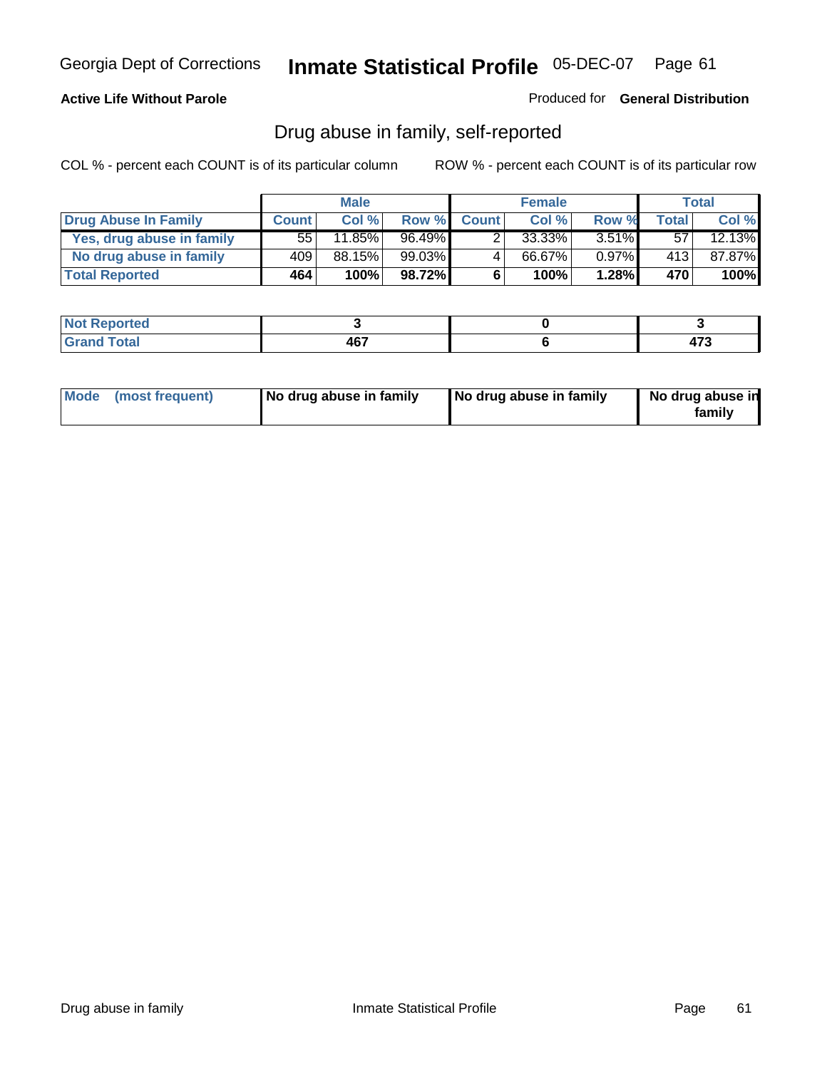**Active Life Without Parole**

Produced for **General Distribution**

## Drug abuse in family, self-reported

COL % - percent each COUNT is of its particular column

ROW % - percent each COUNT is of its particular row

| | Male | | | Female | | | Total | |
|---|---|---|---|---|---|---|---|---|
| **Drug Abuse In Family** | **Count** | **Col %** | **Row %** | **Count** | **Col %** | **Row %** | **Total** | **Col %** |
| **Yes, drug abuse in family** | 55 | 11.85% | 96.49% | 2 | 33.33% | 3.51% | 57 | 12.13% |
| **No drug abuse in family** | 409 | 88.15% | 99.03% | 4 | 66.67% | 0.97% | 413 | 87.87% |
| **Total Reported** | **464** | **100%** | **98.72%** | **6** | **100%** | **1.28%** | **470** | **100%** |

| | Male | Female | Total |
|---|---|---|---|
| **Not Reported** | **3** | **0** | **3** |
| **Grand Total** | **467** | **6** | **473** |

| | Male | Female | Total |
|---|---|---|---|
| **Mode (most frequent)** | **No drug abuse in family** | **No drug abuse in family** | **No drug abuse in family** |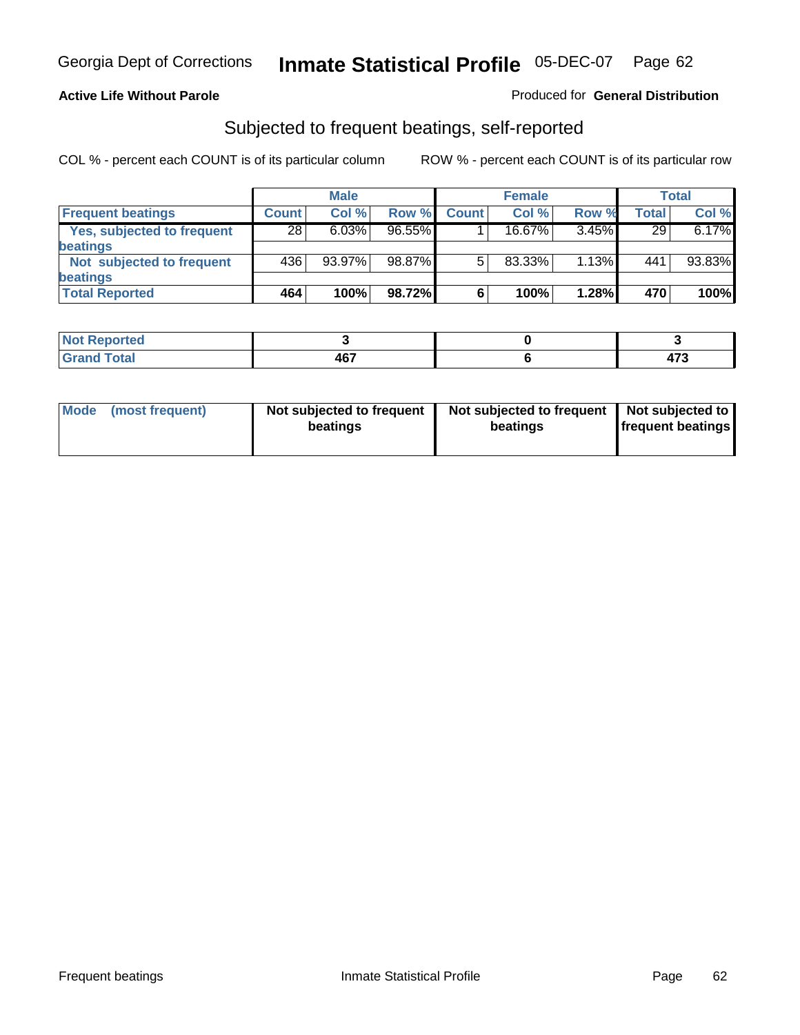Georgia Dept of Corrections **Inmate Statistical Profile** 05-DEC-07

**Active Life Without Parole**

Produced for **General Distribution**

## Subjected to frequent beatings, self-reported

COL % - percent each COUNT is of its particular column

ROW % - percent each COUNT is of its particular row

| | Male | | | Female | | | Total | |
|---|---|---|---|---|---|---|---|---|
| **Frequent beatings** | **Count** | **Col %** | **Row %** | **Count** | **Col %** | **Row %** | **Total** | **Col %** |
| **Yes, subjected to frequent beatings** | 28 | 6.03% | 96.55% | 1 | 16.67% | 3.45% | 29 | 6.17% |
| **Not subjected to frequent beatings** | 436 | 93.97% | 98.87% | 5 | 83.33% | 1.13% | 441 | 93.83% |
| **Total Reported** | **464** | **100%** | **98.72%** | **6** | **100%** | **1.28%** | **470** | **100%** |

| | Male | Female | Total |
|---|---|---|---|
| **Not Reported** | **3** | **0** | **3** |
| **Grand Total** | **467** | **6** | **473** |

| | Male | Female | Total |
|---|---|---|---|
| **Mode (most frequent)** | **Not subjected to frequent beatings** | **Not subjected to frequent beatings** | **Not subjected to frequent beatings** |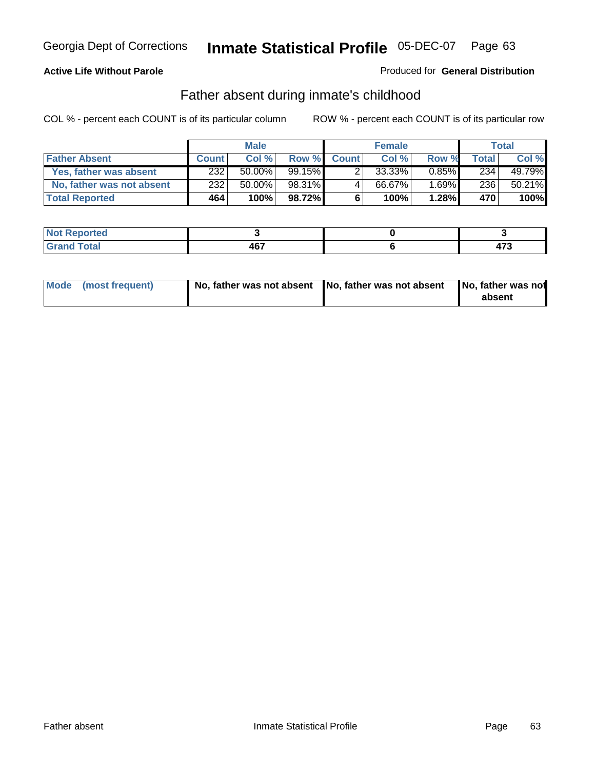Georgia Dept of Corrections **Inmate Statistical Profile** 05-DEC-07

**Active Life Without Parole**

Produced for **General Distribution**

## Father absent during inmate's childhood

COL % - percent each COUNT is of its particular column ROW % - percent each COUNT is of its particular row

| | Male | | | Female | | | Total | |
|---|---|---|---|---|---|---|---|---|
| **Father Absent** | **Count** | **Col %** | **Row %** | **Count** | **Col %** | **Row %** | **Total** | **Col %** |
| **Yes, father was absent** | 232 | 50.00% | 99.15% | 2 | 33.33% | 0.85% | 234 | 49.79% |
| **No, father was not absent** | 232 | 50.00% | 98.31% | 4 | 66.67% | 1.69% | 236 | 50.21% |
| **Total Reported** | **464** | **100%** | **98.72%** | **6** | **100%** | **1.28%** | **470** | **100%** |

| | Male | Female | Total |
|---|---|---|---|
| **Not Reported** | **3** | **0** | **3** |
| **Grand Total** | **467** | **6** | **473** |

| | Male | Female | Total |
|---|---|---|---|
| **Mode (most frequent)** | **No, father was not absent** | **No, father was not absent** | **No, father was not absent** |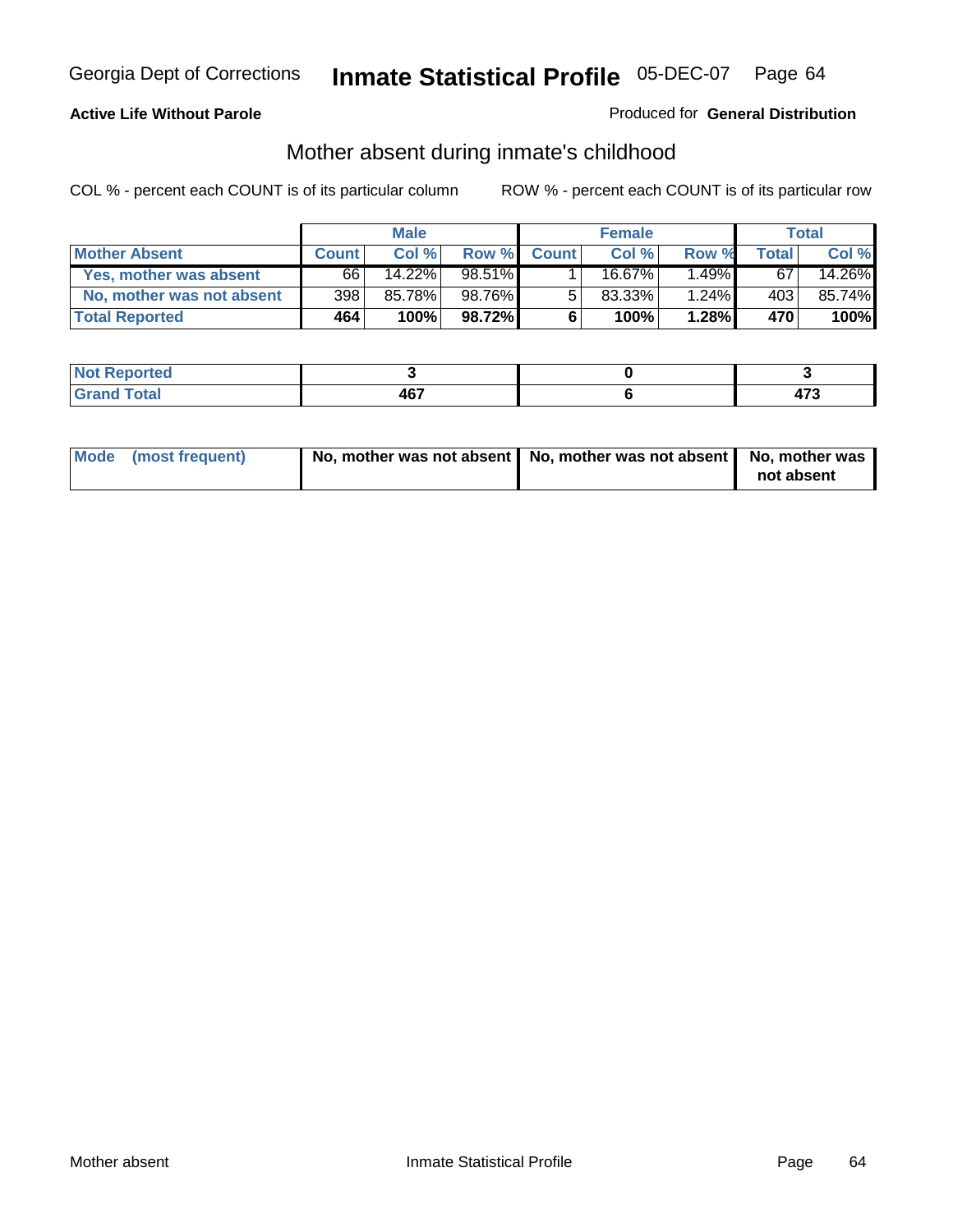**Active Life Without Parole** Produced for **General Distribution**

## Mother absent during inmate's childhood

COL % - percent each COUNT is of its particular column ROW % - percent each COUNT is of its particular row

| | Male | | | Female | | | Total | |
|---|---|---|---|---|---|---|---|---|
| **Mother Absent** | **Count** | **Col %** | **Row %** | **Count** | **Col %** | **Row %** | **Total** | **Col %** |
| **Yes, mother was absent** | 66 | 14.22% | 98.51% | 1 | 16.67% | 1.49% | 67 | 14.26% |
| **No, mother was not absent** | 398 | 85.78% | 98.76% | 5 | 83.33% | 1.24% | 403 | 85.74% |
| **Total Reported** | **464** | **100%** | **98.72%** | **6** | **100%** | **1.28%** | **470** | **100%** |

| | Male | Female | Total |
|---|---|---|---|
| **Not Reported** | **3** | **0** | **3** |
| **Grand Total** | **467** | **6** | **473** |

| | Male | Female | Total |
|---|---|---|---|
| **Mode (most frequent)** | **No, mother was not absent** | **No, mother was not absent** | **No, mother was not absent** |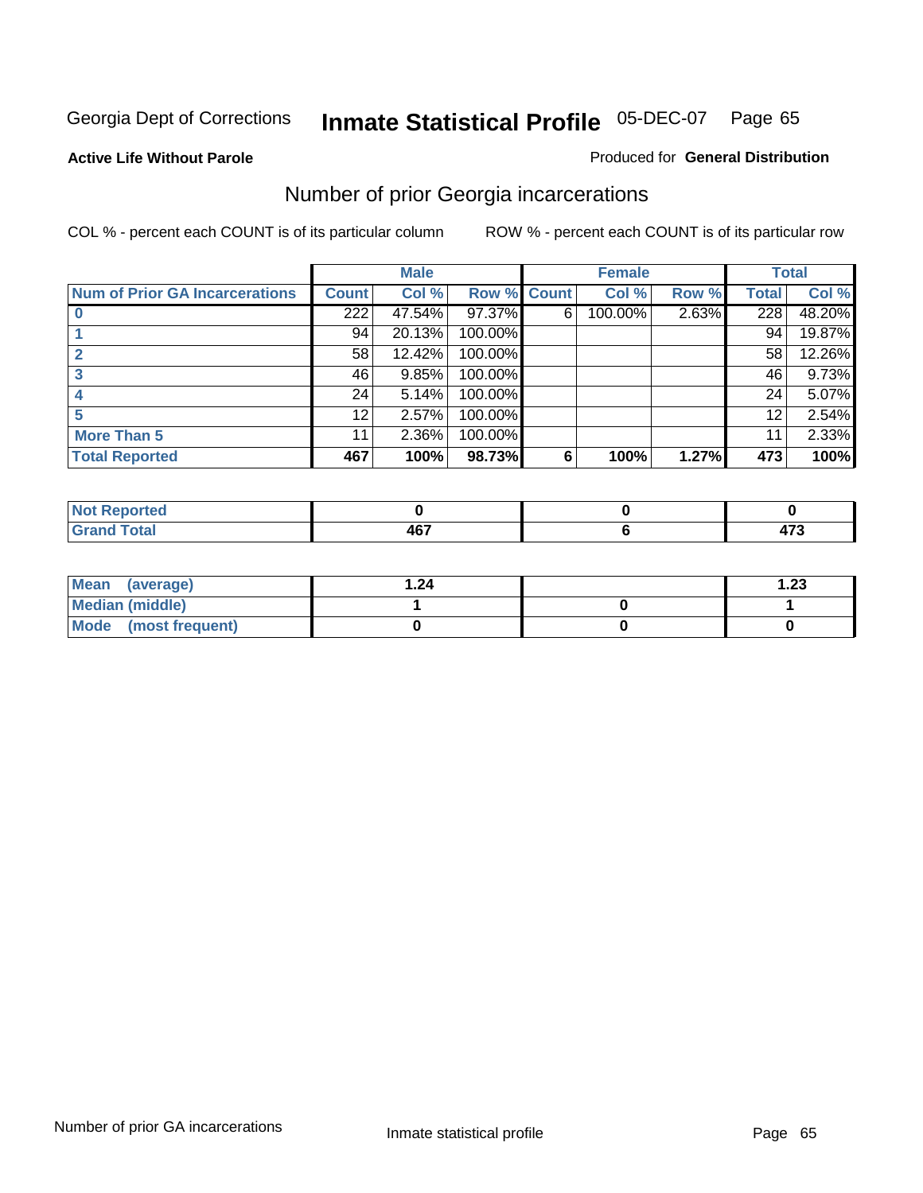Georgia Dept of Corrections **Inmate Statistical Profile** 05-DEC-07

**Active Life Without Parole**

Produced for **General Distribution**

## Number of prior Georgia incarcerations

COL % - percent each COUNT is of its particular column

ROW % - percent each COUNT is of its particular row

| | Male | | | Female | | | Total | |
|---|---|---|---|---|---|---|---|---|
| **Num of Prior GA Incarcerations** | **Count** | **Col %** | **Row %** | **Count** | **Col %** | **Row %** | **Total** | **Col %** |
| **0** | 222 | 47.54% | 97.37% | 6 | 100.00% | 2.63% | 228 | 48.20% |
| **1** | 94 | 20.13% | 100.00% | | | | 94 | 19.87% |
| **2** | 58 | 12.42% | 100.00% | | | | 58 | 12.26% |
| **3** | 46 | 9.85% | 100.00% | | | | 46 | 9.73% |
| **4** | 24 | 5.14% | 100.00% | | | | 24 | 5.07% |
| **5** | 12 | 2.57% | 100.00% | | | | 12 | 2.54% |
| **More Than 5** | 11 | 2.36% | 100.00% | | | | 11 | 2.33% |
| **Total Reported** | **467** | **100%** | **98.73%** | **6** | **100%** | **1.27%** | **473** | **100%** |

| | Male | Female | Total |
|---|---|---|---|
| **Not Reported** | **0** | **0** | **0** |
| **Grand Total** | **467** | **6** | **473** |

| | Male | Female | Total |
|---|---|---|---|
| **Mean (average)** | **1.24** | | **1.23** |
| **Median (middle)** | **1** | **0** | **1** |
| **Mode (most frequent)** | **0** | **0** | **0** |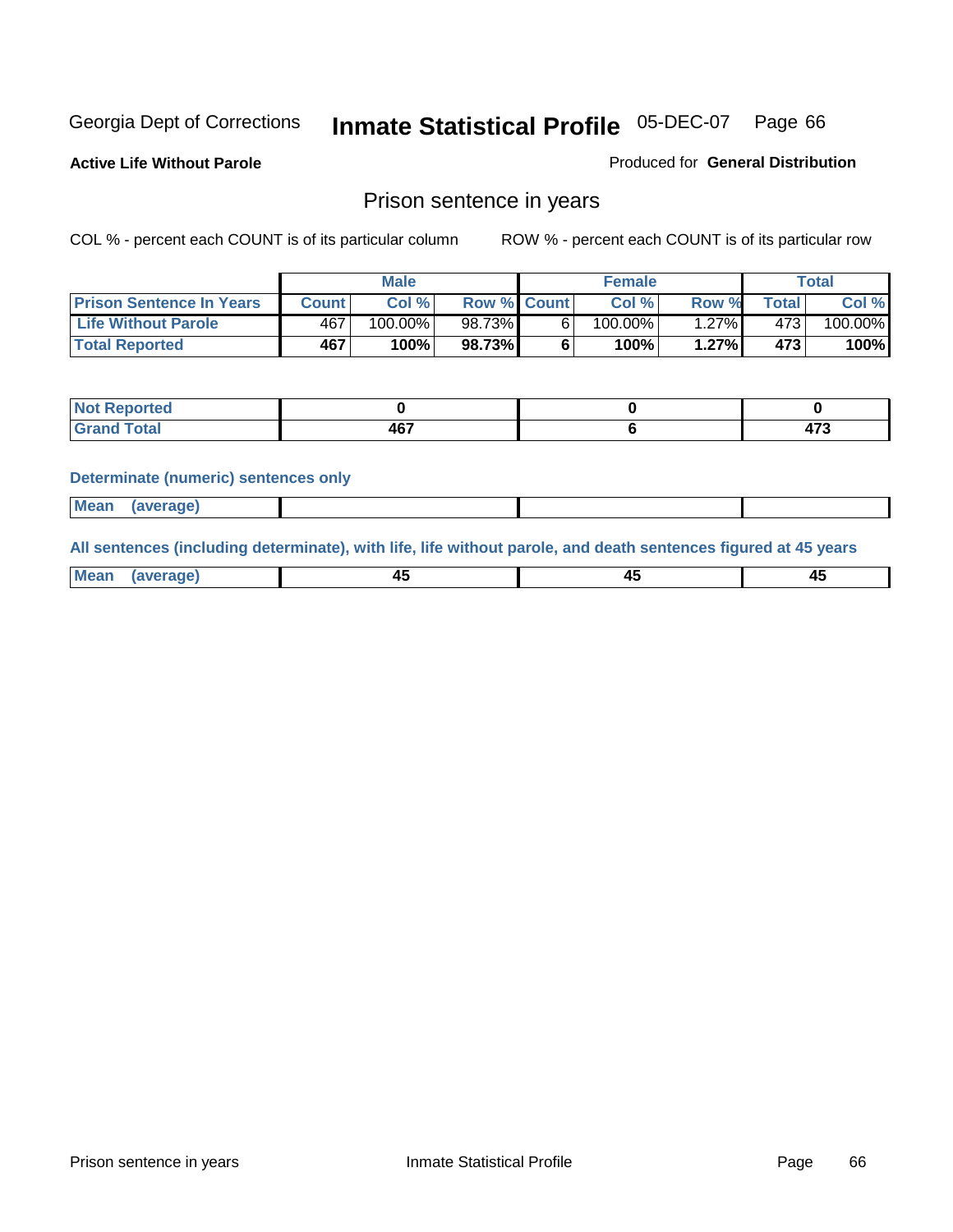Georgia Dept of Corrections **Inmate Statistical Profile** 05-DEC-07

**Active Life Without Parole** Produced for **General Distribution**

## Prison sentence in years

COL % - percent each COUNT is of its particular column ROW % - percent each COUNT is of its particular row

| | Male | | | Female | | | Total | |
|---|---|---|---|---|---|---|---|---|
| **Prison Sentence In Years** | **Count** | **Col %** | **Row %** | **Count** | **Col %** | **Row %** | **Total** | **Col %** |
| **Life Without Parole** | 467 | 100.00% | 98.73% | 6 | 100.00% | 1.27% | 473 | 100.00% |
| **Total Reported** | **467** | **100%** | **98.73%** | **6** | **100%** | **1.27%** | **473** | **100%** |

| | Male | Female | Total |
|---|---|---|---|
| **Not Reported** | **0** | **0** | **0** |
| **Grand Total** | **467** | **6** | **473** |

**Determinate (numeric) sentences only**

| | Male | Female | Total |
|---|---|---|---|
| **Mean (average)** | | | |

**All sentences (including determinate), with life, life without parole, and death sentences figured at 45 years**

| | Male | Female | Total |
|---|---|---|---|
| **Mean (average)** | **45** | **45** | **45** |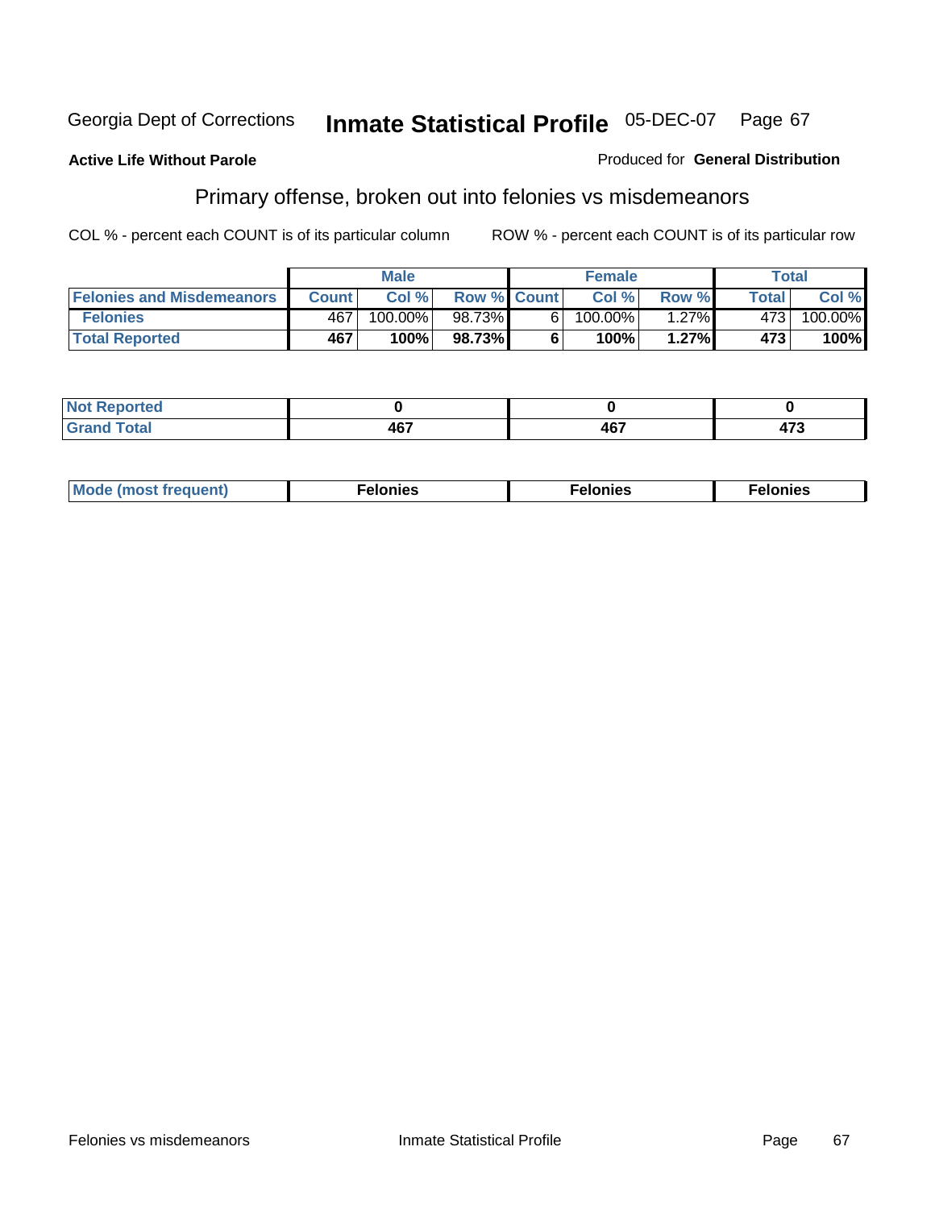Georgia Dept of Corrections **Inmate Statistical Profile** 05-DEC-07

**Active Life Without Parole**

Produced for **General Distribution**

## Primary offense, broken out into felonies vs misdemeanors

COL % - percent each COUNT is of its particular column

ROW % - percent each COUNT is of its particular row

| | Male | | | Female | | | Total | |
|---|---|---|---|---|---|---|---|---|
| **Felonies and Misdemeanors** | **Count** | **Col %** | **Row %** | **Count** | **Col %** | **Row %** | **Total** | **Col %** |
| **Felonies** | 467 | 100.00% | 98.73% | 6 | 100.00% | 1.27% | 473 | 100.00% |
| **Total Reported** | **467** | **100%** | **98.73%** | **6** | **100%** | **1.27%** | **473** | **100%** |

| | Male | Female | Total |
|---|---|---|---|
| **Not Reported** | **0** | **0** | **0** |
| **Grand Total** | **467** | **467** | **473** |

| | Male | Female | Total |
|---|---|---|---|
| **Mode (most frequent)** | **Felonies** | **Felonies** | **Felonies** |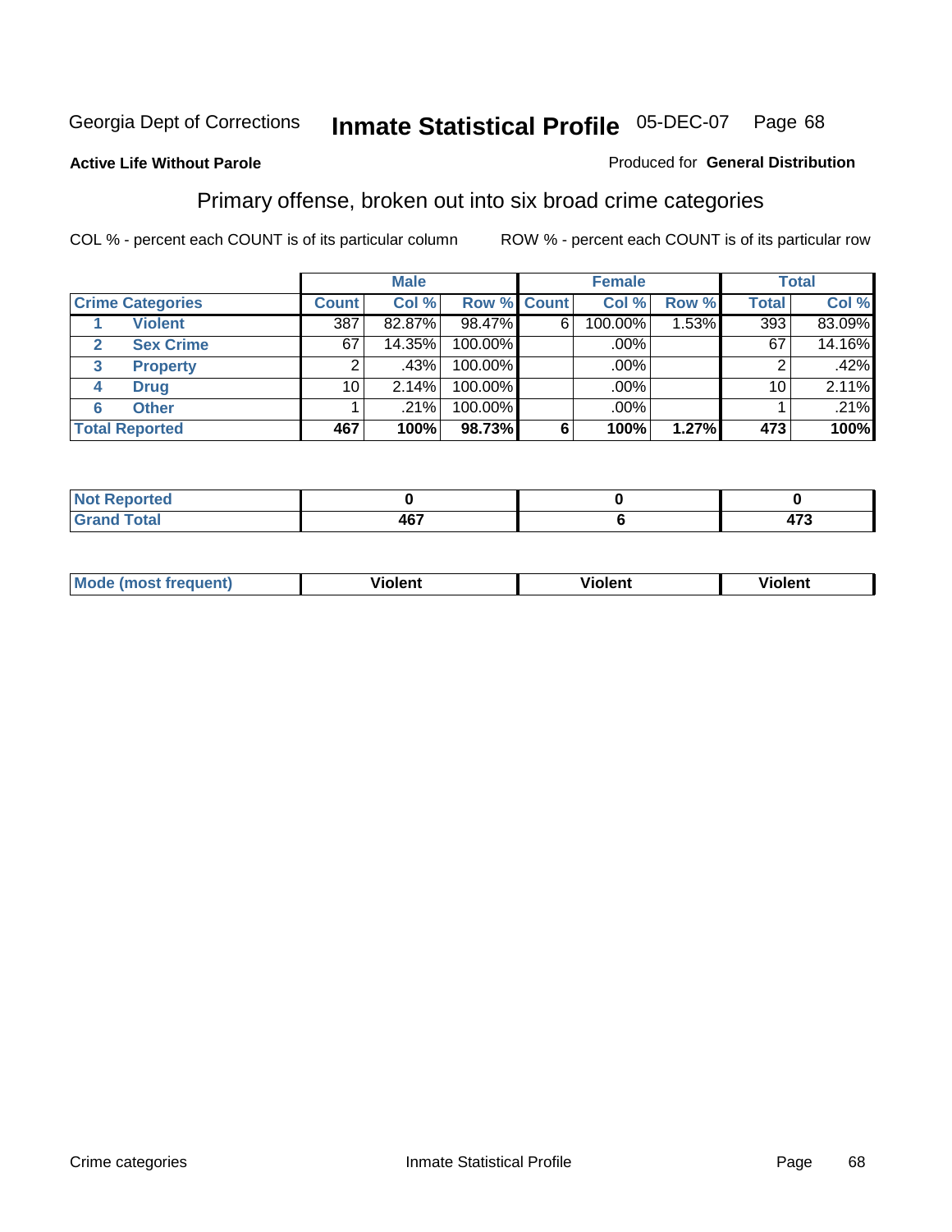Georgia Dept of Corrections **Inmate Statistical Profile** 05-DEC-07

**Active Life Without Parole**

Produced for **General Distribution**

## Primary offense, broken out into six broad crime categories

COL % - percent each COUNT is of its particular column

ROW % - percent each COUNT is of its particular row

| | | Male | | | Female | | | Total | |
|---|---|---|---|---|---|---|---|---|---|
| **Crime Categories** | | **Count** | **Col %** | **Row %** | **Count** | **Col %** | **Row %** | **Total** | **Col %** |
| 1 | Violent | 387 | 82.87% | 98.47% | 6 | 100.00% | 1.53% | 393 | 83.09% |
| 2 | Sex Crime | 67 | 14.35% | 100.00% | | .00% | | 67 | 14.16% |
| 3 | Property | 2 | .43% | 100.00% | | .00% | | 2 | .42% |
| 4 | Drug | 10 | 2.14% | 100.00% | | .00% | | 10 | 2.11% |
| 6 | Other | 1 | .21% | 100.00% | | .00% | | 1 | .21% |
| **Total Reported** | | **467** | **100%** | **98.73%** | **6** | **100%** | **1.27%** | **473** | **100%** |

| | Male | Female | Total |
|---|---|---|---|
| Not Reported | 0 | 0 | 0 |
| Grand Total | 467 | 6 | 473 |

| | Male | Female | Total |
|---|---|---|---|
| Mode (most frequent) | Violent | Violent | Violent |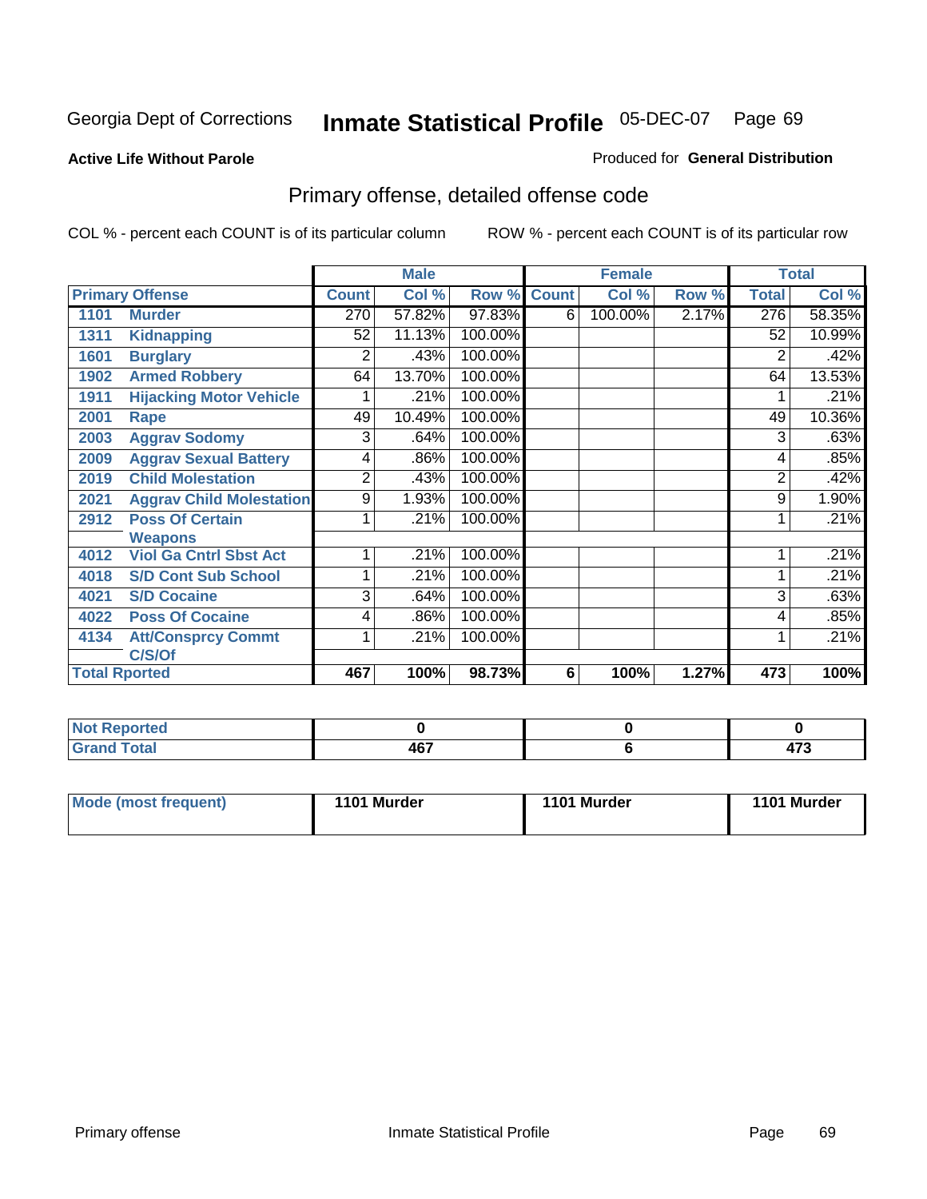Georgia Dept of Corrections **Inmate Statistical Profile** 05-DEC-07

**Active Life Without Parole**

Produced for **General Distribution**

## Primary offense, detailed offense code

COL % - percent each COUNT is of its particular column

ROW % - percent each COUNT is of its particular row

| Primary Offense | | Male | | | Female | | | Total | |
|---|---|---|---|---|---|---|---|---|---|
| | | Count | Col % | Row % | Count | Col % | Row % | Total | Col % |
| 1101 | Murder | 270 | 57.82% | 97.83% | 6 | 100.00% | 2.17% | 276 | 58.35% |
| 1311 | Kidnapping | 52 | 11.13% | 100.00% | | | | 52 | 10.99% |
| 1601 | Burglary | 2 | .43% | 100.00% | | | | 2 | .42% |
| 1902 | Armed Robbery | 64 | 13.70% | 100.00% | | | | 64 | 13.53% |
| 1911 | Hijacking Motor Vehicle | 1 | .21% | 100.00% | | | | 1 | .21% |
| 2001 | Rape | 49 | 10.49% | 100.00% | | | | 49 | 10.36% |
| 2003 | Aggrav Sodomy | 3 | .64% | 100.00% | | | | 3 | .63% |
| 2009 | Aggrav Sexual Battery | 4 | .86% | 100.00% | | | | 4 | .85% |
| 2019 | Child Molestation | 2 | .43% | 100.00% | | | | 2 | .42% |
| 2021 | Aggrav Child Molestation | 9 | 1.93% | 100.00% | | | | 9 | 1.90% |
| 2912 | Poss Of Certain Weapons | 1 | .21% | 100.00% | | | | 1 | .21% |
| 4012 | Viol Ga Cntrl Sbst Act | 1 | .21% | 100.00% | | | | 1 | .21% |
| 4018 | S/D Cont Sub School | 1 | .21% | 100.00% | | | | 1 | .21% |
| 4021 | S/D Cocaine | 3 | .64% | 100.00% | | | | 3 | .63% |
| 4022 | Poss Of Cocaine | 4 | .86% | 100.00% | | | | 4 | .85% |
| 4134 | Att/Consprcy Commt C/S/Of | 1 | .21% | 100.00% | | | | 1 | .21% |
| Total Rported | | 467 | 100% | 98.73% | 6 | 100% | 1.27% | 473 | 100% |

| | Male | Female | Total |
|---|---|---|---|
| Not Reported | 0 | 0 | 0 |
| Grand Total | 467 | 6 | 473 |

| | Male | Female | Total |
|---|---|---|---|
| Mode (most frequent) | 1101 Murder | 1101 Murder | 1101 Murder |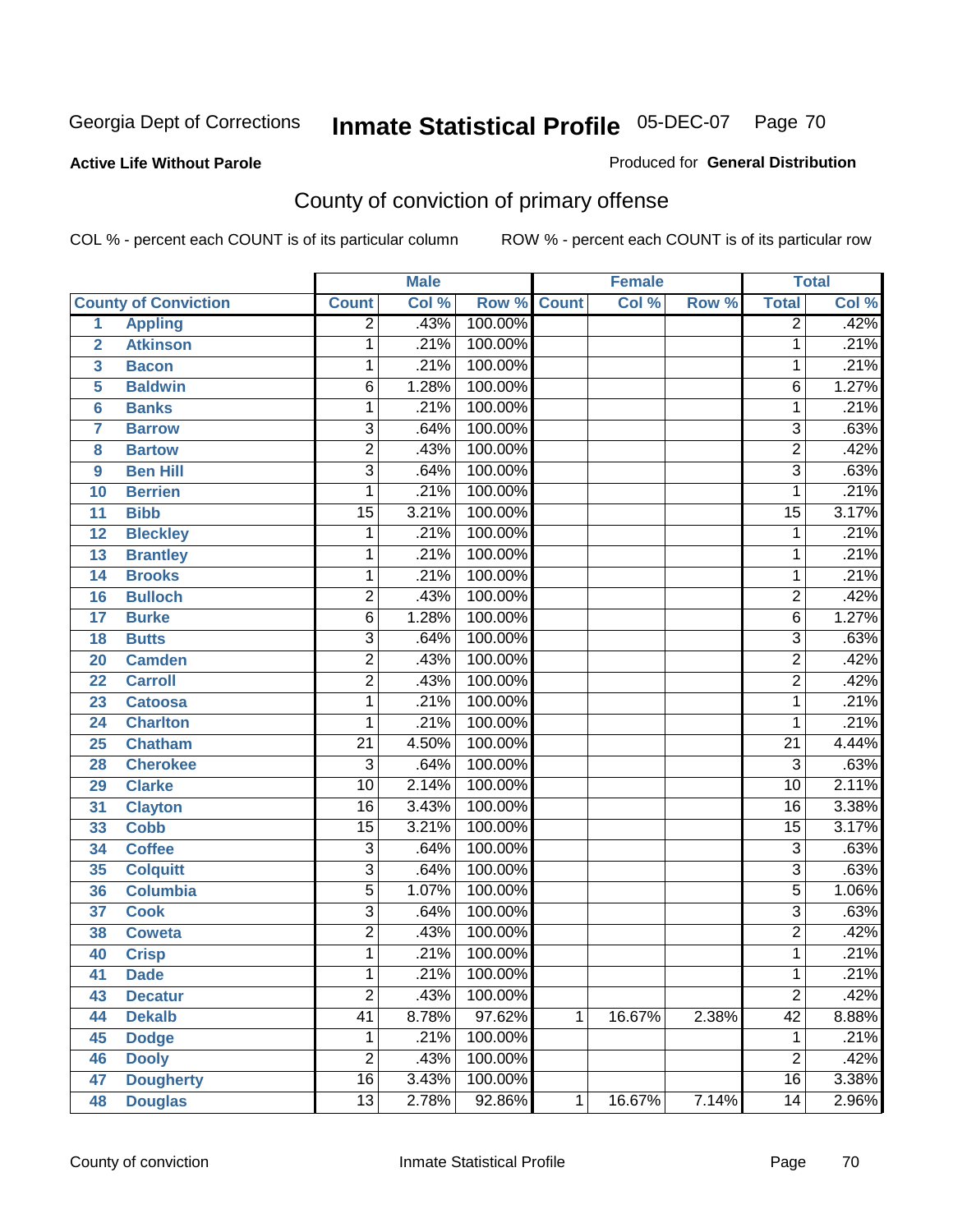Georgia Dept of Corrections **Inmate Statistical Profile** 05-DEC-07

**Active Life Without Parole**

Produced for **General Distribution**

## County of conviction of primary offense

COL % - percent each COUNT is of its particular column ROW % - percent each COUNT is of its particular row

| County of Conviction | | Male | | | Female | | | Total | |
|---|---|---|---|---|---|---|---|---|---|
| | | Count | Col % | Row % | Count | Col % | Row % | Total | Col % |
| 1 | Appling | 2 | .43% | 100.00% | | | | 2 | .42% |
| 2 | Atkinson | 1 | .21% | 100.00% | | | | 1 | .21% |
| 3 | Bacon | 1 | .21% | 100.00% | | | | 1 | .21% |
| 5 | Baldwin | 6 | 1.28% | 100.00% | | | | 6 | 1.27% |
| 6 | Banks | 1 | .21% | 100.00% | | | | 1 | .21% |
| 7 | Barrow | 3 | .64% | 100.00% | | | | 3 | .63% |
| 8 | Bartow | 2 | .43% | 100.00% | | | | 2 | .42% |
| 9 | Ben Hill | 3 | .64% | 100.00% | | | | 3 | .63% |
| 10 | Berrien | 1 | .21% | 100.00% | | | | 1 | .21% |
| 11 | Bibb | 15 | 3.21% | 100.00% | | | | 15 | 3.17% |
| 12 | Bleckley | 1 | .21% | 100.00% | | | | 1 | .21% |
| 13 | Brantley | 1 | .21% | 100.00% | | | | 1 | .21% |
| 14 | Brooks | 1 | .21% | 100.00% | | | | 1 | .21% |
| 16 | Bulloch | 2 | .43% | 100.00% | | | | 2 | .42% |
| 17 | Burke | 6 | 1.28% | 100.00% | | | | 6 | 1.27% |
| 18 | Butts | 3 | .64% | 100.00% | | | | 3 | .63% |
| 20 | Camden | 2 | .43% | 100.00% | | | | 2 | .42% |
| 22 | Carroll | 2 | .43% | 100.00% | | | | 2 | .42% |
| 23 | Catoosa | 1 | .21% | 100.00% | | | | 1 | .21% |
| 24 | Charlton | 1 | .21% | 100.00% | | | | 1 | .21% |
| 25 | Chatham | 21 | 4.50% | 100.00% | | | | 21 | 4.44% |
| 28 | Cherokee | 3 | .64% | 100.00% | | | | 3 | .63% |
| 29 | Clarke | 10 | 2.14% | 100.00% | | | | 10 | 2.11% |
| 31 | Clayton | 16 | 3.43% | 100.00% | | | | 16 | 3.38% |
| 33 | Cobb | 15 | 3.21% | 100.00% | | | | 15 | 3.17% |
| 34 | Coffee | 3 | .64% | 100.00% | | | | 3 | .63% |
| 35 | Colquitt | 3 | .64% | 100.00% | | | | 3 | .63% |
| 36 | Columbia | 5 | 1.07% | 100.00% | | | | 5 | 1.06% |
| 37 | Cook | 3 | .64% | 100.00% | | | | 3 | .63% |
| 38 | Coweta | 2 | .43% | 100.00% | | | | 2 | .42% |
| 40 | Crisp | 1 | .21% | 100.00% | | | | 1 | .21% |
| 41 | Dade | 1 | .21% | 100.00% | | | | 1 | .21% |
| 43 | Decatur | 2 | .43% | 100.00% | | | | 2 | .42% |
| 44 | Dekalb | 41 | 8.78% | 97.62% | 1 | 16.67% | 2.38% | 42 | 8.88% |
| 45 | Dodge | 1 | .21% | 100.00% | | | | 1 | .21% |
| 46 | Dooly | 2 | .43% | 100.00% | | | | 2 | .42% |
| 47 | Dougherty | 16 | 3.43% | 100.00% | | | | 16 | 3.38% |
| 48 | Douglas | 13 | 2.78% | 92.86% | 1 | 16.67% | 7.14% | 14 | 2.96% |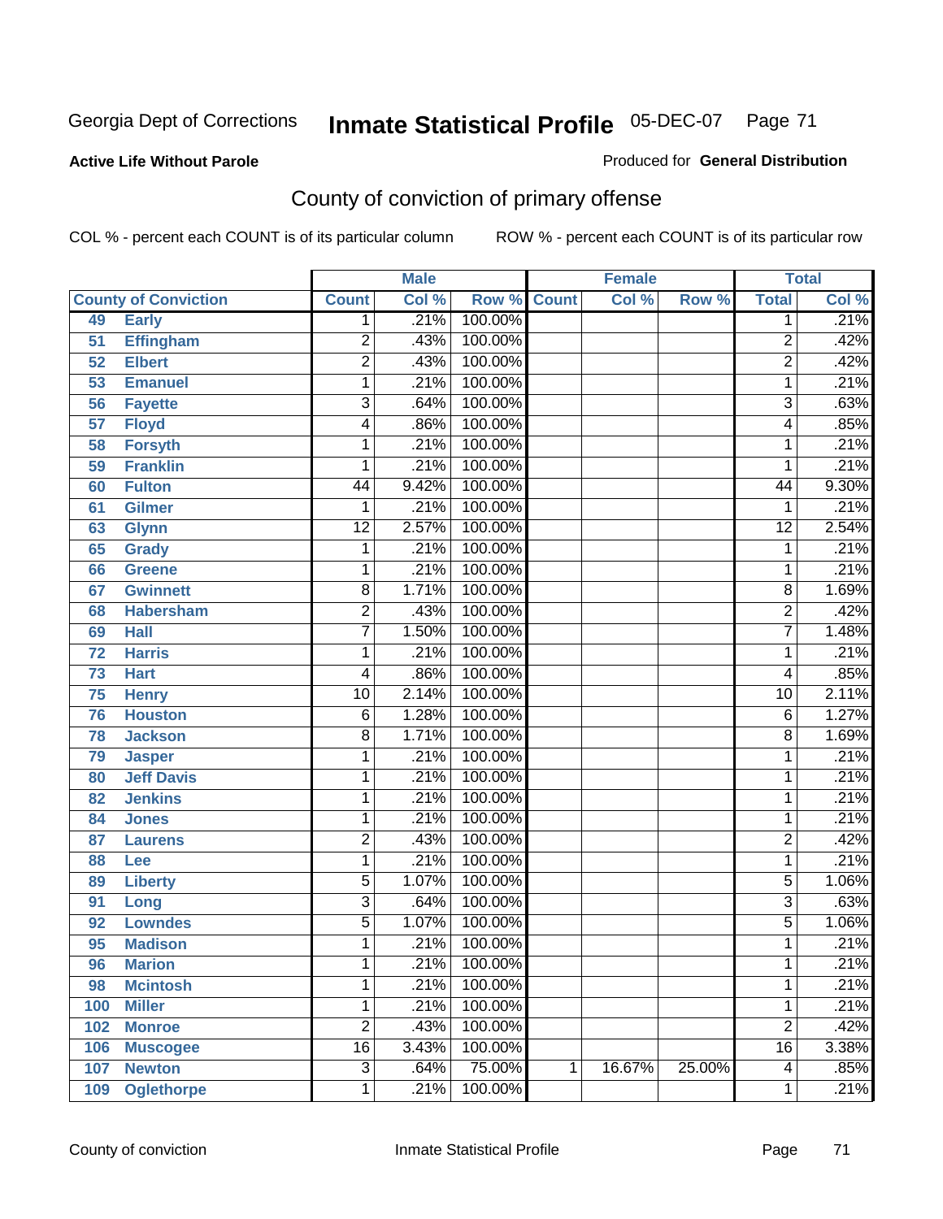Georgia Dept of Corrections **Inmate Statistical Profile** 05-DEC-07 Page 71

**Active Life Without Parole**

Produced for **General Distribution**

## County of conviction of primary offense

COL % - percent each COUNT is of its particular column ROW % - percent each COUNT is of its particular row

| County of Conviction | | Male | | | Female | | | Total | |
|---|---|---|---|---|---|---|---|---|---|
| | | Count | Col % | Row % | Count | Col % | Row % | Total | Col % |
| 49 | Early | 1 | .21% | 100.00% | | | | 1 | .21% |
| 51 | Effingham | 2 | .43% | 100.00% | | | | 2 | .42% |
| 52 | Elbert | 2 | .43% | 100.00% | | | | 2 | .42% |
| 53 | Emanuel | 1 | .21% | 100.00% | | | | 1 | .21% |
| 56 | Fayette | 3 | .64% | 100.00% | | | | 3 | .63% |
| 57 | Floyd | 4 | .86% | 100.00% | | | | 4 | .85% |
| 58 | Forsyth | 1 | .21% | 100.00% | | | | 1 | .21% |
| 59 | Franklin | 1 | .21% | 100.00% | | | | 1 | .21% |
| 60 | Fulton | 44 | 9.42% | 100.00% | | | | 44 | 9.30% |
| 61 | Gilmer | 1 | .21% | 100.00% | | | | 1 | .21% |
| 63 | Glynn | 12 | 2.57% | 100.00% | | | | 12 | 2.54% |
| 65 | Grady | 1 | .21% | 100.00% | | | | 1 | .21% |
| 66 | Greene | 1 | .21% | 100.00% | | | | 1 | .21% |
| 67 | Gwinnett | 8 | 1.71% | 100.00% | | | | 8 | 1.69% |
| 68 | Habersham | 2 | .43% | 100.00% | | | | 2 | .42% |
| 69 | Hall | 7 | 1.50% | 100.00% | | | | 7 | 1.48% |
| 72 | Harris | 1 | .21% | 100.00% | | | | 1 | .21% |
| 73 | Hart | 4 | .86% | 100.00% | | | | 4 | .85% |
| 75 | Henry | 10 | 2.14% | 100.00% | | | | 10 | 2.11% |
| 76 | Houston | 6 | 1.28% | 100.00% | | | | 6 | 1.27% |
| 78 | Jackson | 8 | 1.71% | 100.00% | | | | 8 | 1.69% |
| 79 | Jasper | 1 | .21% | 100.00% | | | | 1 | .21% |
| 80 | Jeff Davis | 1 | .21% | 100.00% | | | | 1 | .21% |
| 82 | Jenkins | 1 | .21% | 100.00% | | | | 1 | .21% |
| 84 | Jones | 1 | .21% | 100.00% | | | | 1 | .21% |
| 87 | Laurens | 2 | .43% | 100.00% | | | | 2 | .42% |
| 88 | Lee | 1 | .21% | 100.00% | | | | 1 | .21% |
| 89 | Liberty | 5 | 1.07% | 100.00% | | | | 5 | 1.06% |
| 91 | Long | 3 | .64% | 100.00% | | | | 3 | .63% |
| 92 | Lowndes | 5 | 1.07% | 100.00% | | | | 5 | 1.06% |
| 95 | Madison | 1 | .21% | 100.00% | | | | 1 | .21% |
| 96 | Marion | 1 | .21% | 100.00% | | | | 1 | .21% |
| 98 | Mcintosh | 1 | .21% | 100.00% | | | | 1 | .21% |
| 100 | Miller | 1 | .21% | 100.00% | | | | 1 | .21% |
| 102 | Monroe | 2 | .43% | 100.00% | | | | 2 | .42% |
| 106 | Muscogee | 16 | 3.43% | 100.00% | | | | 16 | 3.38% |
| 107 | Newton | 3 | .64% | 75.00% | 1 | 16.67% | 25.00% | 4 | .85% |
| 109 | Oglethorpe | 1 | .21% | 100.00% | | | | 1 | .21% |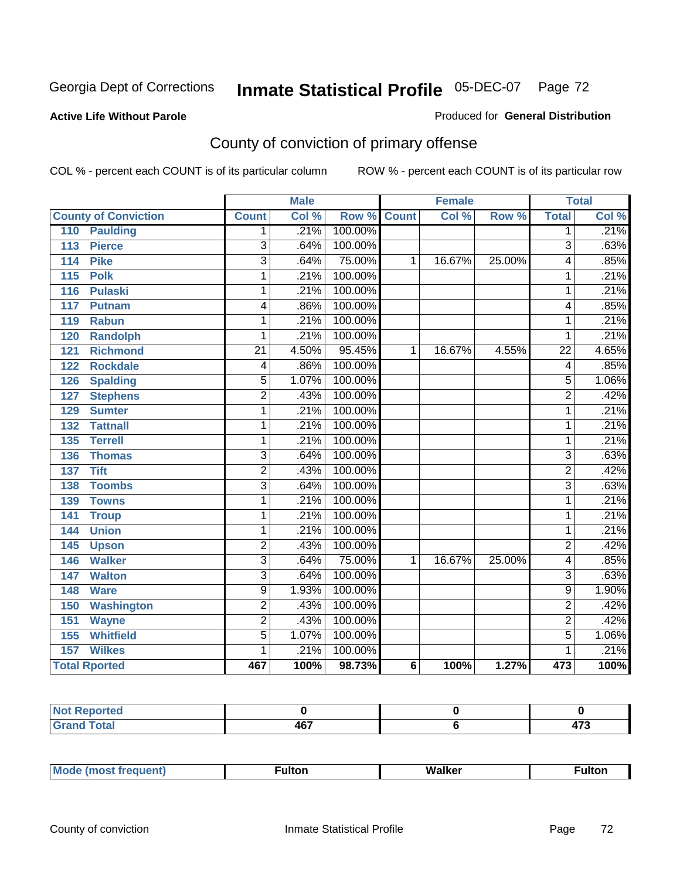Georgia Dept of Corrections **Inmate Statistical Profile** 05-DEC-07

**Active Life Without Parole**

Produced for **General Distribution**

## County of conviction of primary offense

COL % - percent each COUNT is of its particular column ROW % - percent each COUNT is of its particular row

| County of Conviction | Male | | | Female | | | Total | |
|---|---|---|---|---|---|---|---|---|
| | Count | Col % | Row % | Count | Col % | Row % | Total | Col % |
| 110 Paulding | 1 | .21% | 100.00% | | | | 1 | .21% |
| 113 Pierce | 3 | .64% | 100.00% | | | | 3 | .63% |
| 114 Pike | 3 | .64% | 75.00% | 1 | 16.67% | 25.00% | 4 | .85% |
| 115 Polk | 1 | .21% | 100.00% | | | | 1 | .21% |
| 116 Pulaski | 1 | .21% | 100.00% | | | | 1 | .21% |
| 117 Putnam | 4 | .86% | 100.00% | | | | 4 | .85% |
| 119 Rabun | 1 | .21% | 100.00% | | | | 1 | .21% |
| 120 Randolph | 1 | .21% | 100.00% | | | | 1 | .21% |
| 121 Richmond | 21 | 4.50% | 95.45% | 1 | 16.67% | 4.55% | 22 | 4.65% |
| 122 Rockdale | 4 | .86% | 100.00% | | | | 4 | .85% |
| 126 Spalding | 5 | 1.07% | 100.00% | | | | 5 | 1.06% |
| 127 Stephens | 2 | .43% | 100.00% | | | | 2 | .42% |
| 129 Sumter | 1 | .21% | 100.00% | | | | 1 | .21% |
| 132 Tattnall | 1 | .21% | 100.00% | | | | 1 | .21% |
| 135 Terrell | 1 | .21% | 100.00% | | | | 1 | .21% |
| 136 Thomas | 3 | .64% | 100.00% | | | | 3 | .63% |
| 137 Tift | 2 | .43% | 100.00% | | | | 2 | .42% |
| 138 Toombs | 3 | .64% | 100.00% | | | | 3 | .63% |
| 139 Towns | 1 | .21% | 100.00% | | | | 1 | .21% |
| 141 Troup | 1 | .21% | 100.00% | | | | 1 | .21% |
| 144 Union | 1 | .21% | 100.00% | | | | 1 | .21% |
| 145 Upson | 2 | .43% | 100.00% | | | | 2 | .42% |
| 146 Walker | 3 | .64% | 75.00% | 1 | 16.67% | 25.00% | 4 | .85% |
| 147 Walton | 3 | .64% | 100.00% | | | | 3 | .63% |
| 148 Ware | 9 | 1.93% | 100.00% | | | | 9 | 1.90% |
| 150 Washington | 2 | .43% | 100.00% | | | | 2 | .42% |
| 151 Wayne | 2 | .43% | 100.00% | | | | 2 | .42% |
| 155 Whitfield | 5 | 1.07% | 100.00% | | | | 5 | 1.06% |
| 157 Wilkes | 1 | .21% | 100.00% | | | | 1 | .21% |
| **Total Rported** | **467** | **100%** | **98.73%** | **6** | **100%** | **1.27%** | **473** | **100%** |

| | Male | Female | Total |
|---|---|---|---|
| Not Reported | 0 | 0 | 0 |
| Grand Total | 467 | 6 | 473 |

| | Male | Female | Total |
|---|---|---|---|
| Mode (most frequent) | Fulton | Walker | Fulton |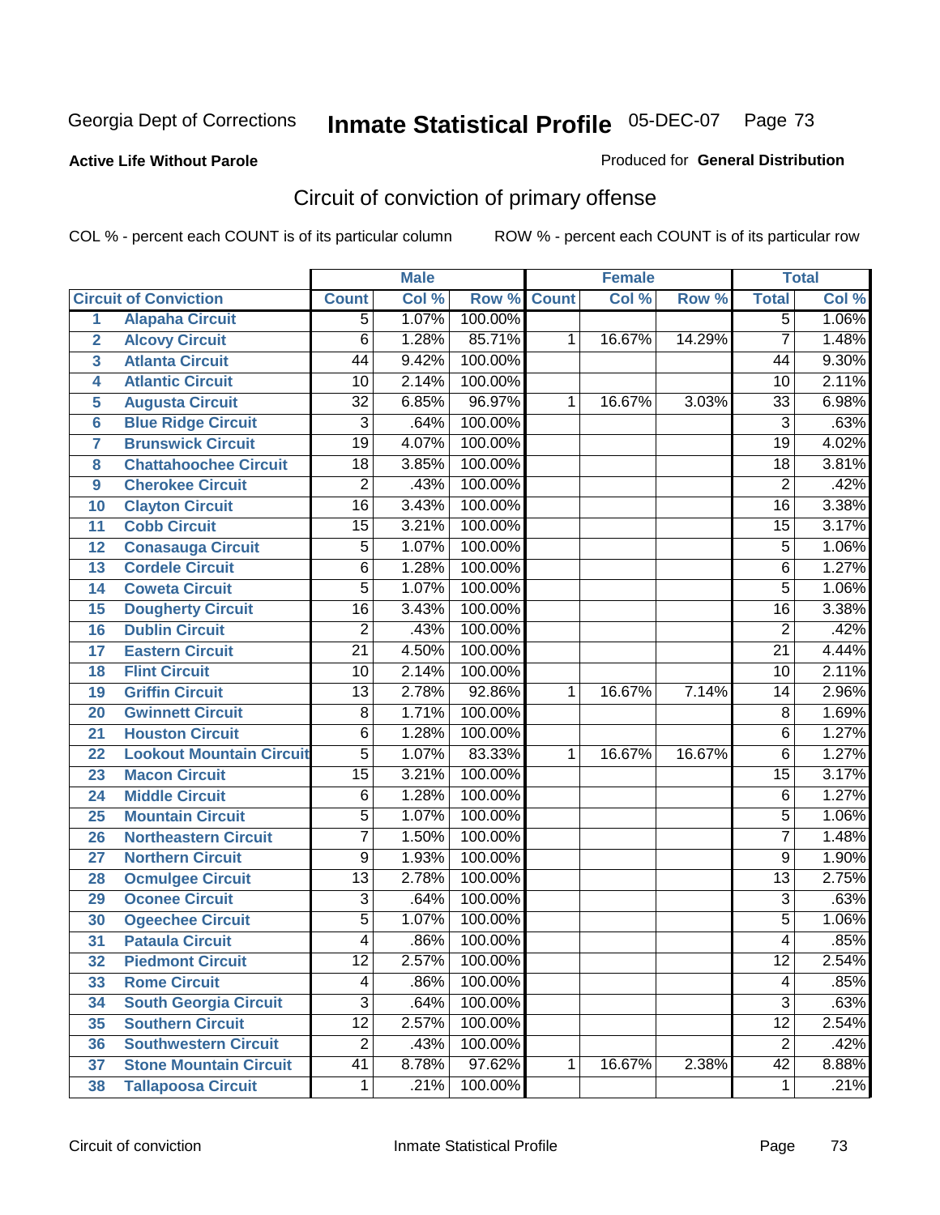Georgia Dept of Corrections **Inmate Statistical Profile** 05-DEC-07

**Active Life Without Parole**

Produced for **General Distribution**

## Circuit of conviction of primary offense

COL % - percent each COUNT is of its particular column    ROW % - percent each COUNT is of its particular row

| | | Male | | | Female | | | Total | |
|---|---|---|---|---|---|---|---|---|---|
| **Circuit of Conviction** | | **Count** | **Col %** | **Row %** | **Count** | **Col %** | **Row %** | **Total** | **Col %** |
| 1 | Alapaha Circuit | 5 | 1.07% | 100.00% | | | | 5 | 1.06% |
| 2 | Alcovy Circuit | 6 | 1.28% | 85.71% | 1 | 16.67% | 14.29% | 7 | 1.48% |
| 3 | Atlanta Circuit | 44 | 9.42% | 100.00% | | | | 44 | 9.30% |
| 4 | Atlantic Circuit | 10 | 2.14% | 100.00% | | | | 10 | 2.11% |
| 5 | Augusta Circuit | 32 | 6.85% | 96.97% | 1 | 16.67% | 3.03% | 33 | 6.98% |
| 6 | Blue Ridge Circuit | 3 | .64% | 100.00% | | | | 3 | .63% |
| 7 | Brunswick Circuit | 19 | 4.07% | 100.00% | | | | 19 | 4.02% |
| 8 | Chattahoochee Circuit | 18 | 3.85% | 100.00% | | | | 18 | 3.81% |
| 9 | Cherokee Circuit | 2 | .43% | 100.00% | | | | 2 | .42% |
| 10 | Clayton Circuit | 16 | 3.43% | 100.00% | | | | 16 | 3.38% |
| 11 | Cobb Circuit | 15 | 3.21% | 100.00% | | | | 15 | 3.17% |
| 12 | Conasauga Circuit | 5 | 1.07% | 100.00% | | | | 5 | 1.06% |
| 13 | Cordele Circuit | 6 | 1.28% | 100.00% | | | | 6 | 1.27% |
| 14 | Coweta Circuit | 5 | 1.07% | 100.00% | | | | 5 | 1.06% |
| 15 | Dougherty Circuit | 16 | 3.43% | 100.00% | | | | 16 | 3.38% |
| 16 | Dublin Circuit | 2 | .43% | 100.00% | | | | 2 | .42% |
| 17 | Eastern Circuit | 21 | 4.50% | 100.00% | | | | 21 | 4.44% |
| 18 | Flint Circuit | 10 | 2.14% | 100.00% | | | | 10 | 2.11% |
| 19 | Griffin Circuit | 13 | 2.78% | 92.86% | 1 | 16.67% | 7.14% | 14 | 2.96% |
| 20 | Gwinnett Circuit | 8 | 1.71% | 100.00% | | | | 8 | 1.69% |
| 21 | Houston Circuit | 6 | 1.28% | 100.00% | | | | 6 | 1.27% |
| 22 | Lookout Mountain Circuit | 5 | 1.07% | 83.33% | 1 | 16.67% | 16.67% | 6 | 1.27% |
| 23 | Macon Circuit | 15 | 3.21% | 100.00% | | | | 15 | 3.17% |
| 24 | Middle Circuit | 6 | 1.28% | 100.00% | | | | 6 | 1.27% |
| 25 | Mountain Circuit | 5 | 1.07% | 100.00% | | | | 5 | 1.06% |
| 26 | Northeastern Circuit | 7 | 1.50% | 100.00% | | | | 7 | 1.48% |
| 27 | Northern Circuit | 9 | 1.93% | 100.00% | | | | 9 | 1.90% |
| 28 | Ocmulgee Circuit | 13 | 2.78% | 100.00% | | | | 13 | 2.75% |
| 29 | Oconee Circuit | 3 | .64% | 100.00% | | | | 3 | .63% |
| 30 | Ogeechee Circuit | 5 | 1.07% | 100.00% | | | | 5 | 1.06% |
| 31 | Pataula Circuit | 4 | .86% | 100.00% | | | | 4 | .85% |
| 32 | Piedmont Circuit | 12 | 2.57% | 100.00% | | | | 12 | 2.54% |
| 33 | Rome Circuit | 4 | .86% | 100.00% | | | | 4 | .85% |
| 34 | South Georgia Circuit | 3 | .64% | 100.00% | | | | 3 | .63% |
| 35 | Southern Circuit | 12 | 2.57% | 100.00% | | | | 12 | 2.54% |
| 36 | Southwestern Circuit | 2 | .43% | 100.00% | | | | 2 | .42% |
| 37 | Stone Mountain Circuit | 41 | 8.78% | 97.62% | 1 | 16.67% | 2.38% | 42 | 8.88% |
| 38 | Tallapoosa Circuit | 1 | .21% | 100.00% | | | | 1 | .21% |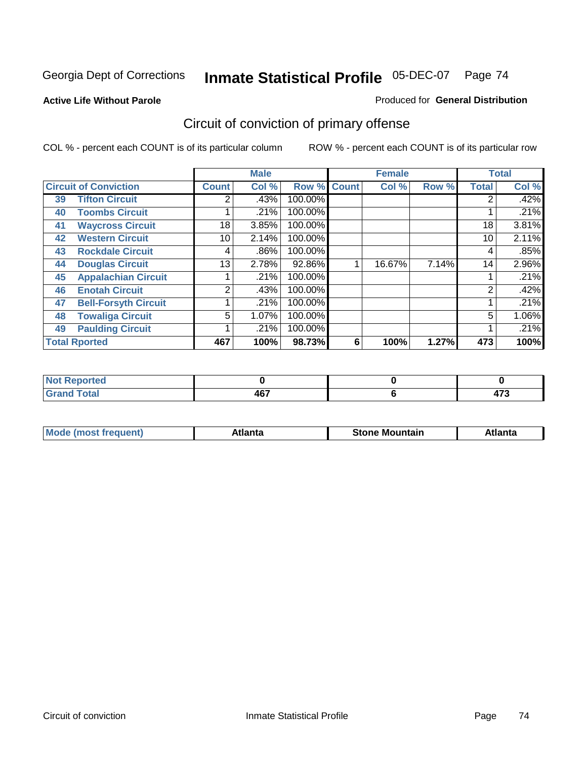Georgia Dept of Corrections **Inmate Statistical Profile** 05-DEC-07

**Active Life Without Parole**

Produced for **General Distribution**

## Circuit of conviction of primary offense

COL % - percent each COUNT is of its particular column

ROW % - percent each COUNT is of its particular row

| | | Male | | | Female | | | Total | |
|---|---|---|---|---|---|---|---|---|---|
| **Circuit of Conviction** | | **Count** | **Col %** | **Row %** | **Count** | **Col %** | **Row %** | **Total** | **Col %** |
| 39 | **Tifton Circuit** | 2 | .43% | 100.00% | | | | 2 | .42% |
| 40 | **Toombs Circuit** | 1 | .21% | 100.00% | | | | 1 | .21% |
| 41 | **Waycross Circuit** | 18 | 3.85% | 100.00% | | | | 18 | 3.81% |
| 42 | **Western Circuit** | 10 | 2.14% | 100.00% | | | | 10 | 2.11% |
| 43 | **Rockdale Circuit** | 4 | .86% | 100.00% | | | | 4 | .85% |
| 44 | **Douglas Circuit** | 13 | 2.78% | 92.86% | 1 | 16.67% | 7.14% | 14 | 2.96% |
| 45 | **Appalachian Circuit** | 1 | .21% | 100.00% | | | | 1 | .21% |
| 46 | **Enotah Circuit** | 2 | .43% | 100.00% | | | | 2 | .42% |
| 47 | **Bell-Forsyth Circuit** | 1 | .21% | 100.00% | | | | 1 | .21% |
| 48 | **Towaliga Circuit** | 5 | 1.07% | 100.00% | | | | 5 | 1.06% |
| 49 | **Paulding Circuit** | 1 | .21% | 100.00% | | | | 1 | .21% |
| **Total Rported** | | **467** | **100%** | **98.73%** | **6** | **100%** | **1.27%** | **473** | **100%** |

| | Male | Female | Total |
|---|---|---|---|
| **Not Reported** | **0** | **0** | **0** |
| **Grand Total** | **467** | **6** | **473** |

| | Male | Female | Total |
|---|---|---|---|
| **Mode (most frequent)** | **Atlanta** | **Stone Mountain** | **Atlanta** |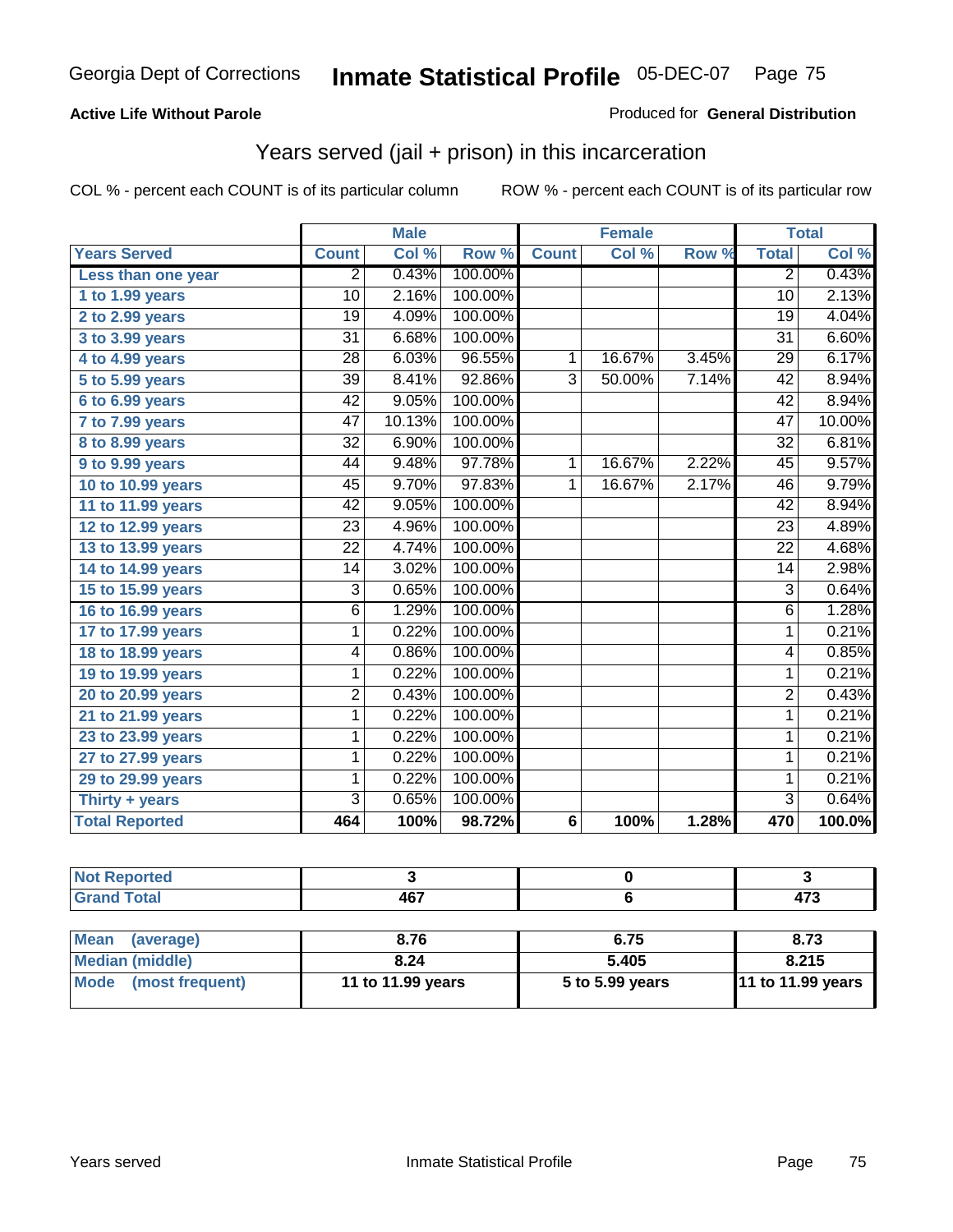Georgia Dept of Corrections **Inmate Statistical Profile** 05-DEC-07

**Active Life Without Parole**

Produced for **General Distribution**

## Years served (jail + prison) in this incarceration

COL % - percent each COUNT is of its particular column

ROW % - percent each COUNT is of its particular row

| | Male | | | Female | | | Total | |
|---|---|---|---|---|---|---|---|---|
| **Years Served** | **Count** | **Col %** | **Row %** | **Count** | **Col %** | **Row %** | **Total** | **Col %** |
| Less than one year | 2 | 0.43% | 100.00% | | | | 2 | 0.43% |
| 1 to 1.99 years | 10 | 2.16% | 100.00% | | | | 10 | 2.13% |
| 2 to 2.99 years | 19 | 4.09% | 100.00% | | | | 19 | 4.04% |
| 3 to 3.99 years | 31 | 6.68% | 100.00% | | | | 31 | 6.60% |
| 4 to 4.99 years | 28 | 6.03% | 96.55% | 1 | 16.67% | 3.45% | 29 | 6.17% |
| 5 to 5.99 years | 39 | 8.41% | 92.86% | 3 | 50.00% | 7.14% | 42 | 8.94% |
| 6 to 6.99 years | 42 | 9.05% | 100.00% | | | | 42 | 8.94% |
| 7 to 7.99 years | 47 | 10.13% | 100.00% | | | | 47 | 10.00% |
| 8 to 8.99 years | 32 | 6.90% | 100.00% | | | | 32 | 6.81% |
| 9 to 9.99 years | 44 | 9.48% | 97.78% | 1 | 16.67% | 2.22% | 45 | 9.57% |
| 10 to 10.99 years | 45 | 9.70% | 97.83% | 1 | 16.67% | 2.17% | 46 | 9.79% |
| 11 to 11.99 years | 42 | 9.05% | 100.00% | | | | 42 | 8.94% |
| 12 to 12.99 years | 23 | 4.96% | 100.00% | | | | 23 | 4.89% |
| 13 to 13.99 years | 22 | 4.74% | 100.00% | | | | 22 | 4.68% |
| 14 to 14.99 years | 14 | 3.02% | 100.00% | | | | 14 | 2.98% |
| 15 to 15.99 years | 3 | 0.65% | 100.00% | | | | 3 | 0.64% |
| 16 to 16.99 years | 6 | 1.29% | 100.00% | | | | 6 | 1.28% |
| 17 to 17.99 years | 1 | 0.22% | 100.00% | | | | 1 | 0.21% |
| 18 to 18.99 years | 4 | 0.86% | 100.00% | | | | 4 | 0.85% |
| 19 to 19.99 years | 1 | 0.22% | 100.00% | | | | 1 | 0.21% |
| 20 to 20.99 years | 2 | 0.43% | 100.00% | | | | 2 | 0.43% |
| 21 to 21.99 years | 1 | 0.22% | 100.00% | | | | 1 | 0.21% |
| 23 to 23.99 years | 1 | 0.22% | 100.00% | | | | 1 | 0.21% |
| 27 to 27.99 years | 1 | 0.22% | 100.00% | | | | 1 | 0.21% |
| 29 to 29.99 years | 1 | 0.22% | 100.00% | | | | 1 | 0.21% |
| Thirty + years | 3 | 0.65% | 100.00% | | | | 3 | 0.64% |
| **Total Reported** | **464** | **100%** | **98.72%** | **6** | **100%** | **1.28%** | **470** | **100.0%** |

| | Male | Female | Total |
|---|---|---|---|
| Not Reported | 3 | 0 | 3 |
| Grand Total | 467 | 6 | 473 |

| | Male | Female | Total |
|---|---|---|---|
| Mean (average) | 8.76 | 6.75 | 8.73 |
| Median (middle) | 8.24 | 5.405 | 8.215 |
| Mode (most frequent) | 11 to 11.99 years | 5 to 5.99 years | 11 to 11.99 years |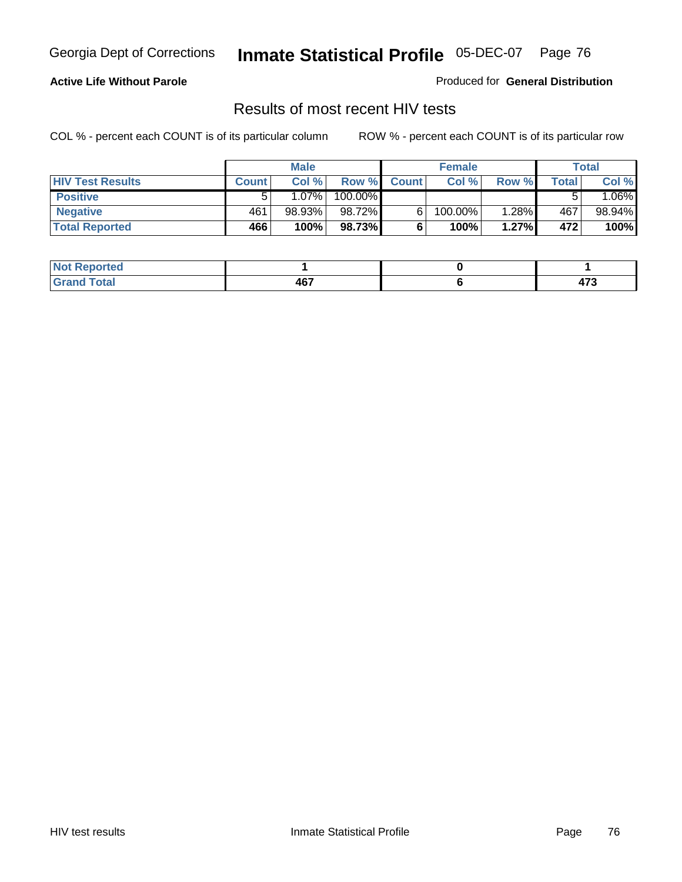**Active Life Without Parole**

Produced for **General Distribution**

## Results of most recent HIV tests

COL % - percent each COUNT is of its particular column    ROW % - percent each COUNT is of its particular row

| | Male | | | Female | | | Total | |
|---|---|---|---|---|---|---|---|---|
| **HIV Test Results** | **Count** | **Col %** | **Row %** | **Count** | **Col %** | **Row %** | **Total** | **Col %** |
| **Positive** | 5 | 1.07% | 100.00% | | | | 5 | 1.06% |
| **Negative** | 461 | 98.93% | 98.72% | 6 | 100.00% | 1.28% | 467 | 98.94% |
| **Total Reported** | **466** | **100%** | **98.73%** | **6** | **100%** | **1.27%** | **472** | **100%** |

| | Male | Female | Total |
|---|---|---|---|
| **Not Reported** | **1** | **0** | **1** |
| **Grand Total** | **467** | **6** | **473** |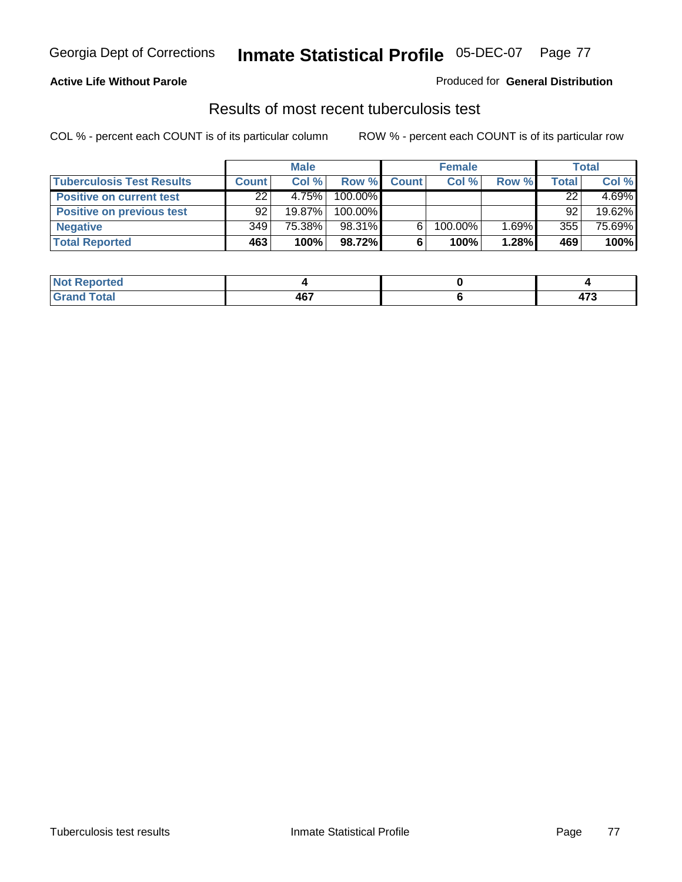**Active Life Without Parole** | Produced for **General Distribution**

## Results of most recent tuberculosis test

COL % - percent each COUNT is of its particular column

ROW % - percent each COUNT is of its particular row

| | Male | | | Female | | | Total | |
|---|---|---|---|---|---|---|---|---|
| **Tuberculosis Test Results** | **Count** | **Col %** | **Row %** | **Count** | **Col %** | **Row %** | **Total** | **Col %** |
| **Positive on current test** | 22 | 4.75% | 100.00% | | | | 22 | 4.69% |
| **Positive on previous test** | 92 | 19.87% | 100.00% | | | | 92 | 19.62% |
| **Negative** | 349 | 75.38% | 98.31% | 6 | 100.00% | 1.69% | 355 | 75.69% |
| **Total Reported** | **463** | **100%** | **98.72%** | **6** | **100%** | **1.28%** | **469** | **100%** |

| | Male | Female | Total |
|---|---|---|---|
| **Not Reported** | **4** | **0** | **4** |
| **Grand Total** | **467** | **6** | **473** |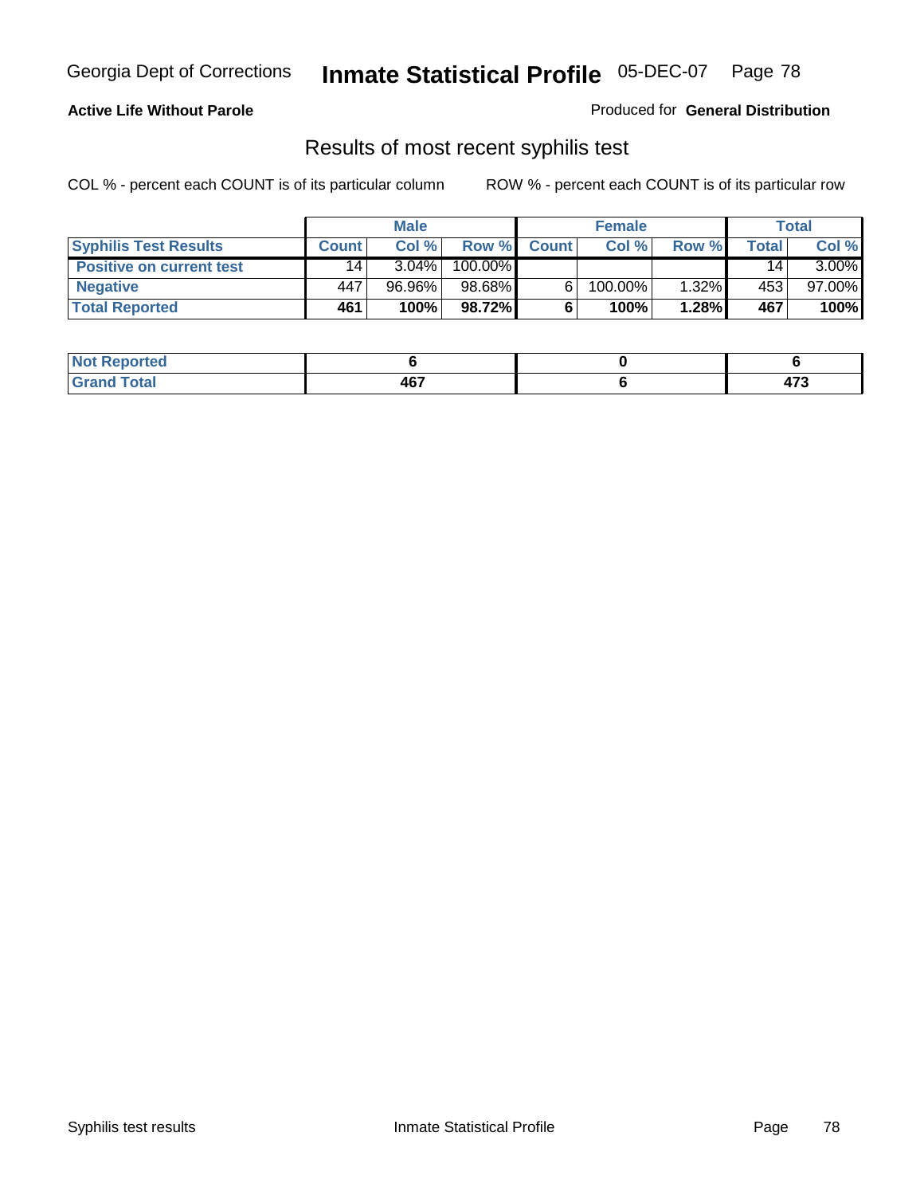**Active Life Without Parole**

Produced for **General Distribution**

## Results of most recent syphilis test

COL % - percent each COUNT is of its particular column

ROW % - percent each COUNT is of its particular row

| | Male | | | Female | | | Total | |
|---|---|---|---|---|---|---|---|---|
| **Syphilis Test Results** | **Count** | **Col %** | **Row %** | **Count** | **Col %** | **Row %** | **Total** | **Col %** |
| **Positive on current test** | 14 | 3.04% | 100.00% | | | | 14 | 3.00% |
| **Negative** | 447 | 96.96% | 98.68% | 6 | 100.00% | 1.32% | 453 | 97.00% |
| **Total Reported** | **461** | **100%** | **98.72%** | **6** | **100%** | **1.28%** | **467** | **100%** |

| | Male | Female | Total |
|---|---|---|---|
| **Not Reported** | **6** | **0** | **6** |
| **Grand Total** | **467** | **6** | **473** |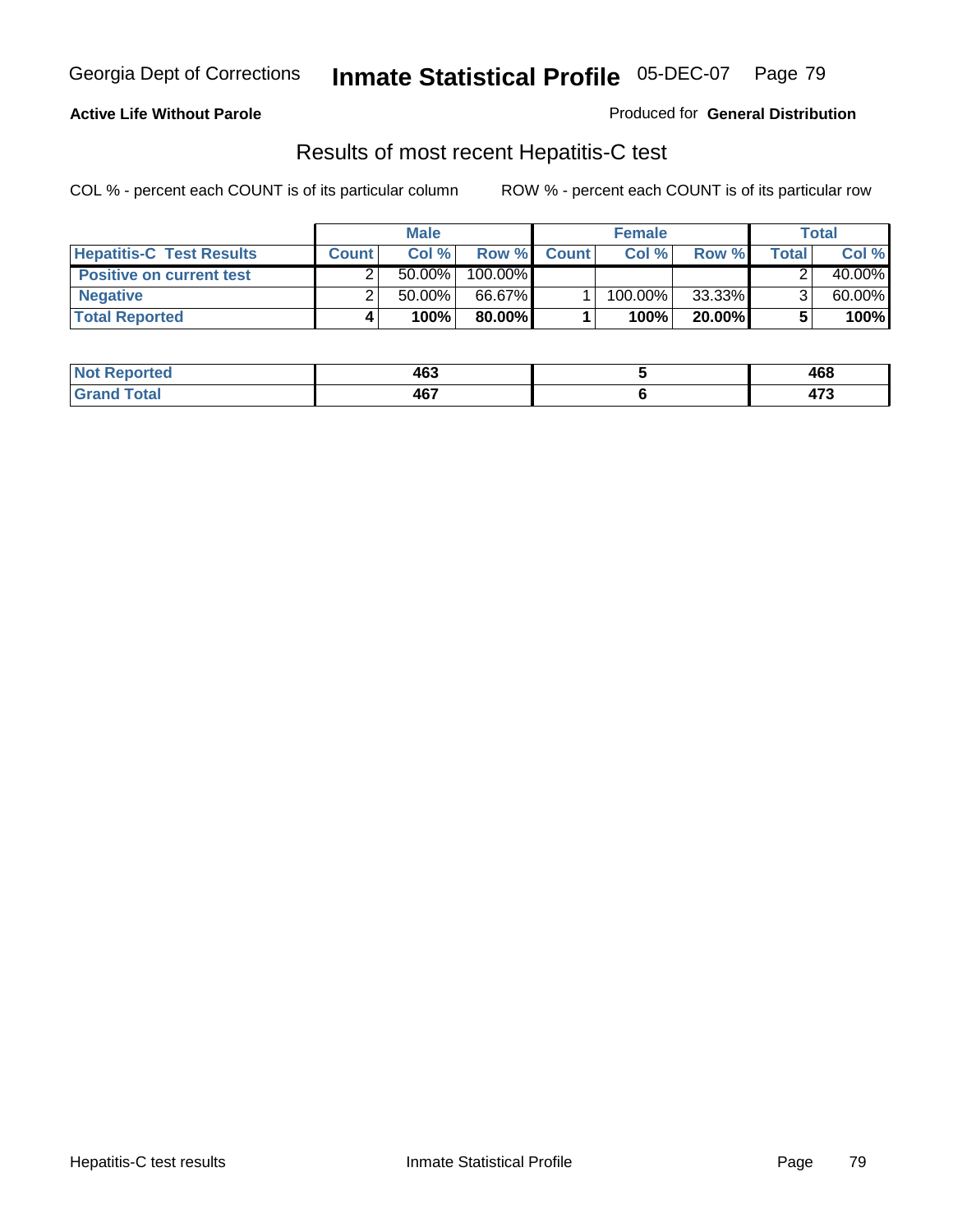# Inmate Statistical Profile

Georgia Dept of Corrections — 05-DEC-07

**Active Life Without Parole**

Produced for **General Distribution**

## Results of most recent Hepatitis-C test

COL % - percent each COUNT is of its particular column

ROW % - percent each COUNT is of its particular row

| | Male | | | Female | | | Total | |
|---|---|---|---|---|---|---|---|---|
| **Hepatitis-C Test Results** | **Count** | **Col %** | **Row %** | **Count** | **Col %** | **Row %** | **Total** | **Col %** |
| **Positive on current test** | 2 | 50.00% | 100.00% | | | | 2 | 40.00% |
| **Negative** | 2 | 50.00% | 66.67% | 1 | 100.00% | 33.33% | 3 | 60.00% |
| **Total Reported** | **4** | **100%** | **80.00%** | **1** | **100%** | **20.00%** | **5** | **100%** |

| | Male | Female | Total |
|---|---|---|---|
| **Not Reported** | **463** | **5** | **468** |
| **Grand Total** | **467** | **6** | **473** |

Hepatitis-C test results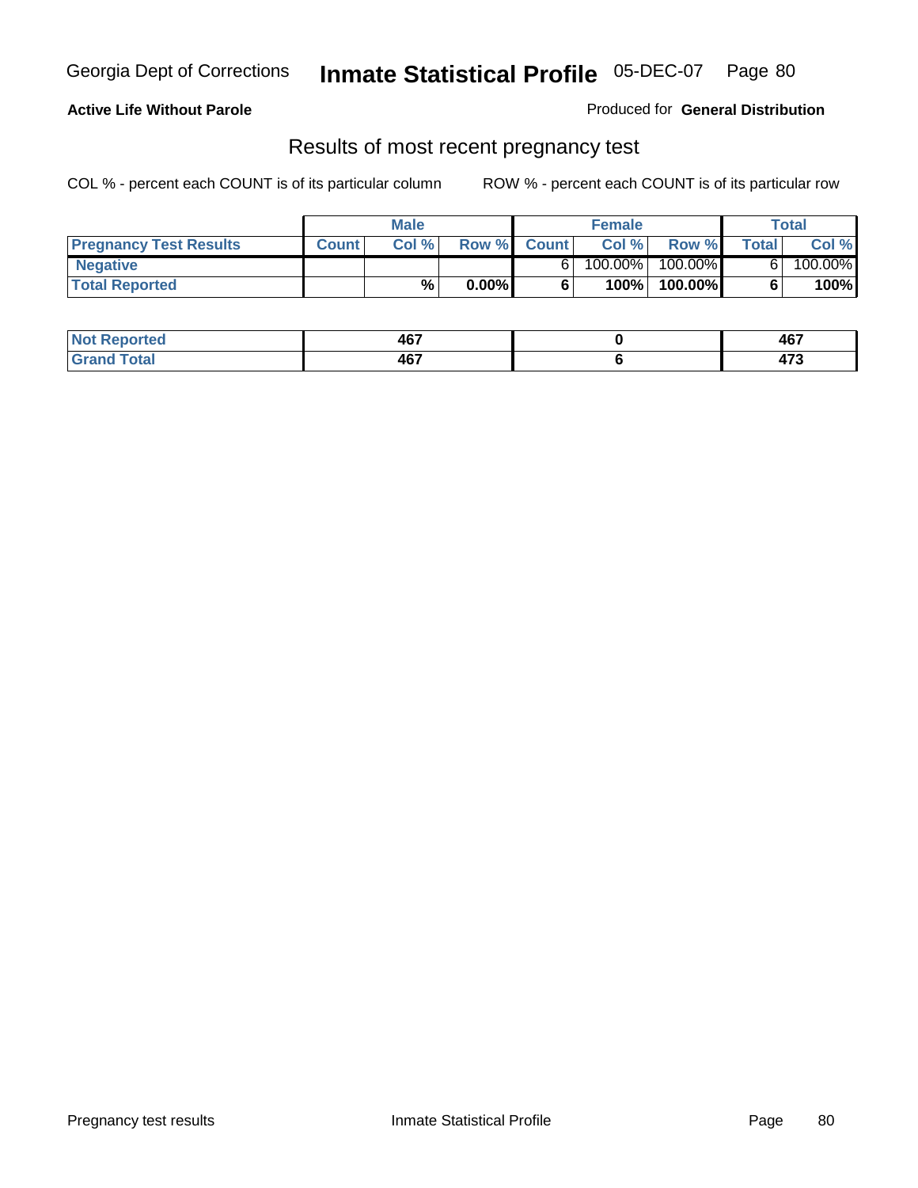**Active Life Without Parole**

Produced for **General Distribution**

## Results of most recent pregnancy test

COL % - percent each COUNT is of its particular column    ROW % - percent each COUNT is of its particular row

| | Male | | | Female | | | Total | |
|---|---|---|---|---|---|---|---|---|
| **Pregnancy Test Results** | **Count** | **Col %** | **Row %** | **Count** | **Col %** | **Row %** | **Total** | **Col %** |
| **Negative** | | | | 6 | 100.00% | 100.00% | 6 | 100.00% |
| **Total Reported** | | **%** | **0.00%** | **6** | **100%** | **100.00%** | **6** | **100%** |

| | Male | Female | Total |
|---|---|---|---|
| **Not Reported** | **467** | **0** | **467** |
| **Grand Total** | **467** | **6** | **473** |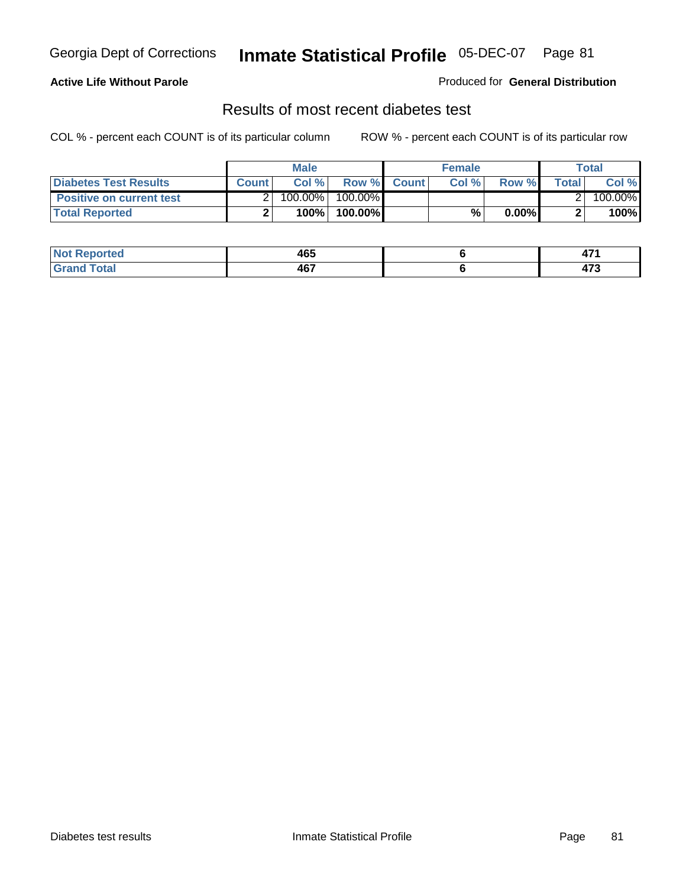Georgia Dept of Corrections **Inmate Statistical Profile** 05-DEC-07

**Active Life Without Parole**

Produced for **General Distribution**

## Results of most recent diabetes test

COL % - percent each COUNT is of its particular column ROW % - percent each COUNT is of its particular row

| | Male | | | Female | | | Total | |
|---|---|---|---|---|---|---|---|---|
| **Diabetes Test Results** | **Count** | **Col %** | **Row %** | **Count** | **Col %** | **Row %** | **Total** | **Col %** |
| **Positive on current test** | 2 | 100.00% | 100.00% | | | | 2 | 100.00% |
| **Total Reported** | **2** | **100%** | **100.00%** | | **%** | **0.00%** | **2** | **100%** |

| | Male | Female | Total |
|---|---|---|---|
| **Not Reported** | **465** | **6** | **471** |
| **Grand Total** | **467** | **6** | **473** |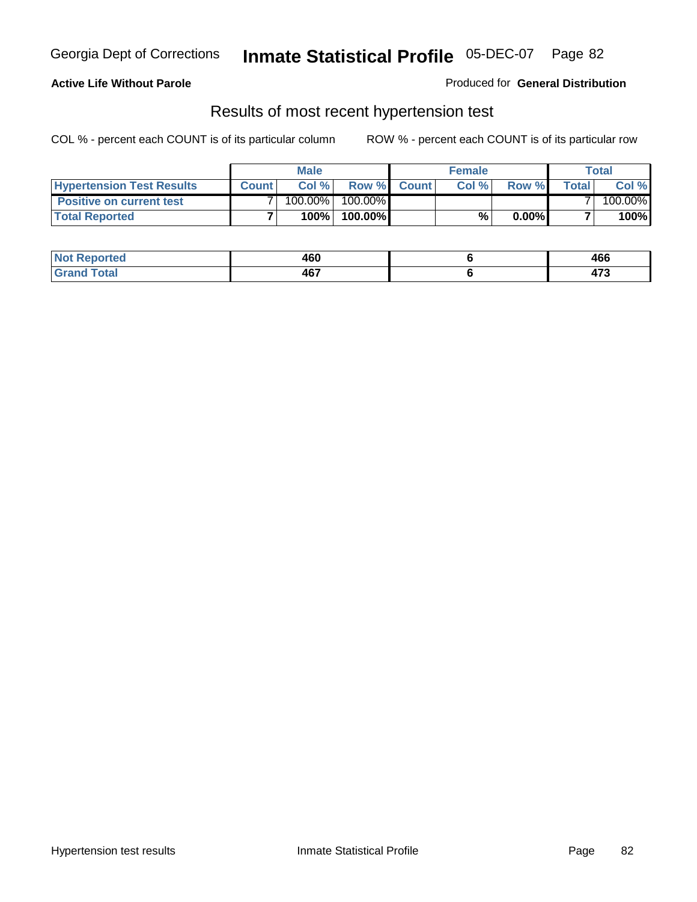Georgia Dept of Corrections **Inmate Statistical Profile** 05-DEC-07

**Active Life Without Parole**

Produced for **General Distribution**

## Results of most recent hypertension test

COL % - percent each COUNT is of its particular column    ROW % - percent each COUNT is of its particular row

| | Male | | | Female | | | Total | |
|---|---|---|---|---|---|---|---|---|
| **Hypertension Test Results** | **Count** | **Col %** | **Row %** | **Count** | **Col %** | **Row %** | **Total** | **Col %** |
| **Positive on current test** | 7 | 100.00% | 100.00% | | | | 7 | 100.00% |
| **Total Reported** | **7** | **100%** | **100.00%** | | **%** | **0.00%** | **7** | **100%** |

| | Male | Female | Total |
|---|---|---|---|
| **Not Reported** | **460** | **6** | **466** |
| **Grand Total** | **467** | **6** | **473** |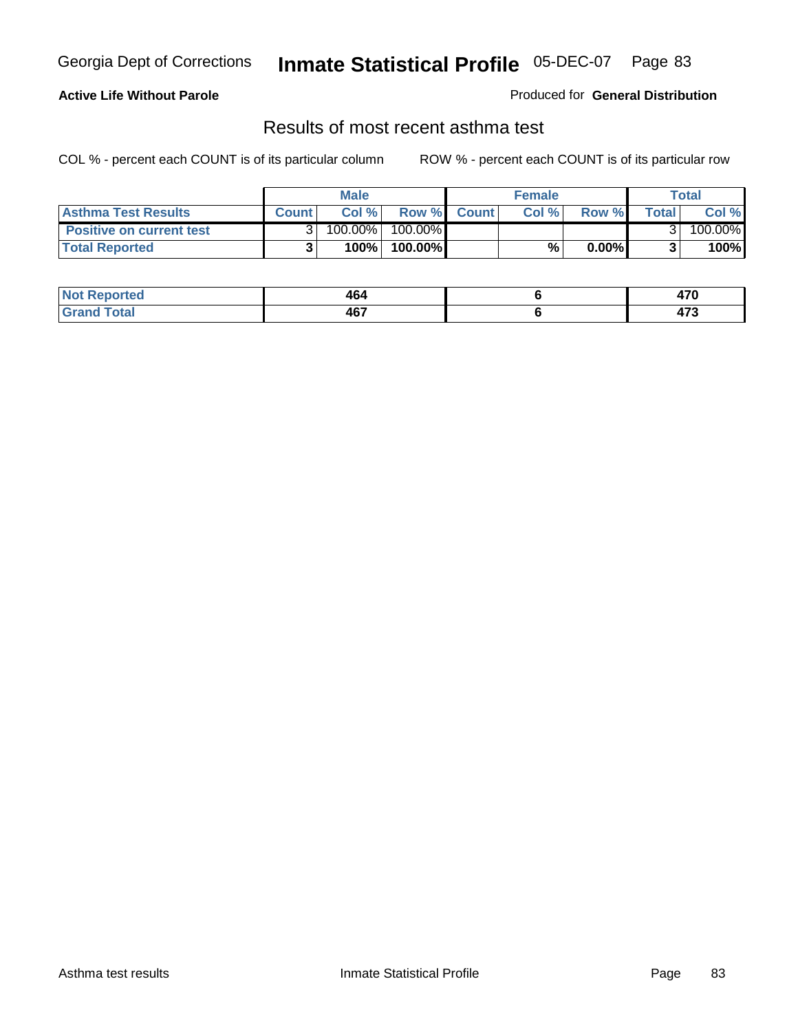Georgia Dept of Corrections **Inmate Statistical Profile** 05-DEC-07

**Active Life Without Parole**

Produced for **General Distribution**

## Results of most recent asthma test

COL % - percent each COUNT is of its particular column

ROW % - percent each COUNT is of its particular row

| | Male | | | Female | | | Total | |
|---|---|---|---|---|---|---|---|---|
| **Asthma Test Results** | **Count** | **Col %** | **Row %** | **Count** | **Col %** | **Row %** | **Total** | **Col %** |
| **Positive on current test** | 3 | 100.00% | 100.00% | | | | 3 | 100.00% |
| **Total Reported** | **3** | **100%** | **100.00%** | | **%** | **0.00%** | **3** | **100%** |

| | Male | Female | Total |
|---|---|---|---|
| **Not Reported** | **464** | **6** | **470** |
| **Grand Total** | **467** | **6** | **473** |